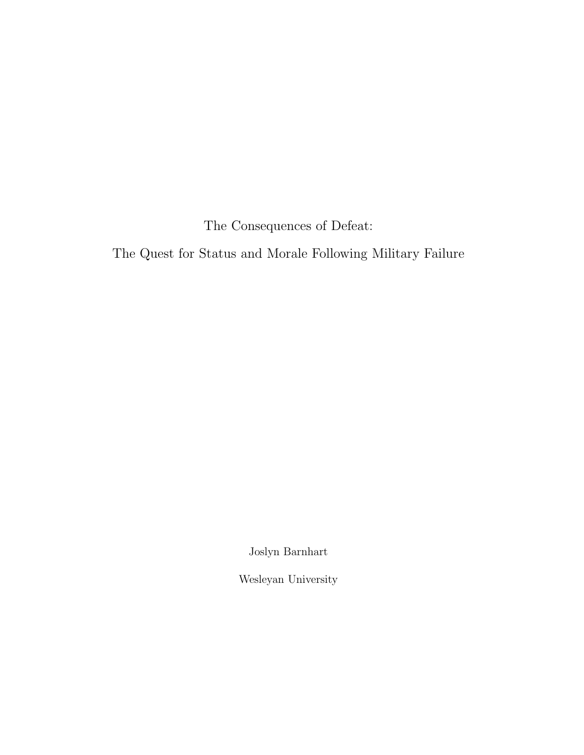# The Consequences of Defeat:

# The Quest for Status and Morale Following Military Failure

Joslyn Barnhart

Wesleyan University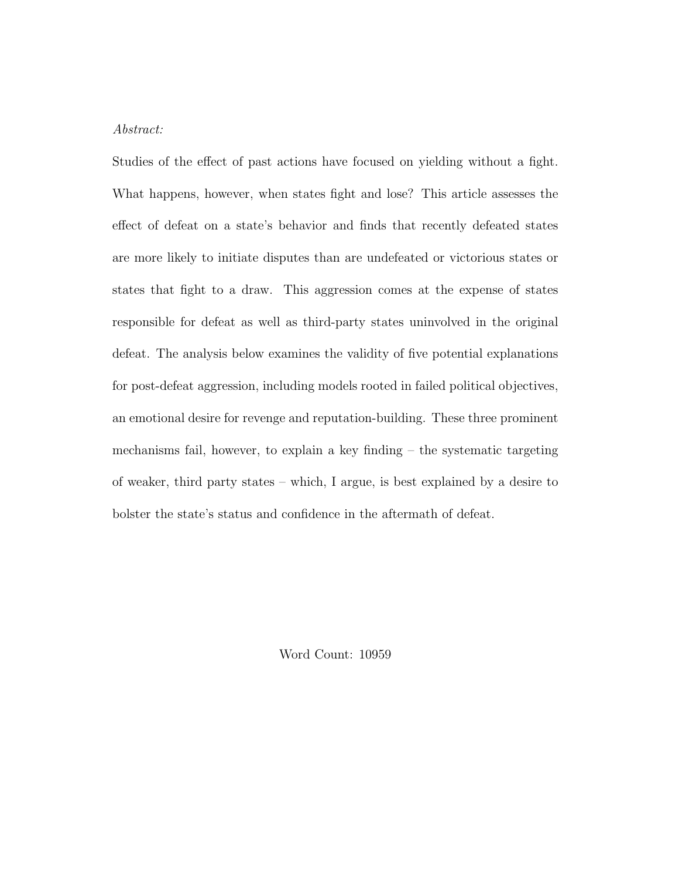*Abstract:*

Studies of the effect of past actions have focused on yielding without a fight. What happens, however, when states fight and lose? This article assesses the effect of defeat on a state's behavior and finds that recently defeated states are more likely to initiate disputes than are undefeated or victorious states or states that fight to a draw. This aggression comes at the expense of states responsible for defeat as well as third-party states uninvolved in the original defeat. The analysis below examines the validity of five potential explanations for post-defeat aggression, including models rooted in failed political objectives, an emotional desire for revenge and reputation-building. These three prominent mechanisms fail, however, to explain a key finding – the systematic targeting of weaker, third party states – which, I argue, is best explained by a desire to bolster the state's status and confidence in the aftermath of defeat.

Word Count: 10959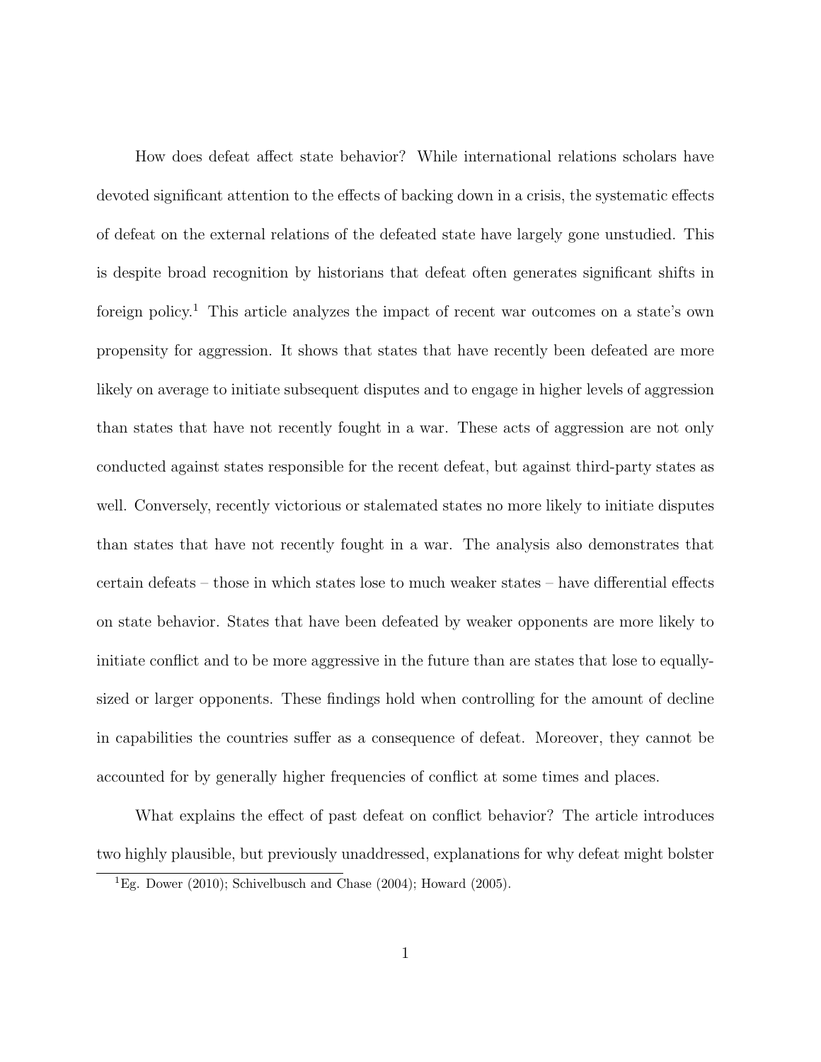How does defeat affect state behavior? While international relations scholars have devoted significant attention to the effects of backing down in a crisis, the systematic effects of defeat on the external relations of the defeated state have largely gone unstudied. This is despite broad recognition by historians that defeat often generates significant shifts in foreign policy.[1] This article analyzes the impact of recent war outcomes on a state's own propensity for aggression. It shows that states that have recently been defeated are more likely on average to initiate subsequent disputes and to engage in higher levels of aggression than states that have not recently fought in a war. These acts of aggression are not only conducted against states responsible for the recent defeat, but against third-party states as well. Conversely, recently victorious or stalemated states no more likely to initiate disputes than states that have not recently fought in a war. The analysis also demonstrates that certain defeats – those in which states lose to much weaker states – have differential effects on state behavior. States that have been defeated by weaker opponents are more likely to initiate conflict and to be more aggressive in the future than are states that lose to equally-sized or larger opponents. These findings hold when controlling for the amount of decline in capabilities the countries suffer as a consequence of defeat. Moreover, they cannot be accounted for by generally higher frequencies of conflict at some times and places.

What explains the effect of past defeat on conflict behavior? The article introduces two highly plausible, but previously unaddressed, explanations for why defeat might bolster

[1] Eg. Dower (2010); Schivelbusch and Chase (2004); Howard (2005).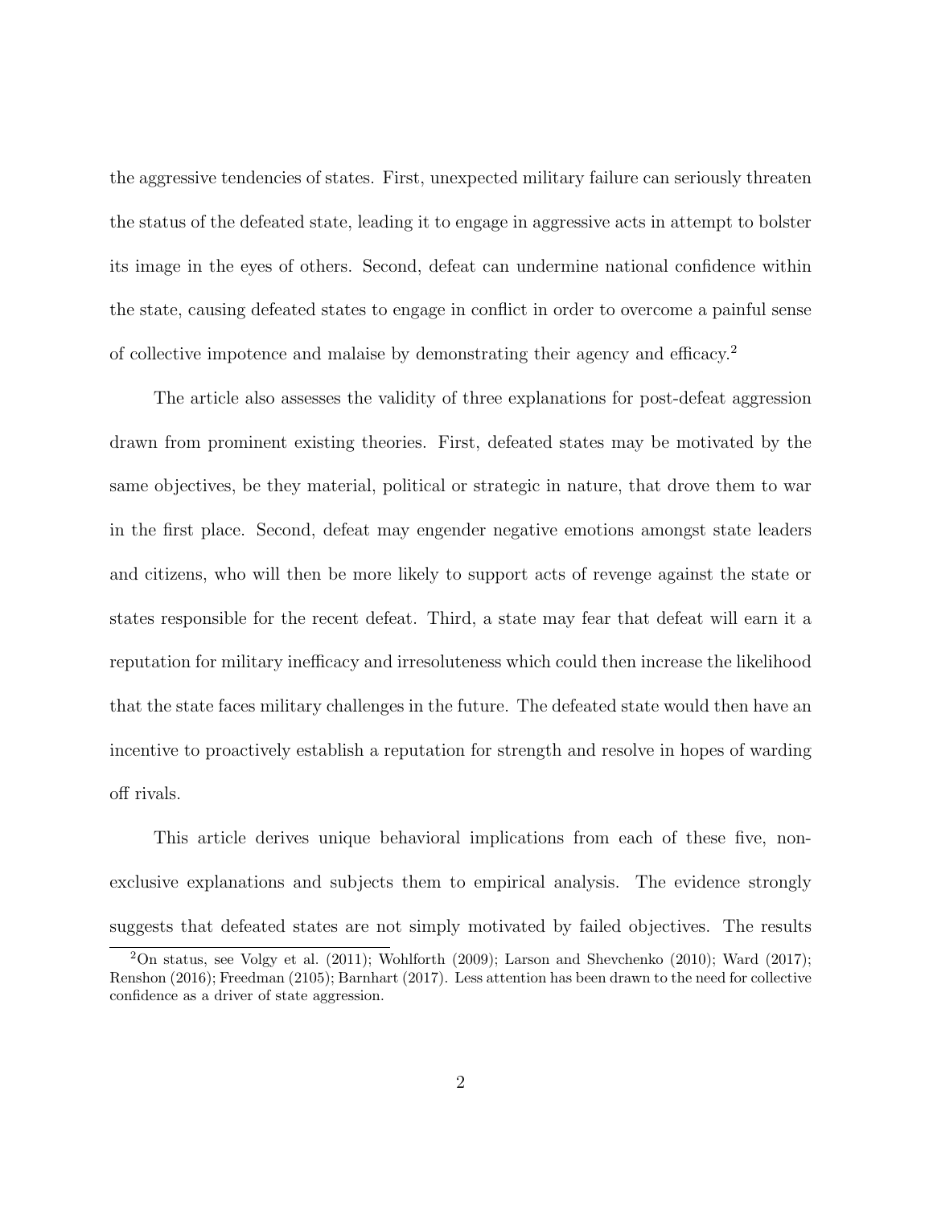the aggressive tendencies of states. First, unexpected military failure can seriously threaten the status of the defeated state, leading it to engage in aggressive acts in attempt to bolster its image in the eyes of others. Second, defeat can undermine national confidence within the state, causing defeated states to engage in conflict in order to overcome a painful sense of collective impotence and malaise by demonstrating their agency and efficacy.[2]

The article also assesses the validity of three explanations for post-defeat aggression drawn from prominent existing theories. First, defeated states may be motivated by the same objectives, be they material, political or strategic in nature, that drove them to war in the first place. Second, defeat may engender negative emotions amongst state leaders and citizens, who will then be more likely to support acts of revenge against the state or states responsible for the recent defeat. Third, a state may fear that defeat will earn it a reputation for military inefficacy and irresoluteness which could then increase the likelihood that the state faces military challenges in the future. The defeated state would then have an incentive to proactively establish a reputation for strength and resolve in hopes of warding off rivals.

This article derives unique behavioral implications from each of these five, non-exclusive explanations and subjects them to empirical analysis. The evidence strongly suggests that defeated states are not simply motivated by failed objectives. The results

[2]On status, see Volgy et al. (2011); Wohlforth (2009); Larson and Shevchenko (2010); Ward (2017); Renshon (2016); Freedman (2105); Barnhart (2017). Less attention has been drawn to the need for collective confidence as a driver of state aggression.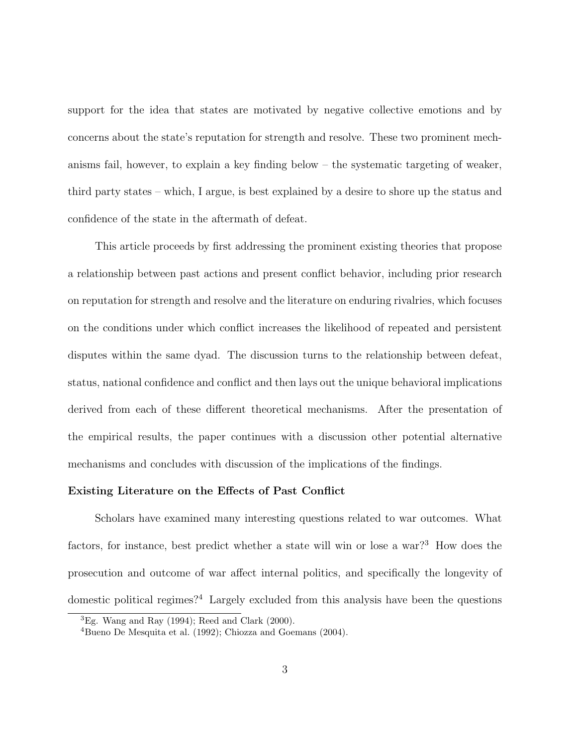support for the idea that states are motivated by negative collective emotions and by concerns about the state's reputation for strength and resolve. These two prominent mechanisms fail, however, to explain a key finding below – the systematic targeting of weaker, third party states – which, I argue, is best explained by a desire to shore up the status and confidence of the state in the aftermath of defeat.

This article proceeds by first addressing the prominent existing theories that propose a relationship between past actions and present conflict behavior, including prior research on reputation for strength and resolve and the literature on enduring rivalries, which focuses on the conditions under which conflict increases the likelihood of repeated and persistent disputes within the same dyad. The discussion turns to the relationship between defeat, status, national confidence and conflict and then lays out the unique behavioral implications derived from each of these different theoretical mechanisms. After the presentation of the empirical results, the paper continues with a discussion other potential alternative mechanisms and concludes with discussion of the implications of the findings.

**Existing Literature on the Effects of Past Conflict**

Scholars have examined many interesting questions related to war outcomes. What factors, for instance, best predict whether a state will win or lose a war?[3] How does the prosecution and outcome of war affect internal politics, and specifically the longevity of domestic political regimes?[4] Largely excluded from this analysis have been the questions

[3] Eg. Wang and Ray (1994); Reed and Clark (2000).

[4] Bueno De Mesquita et al. (1992); Chiozza and Goemans (2004).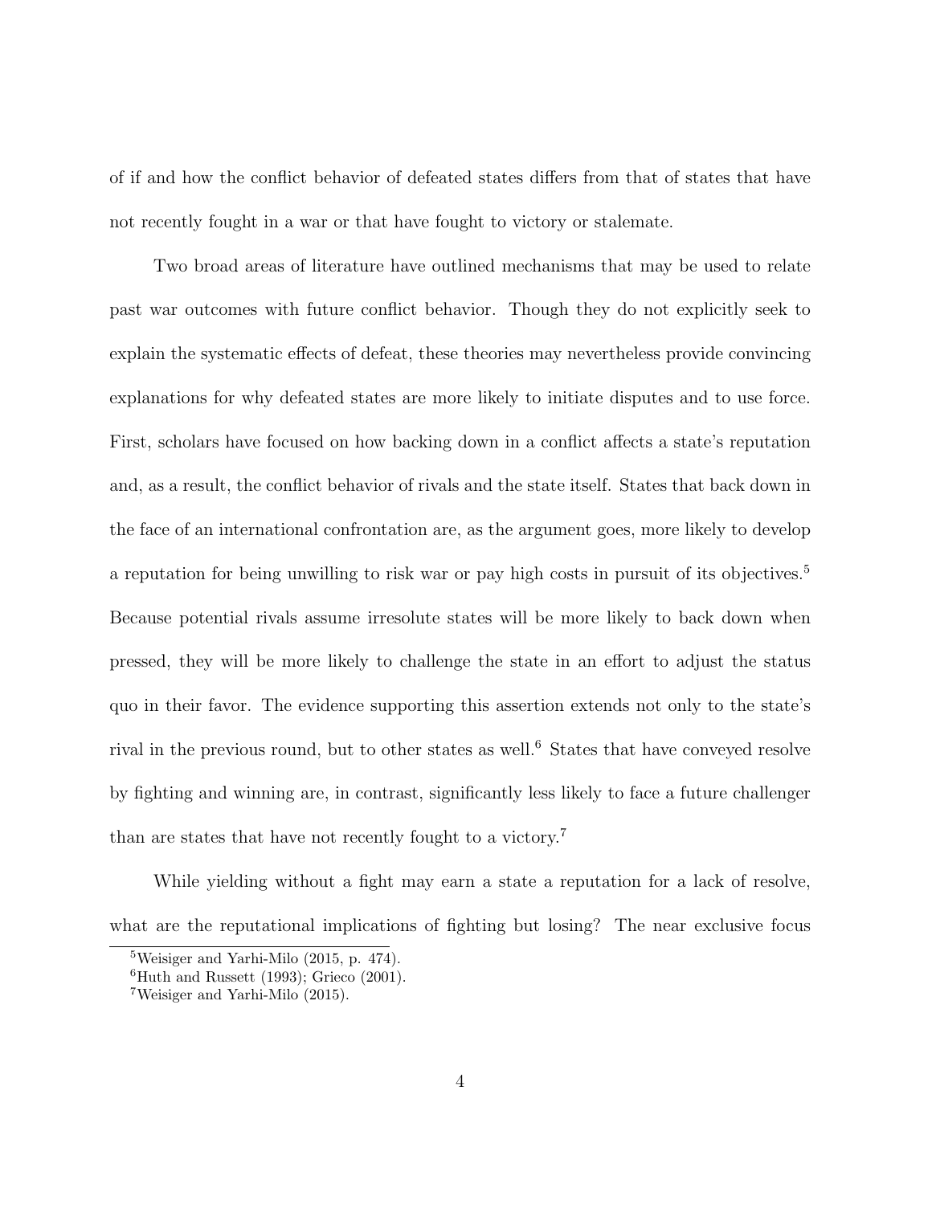of if and how the conflict behavior of defeated states differs from that of states that have not recently fought in a war or that have fought to victory or stalemate.

Two broad areas of literature have outlined mechanisms that may be used to relate past war outcomes with future conflict behavior. Though they do not explicitly seek to explain the systematic effects of defeat, these theories may nevertheless provide convincing explanations for why defeated states are more likely to initiate disputes and to use force. First, scholars have focused on how backing down in a conflict affects a state's reputation and, as a result, the conflict behavior of rivals and the state itself. States that back down in the face of an international confrontation are, as the argument goes, more likely to develop a reputation for being unwilling to risk war or pay high costs in pursuit of its objectives.[5] Because potential rivals assume irresolute states will be more likely to back down when pressed, they will be more likely to challenge the state in an effort to adjust the status quo in their favor. The evidence supporting this assertion extends not only to the state's rival in the previous round, but to other states as well.[6] States that have conveyed resolve by fighting and winning are, in contrast, significantly less likely to face a future challenger than are states that have not recently fought to a victory.[7]

While yielding without a fight may earn a state a reputation for a lack of resolve, what are the reputational implications of fighting but losing? The near exclusive focus

[5] Weisiger and Yarhi-Milo (2015, p. 474).

[6] Huth and Russett (1993); Grieco (2001).

[7] Weisiger and Yarhi-Milo (2015).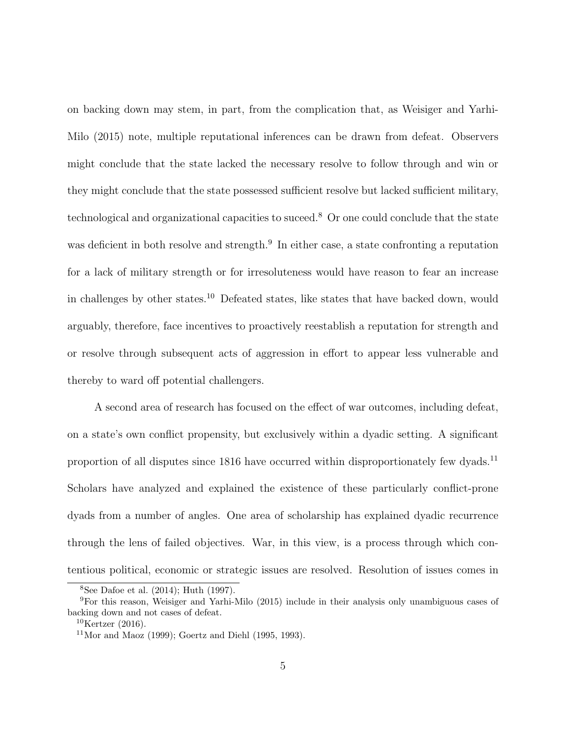on backing down may stem, in part, from the complication that, as Weisiger and Yarhi-Milo (2015) note, multiple reputational inferences can be drawn from defeat. Observers might conclude that the state lacked the necessary resolve to follow through and win or they might conclude that the state possessed sufficient resolve but lacked sufficient military, technological and organizational capacities to suceed.[8] Or one could conclude that the state was deficient in both resolve and strength.[9] In either case, a state confronting a reputation for a lack of military strength or for irresoluteness would have reason to fear an increase in challenges by other states.[10] Defeated states, like states that have backed down, would arguably, therefore, face incentives to proactively reestablish a reputation for strength and or resolve through subsequent acts of aggression in effort to appear less vulnerable and thereby to ward off potential challengers.

A second area of research has focused on the effect of war outcomes, including defeat, on a state's own conflict propensity, but exclusively within a dyadic setting. A significant proportion of all disputes since 1816 have occurred within disproportionately few dyads.[11] Scholars have analyzed and explained the existence of these particularly conflict-prone dyads from a number of angles. One area of scholarship has explained dyadic recurrence through the lens of failed objectives. War, in this view, is a process through which contentious political, economic or strategic issues are resolved. Resolution of issues comes in

---

[8] See Dafoe et al. (2014); Huth (1997).

[9] For this reason, Weisiger and Yarhi-Milo (2015) include in their analysis only unambiguous cases of backing down and not cases of defeat.

[10] Kertzer (2016).

[11] Mor and Maoz (1999); Goertz and Diehl (1995, 1993).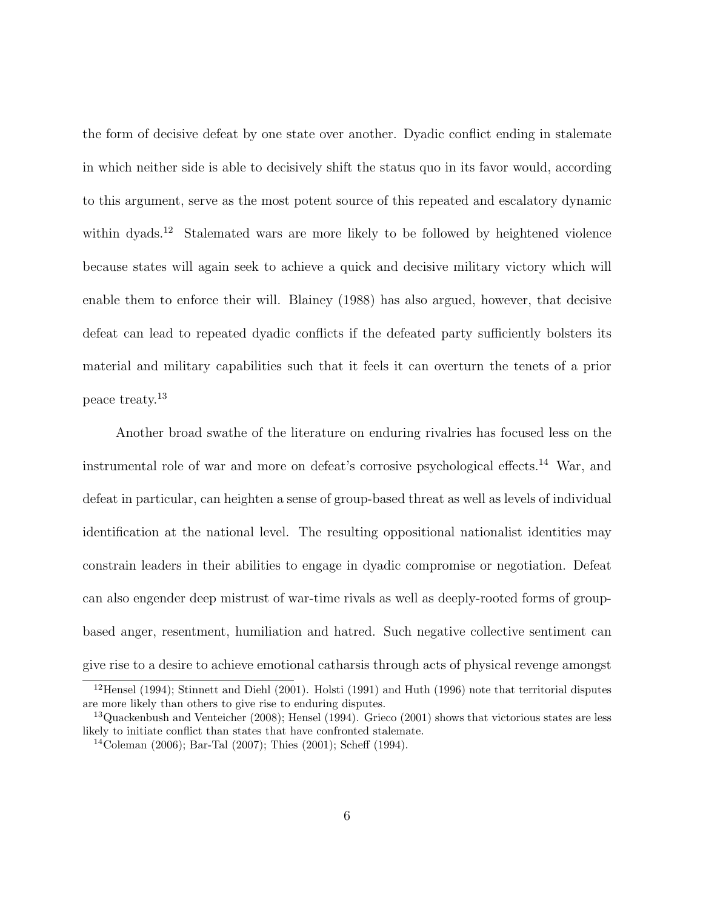the form of decisive defeat by one state over another. Dyadic conflict ending in stalemate in which neither side is able to decisively shift the status quo in its favor would, according to this argument, serve as the most potent source of this repeated and escalatory dynamic within dyads.[12] Stalemated wars are more likely to be followed by heightened violence because states will again seek to achieve a quick and decisive military victory which will enable them to enforce their will. Blainey (1988) has also argued, however, that decisive defeat can lead to repeated dyadic conflicts if the defeated party sufficiently bolsters its material and military capabilities such that it feels it can overturn the tenets of a prior peace treaty.[13]

Another broad swathe of the literature on enduring rivalries has focused less on the instrumental role of war and more on defeat's corrosive psychological effects.[14] War, and defeat in particular, can heighten a sense of group-based threat as well as levels of individual identification at the national level. The resulting oppositional nationalist identities may constrain leaders in their abilities to engage in dyadic compromise or negotiation. Defeat can also engender deep mistrust of war-time rivals as well as deeply-rooted forms of group-based anger, resentment, humiliation and hatred. Such negative collective sentiment can give rise to a desire to achieve emotional catharsis through acts of physical revenge amongst

[12] Hensel (1994); Stinnett and Diehl (2001). Holsti (1991) and Huth (1996) note that territorial disputes are more likely than others to give rise to enduring disputes.

[13] Quackenbush and Venteicher (2008); Hensel (1994). Grieco (2001) shows that victorious states are less likely to initiate conflict than states that have confronted stalemate.

[14] Coleman (2006); Bar-Tal (2007); Thies (2001); Scheff (1994).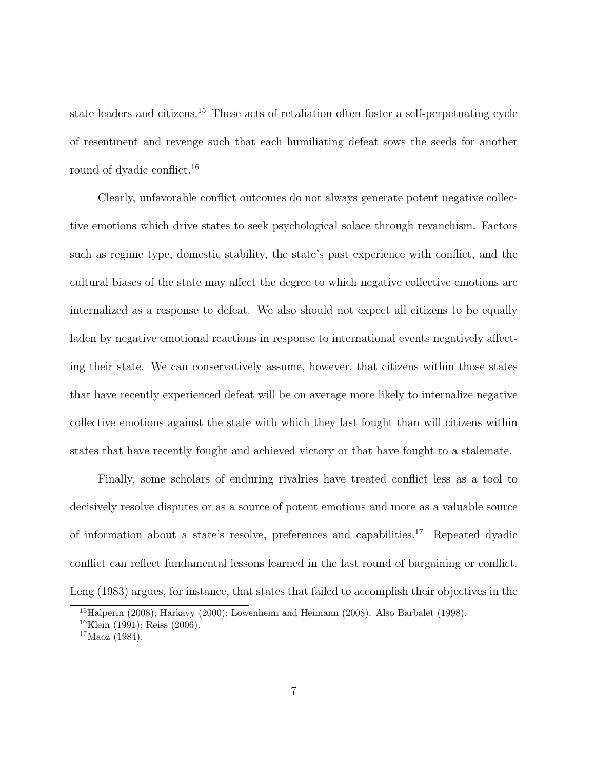state leaders and citizens.[15] These acts of retaliation often foster a self-perpetuating cycle of resentment and revenge such that each humiliating defeat sows the seeds for another round of dyadic conflict.[16]

Clearly, unfavorable conflict outcomes do not always generate potent negative collective emotions which drive states to seek psychological solace through revanchism. Factors such as regime type, domestic stability, the state's past experience with conflict, and the cultural biases of the state may affect the degree to which negative collective emotions are internalized as a response to defeat. We also should not expect all citizens to be equally laden by negative emotional reactions in response to international events negatively affecting their state. We can conservatively assume, however, that citizens within those states that have recently experienced defeat will be on average more likely to internalize negative collective emotions against the state with which they last fought than will citizens within states that have recently fought and achieved victory or that have fought to a stalemate.

Finally, some scholars of enduring rivalries have treated conflict less as a tool to decisively resolve disputes or as a source of potent emotions and more as a valuable source of information about a state's resolve, preferences and capabilities.[17] Repeated dyadic conflict can reflect fundamental lessons learned in the last round of bargaining or conflict. Leng (1983) argues, for instance, that states that failed to accomplish their objectives in the

[15] Halperin (2008); Harkavy (2000); Lowenheim and Heimann (2008). Also Barbalet (1998).

[16] Klein (1991); Reiss (2006).

[17] Maoz (1984).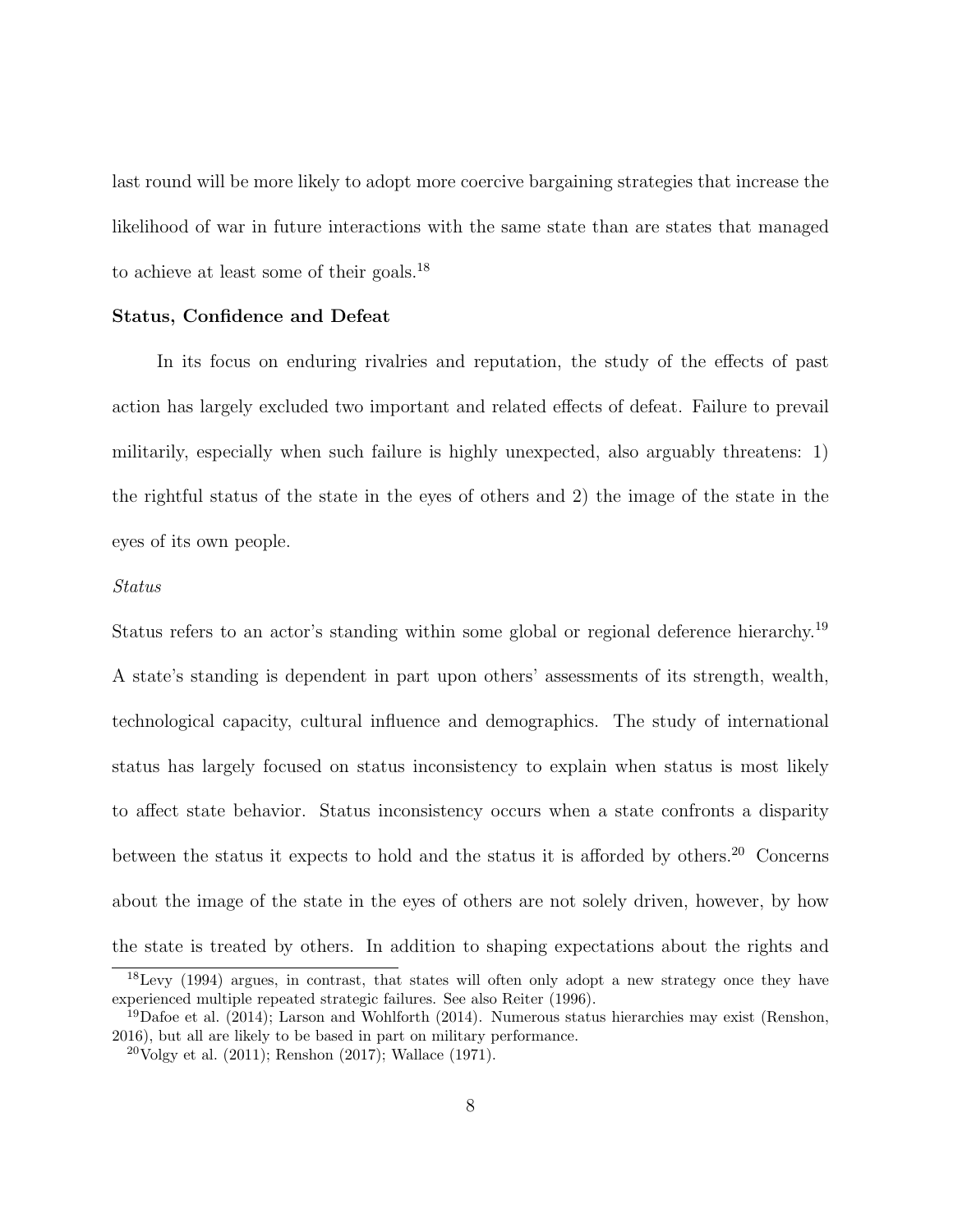last round will be more likely to adopt more coercive bargaining strategies that increase the likelihood of war in future interactions with the same state than are states that managed to achieve at least some of their goals.[18]

**Status, Confidence and Defeat**

In its focus on enduring rivalries and reputation, the study of the effects of past action has largely excluded two important and related effects of defeat. Failure to prevail militarily, especially when such failure is highly unexpected, also arguably threatens: 1) the rightful status of the state in the eyes of others and 2) the image of the state in the eyes of its own people.

*Status*

Status refers to an actor's standing within some global or regional deference hierarchy.[19] A state's standing is dependent in part upon others' assessments of its strength, wealth, technological capacity, cultural influence and demographics. The study of international status has largely focused on status inconsistency to explain when status is most likely to affect state behavior. Status inconsistency occurs when a state confronts a disparity between the status it expects to hold and the status it is afforded by others.[20] Concerns about the image of the state in the eyes of others are not solely driven, however, by how the state is treated by others. In addition to shaping expectations about the rights and

---

[18] Levy (1994) argues, in contrast, that states will often only adopt a new strategy once they have experienced multiple repeated strategic failures. See also Reiter (1996).

[19] Dafoe et al. (2014); Larson and Wohlforth (2014). Numerous status hierarchies may exist (Renshon, 2016), but all are likely to be based in part on military performance.

[20] Volgy et al. (2011); Renshon (2017); Wallace (1971).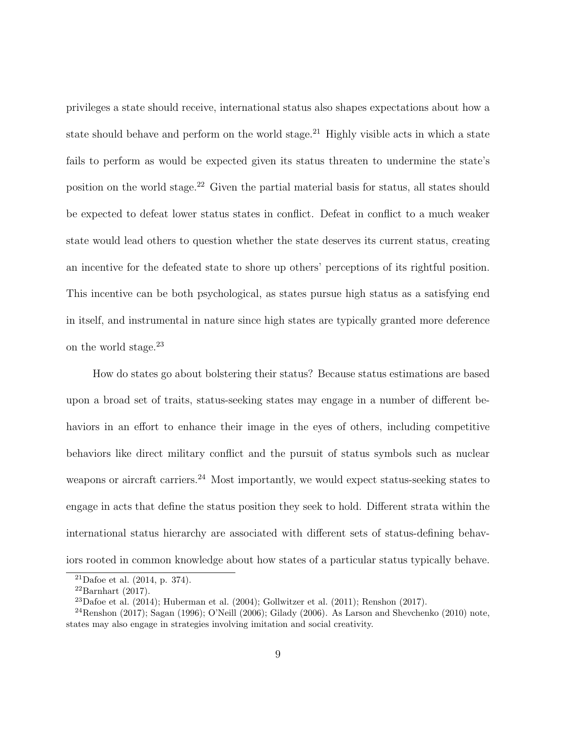privileges a state should receive, international status also shapes expectations about how a state should behave and perform on the world stage.[21] Highly visible acts in which a state fails to perform as would be expected given its status threaten to undermine the state's position on the world stage.[22] Given the partial material basis for status, all states should be expected to defeat lower status states in conflict. Defeat in conflict to a much weaker state would lead others to question whether the state deserves its current status, creating an incentive for the defeated state to shore up others' perceptions of its rightful position. This incentive can be both psychological, as states pursue high status as a satisfying end in itself, and instrumental in nature since high states are typically granted more deference on the world stage.[23]

How do states go about bolstering their status? Because status estimations are based upon a broad set of traits, status-seeking states may engage in a number of different behaviors in an effort to enhance their image in the eyes of others, including competitive behaviors like direct military conflict and the pursuit of status symbols such as nuclear weapons or aircraft carriers.[24] Most importantly, we would expect status-seeking states to engage in acts that define the status position they seek to hold. Different strata within the international status hierarchy are associated with different sets of status-defining behaviors rooted in common knowledge about how states of a particular status typically behave.

[21] Dafoe et al. (2014, p. 374).

[22] Barnhart (2017).

[23] Dafoe et al. (2014); Huberman et al. (2004); Gollwitzer et al. (2011); Renshon (2017).

[24] Renshon (2017); Sagan (1996); O'Neill (2006); Gilady (2006). As Larson and Shevchenko (2010) note, states may also engage in strategies involving imitation and social creativity.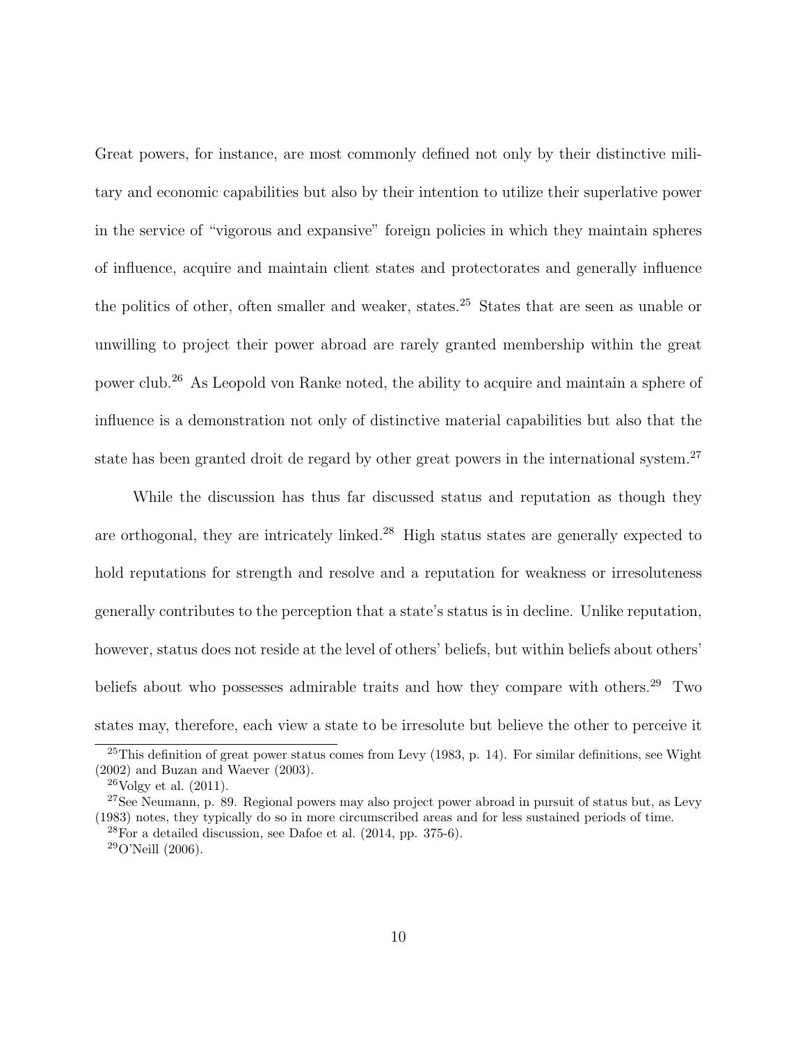Great powers, for instance, are most commonly defined not only by their distinctive military and economic capabilities but also by their intention to utilize their superlative power in the service of "vigorous and expansive" foreign policies in which they maintain spheres of influence, acquire and maintain client states and protectorates and generally influence the politics of other, often smaller and weaker, states.[25] States that are seen as unable or unwilling to project their power abroad are rarely granted membership within the great power club.[26] As Leopold von Ranke noted, the ability to acquire and maintain a sphere of influence is a demonstration not only of distinctive material capabilities but also that the state has been granted droit de regard by other great powers in the international system.[27]

While the discussion has thus far discussed status and reputation as though they are orthogonal, they are intricately linked.[28] High status states are generally expected to hold reputations for strength and resolve and a reputation for weakness or irresoluteness generally contributes to the perception that a state's status is in decline. Unlike reputation, however, status does not reside at the level of others' beliefs, but within beliefs about others' beliefs about who possesses admirable traits and how they compare with others.[29] Two states may, therefore, each view a state to be irresolute but believe the other to perceive it

---

[25] This definition of great power status comes from Levy (1983, p. 14). For similar definitions, see Wight (2002) and Buzan and Waever (2003).

[26] Volgy et al. (2011).

[27] See Neumann, p. 89. Regional powers may also project power abroad in pursuit of status but, as Levy (1983) notes, they typically do so in more circumscribed areas and for less sustained periods of time.

[28] For a detailed discussion, see Dafoe et al. (2014, pp. 375-6).

[29] O'Neill (2006).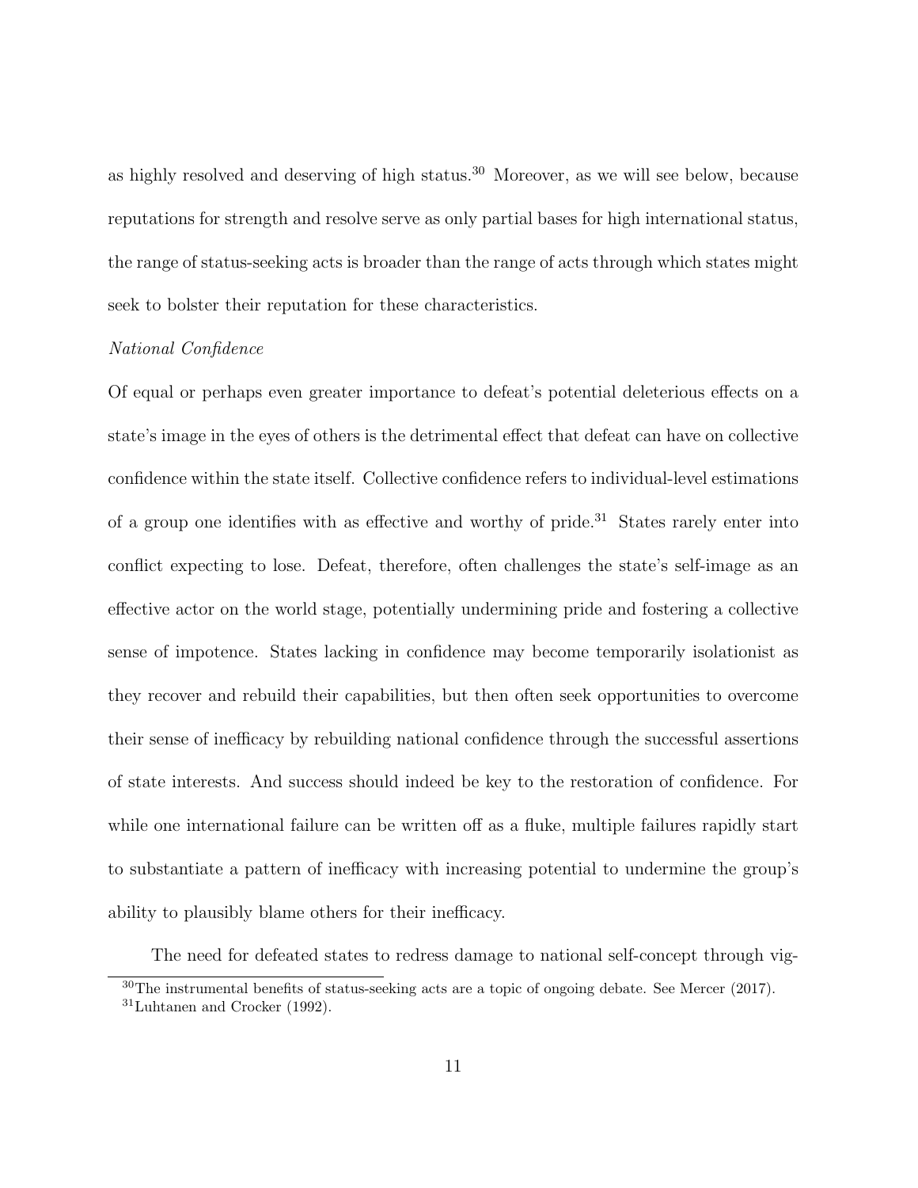as highly resolved and deserving of high status.[30] Moreover, as we will see below, because reputations for strength and resolve serve as only partial bases for high international status, the range of status-seeking acts is broader than the range of acts through which states might seek to bolster their reputation for these characteristics.

*National Confidence*

Of equal or perhaps even greater importance to defeat's potential deleterious effects on a state's image in the eyes of others is the detrimental effect that defeat can have on collective confidence within the state itself. Collective confidence refers to individual-level estimations of a group one identifies with as effective and worthy of pride.[31] States rarely enter into conflict expecting to lose. Defeat, therefore, often challenges the state's self-image as an effective actor on the world stage, potentially undermining pride and fostering a collective sense of impotence. States lacking in confidence may become temporarily isolationist as they recover and rebuild their capabilities, but then often seek opportunities to overcome their sense of inefficacy by rebuilding national confidence through the successful assertions of state interests. And success should indeed be key to the restoration of confidence. For while one international failure can be written off as a fluke, multiple failures rapidly start to substantiate a pattern of inefficacy with increasing potential to undermine the group's ability to plausibly blame others for their inefficacy.

The need for defeated states to redress damage to national self-concept through vig-

[30] The instrumental benefits of status-seeking acts are a topic of ongoing debate. See Mercer (2017).

[31] Luhtanen and Crocker (1992).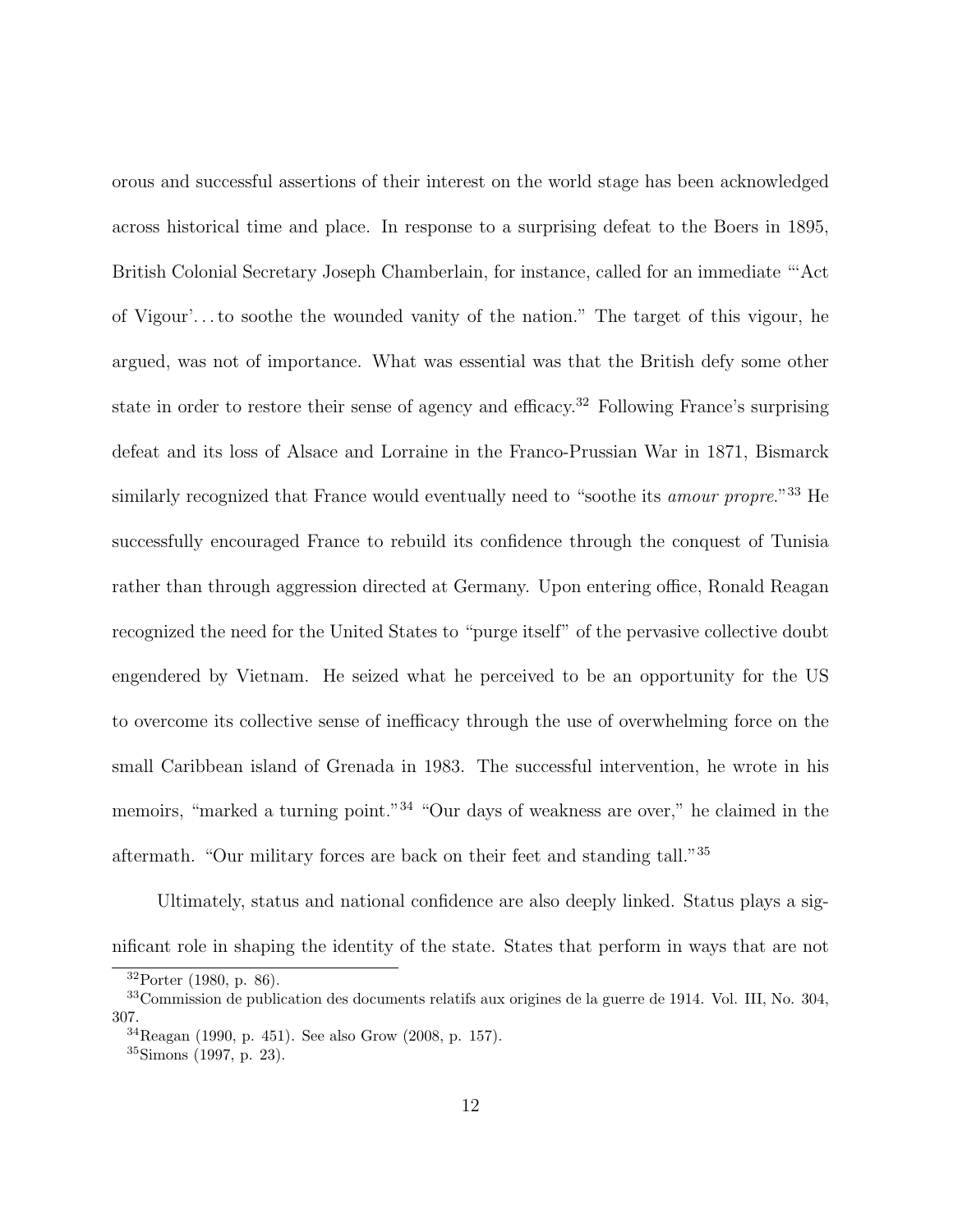orous and successful assertions of their interest on the world stage has been acknowledged across historical time and place. In response to a surprising defeat to the Boers in 1895, British Colonial Secretary Joseph Chamberlain, for instance, called for an immediate "'Act of Vigour'. . . to soothe the wounded vanity of the nation." The target of this vigour, he argued, was not of importance. What was essential was that the British defy some other state in order to restore their sense of agency and efficacy.[32] Following France's surprising defeat and its loss of Alsace and Lorraine in the Franco-Prussian War in 1871, Bismarck similarly recognized that France would eventually need to "soothe its *amour propre*."[33] He successfully encouraged France to rebuild its confidence through the conquest of Tunisia rather than through aggression directed at Germany. Upon entering office, Ronald Reagan recognized the need for the United States to "purge itself" of the pervasive collective doubt engendered by Vietnam. He seized what he perceived to be an opportunity for the US to overcome its collective sense of inefficacy through the use of overwhelming force on the small Caribbean island of Grenada in 1983. The successful intervention, he wrote in his memoirs, "marked a turning point."[34] "Our days of weakness are over," he claimed in the aftermath. "Our military forces are back on their feet and standing tall."[35]

Ultimately, status and national confidence are also deeply linked. Status plays a significant role in shaping the identity of the state. States that perform in ways that are not

[32] Porter (1980, p. 86).

[33] Commission de publication des documents relatifs aux origines de la guerre de 1914. Vol. III, No. 304, 307.

[34] Reagan (1990, p. 451). See also Grow (2008, p. 157).

[35] Simons (1997, p. 23).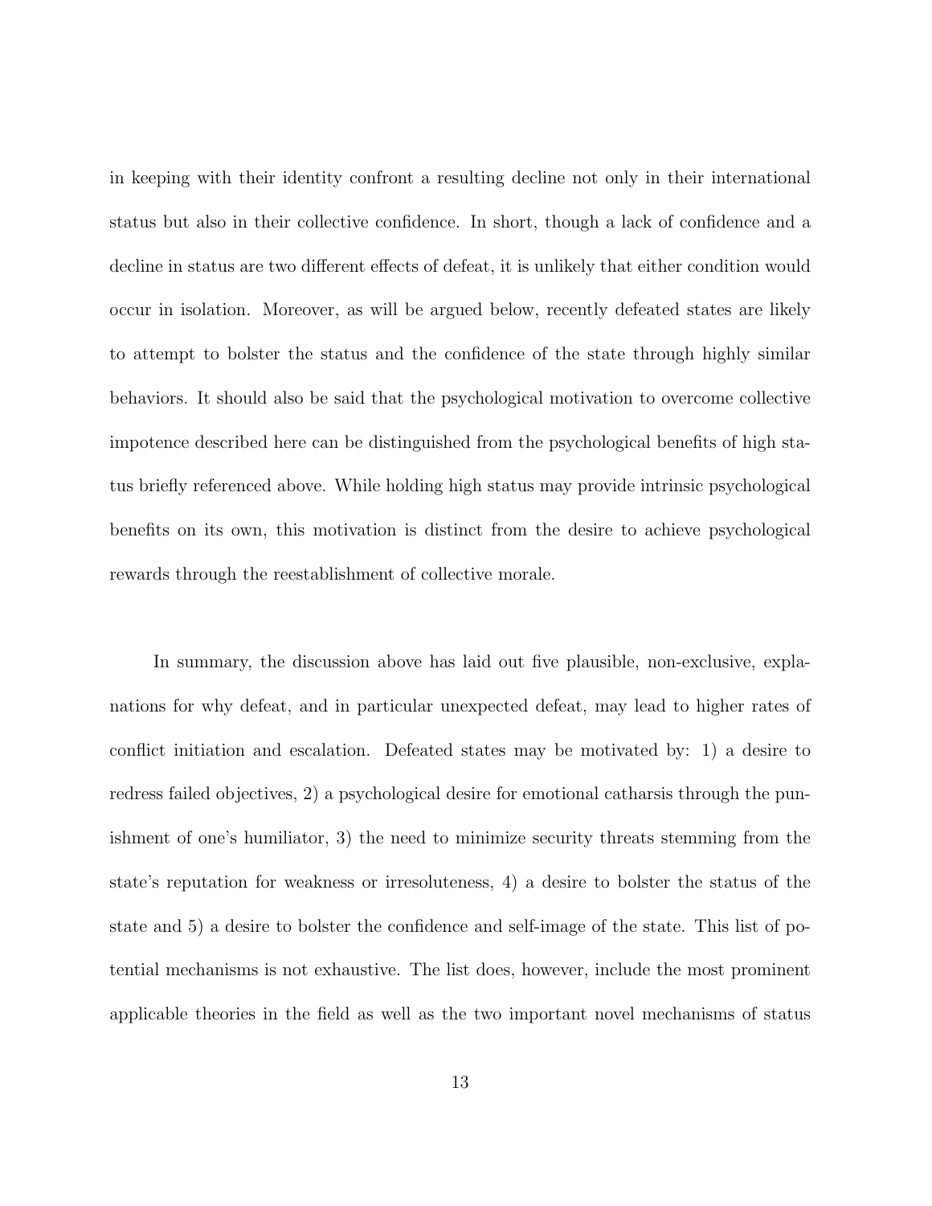in keeping with their identity confront a resulting decline not only in their international status but also in their collective confidence. In short, though a lack of confidence and a decline in status are two different effects of defeat, it is unlikely that either condition would occur in isolation. Moreover, as will be argued below, recently defeated states are likely to attempt to bolster the status and the confidence of the state through highly similar behaviors. It should also be said that the psychological motivation to overcome collective impotence described here can be distinguished from the psychological benefits of high status briefly referenced above. While holding high status may provide intrinsic psychological benefits on its own, this motivation is distinct from the desire to achieve psychological rewards through the reestablishment of collective morale.

In summary, the discussion above has laid out five plausible, non-exclusive, explanations for why defeat, and in particular unexpected defeat, may lead to higher rates of conflict initiation and escalation. Defeated states may be motivated by: 1) a desire to redress failed objectives, 2) a psychological desire for emotional catharsis through the punishment of one's humiliator, 3) the need to minimize security threats stemming from the state's reputation for weakness or irresoluteness, 4) a desire to bolster the status of the state and 5) a desire to bolster the confidence and self-image of the state. This list of potential mechanisms is not exhaustive. The list does, however, include the most prominent applicable theories in the field as well as the two important novel mechanisms of status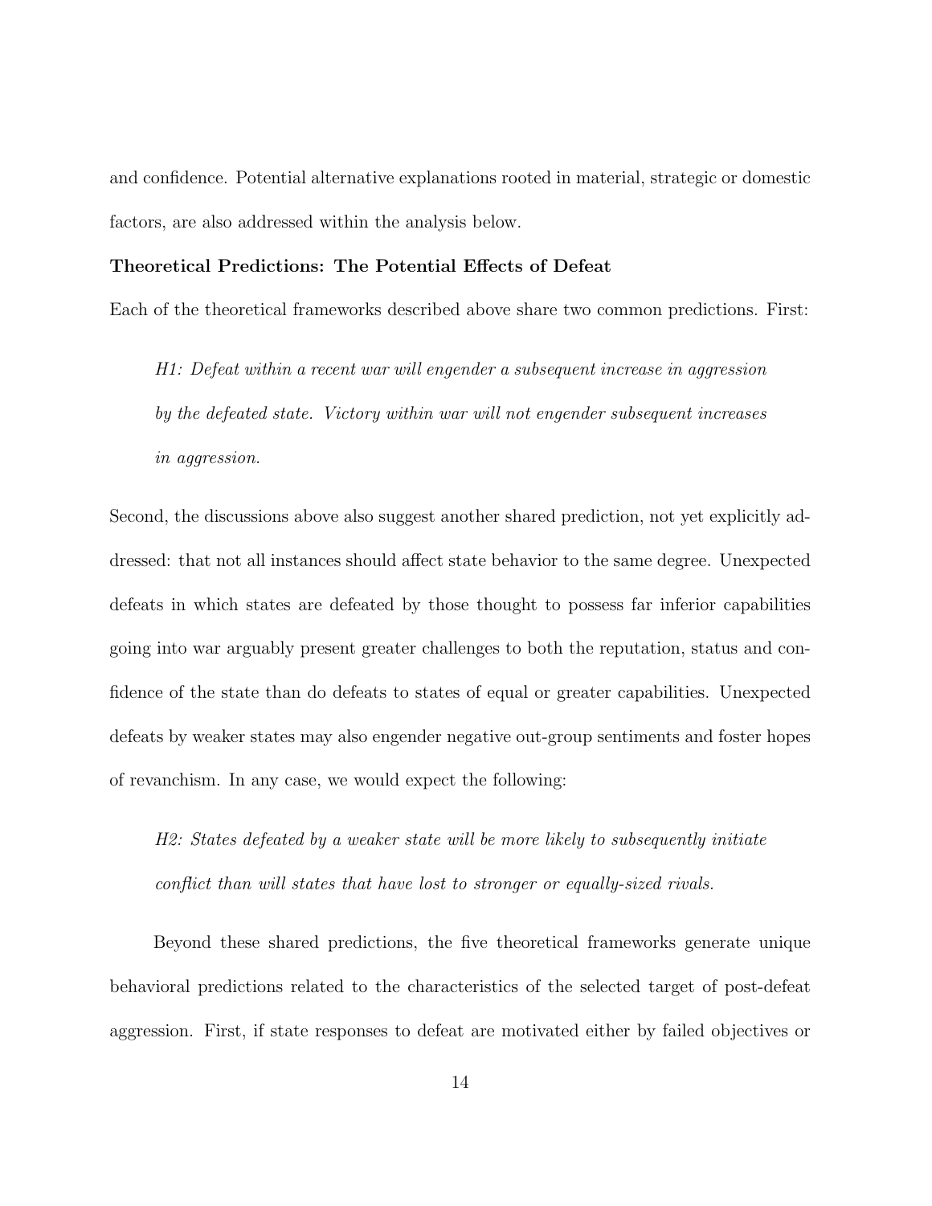and confidence. Potential alternative explanations rooted in material, strategic or domestic factors, are also addressed within the analysis below.

**Theoretical Predictions: The Potential Effects of Defeat**

Each of the theoretical frameworks described above share two common predictions. First:

> *H1: Defeat within a recent war will engender a subsequent increase in aggression by the defeated state. Victory within war will not engender subsequent increases in aggression.*

Second, the discussions above also suggest another shared prediction, not yet explicitly addressed: that not all instances should affect state behavior to the same degree. Unexpected defeats in which states are defeated by those thought to possess far inferior capabilities going into war arguably present greater challenges to both the reputation, status and confidence of the state than do defeats to states of equal or greater capabilities. Unexpected defeats by weaker states may also engender negative out-group sentiments and foster hopes of revanchism. In any case, we would expect the following:

> *H2: States defeated by a weaker state will be more likely to subsequently initiate conflict than will states that have lost to stronger or equally-sized rivals.*

Beyond these shared predictions, the five theoretical frameworks generate unique behavioral predictions related to the characteristics of the selected target of post-defeat aggression. First, if state responses to defeat are motivated either by failed objectives or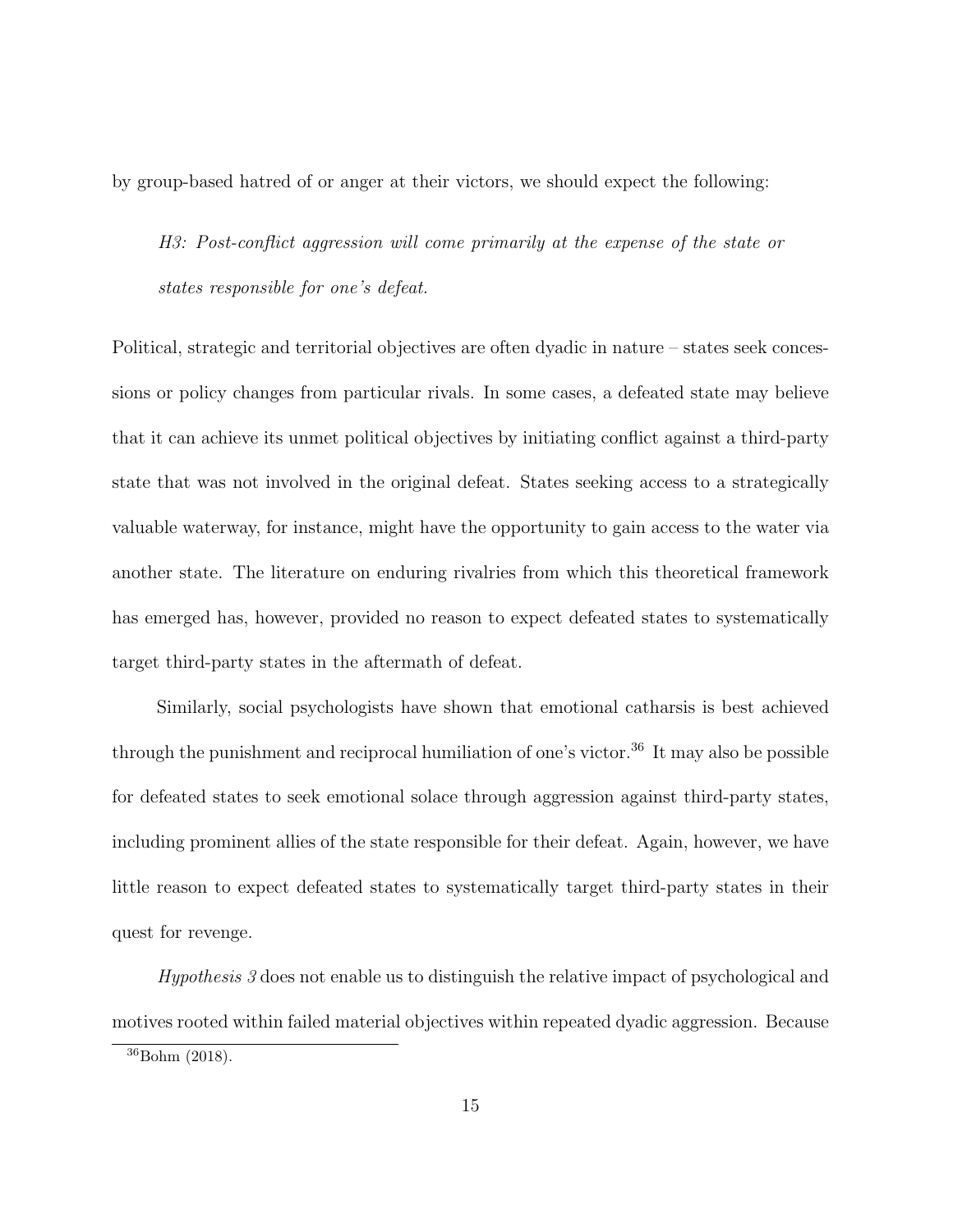by group-based hatred of or anger at their victors, we should expect the following:

*H3: Post-conflict aggression will come primarily at the expense of the state or states responsible for one's defeat.*

Political, strategic and territorial objectives are often dyadic in nature – states seek concessions or policy changes from particular rivals. In some cases, a defeated state may believe that it can achieve its unmet political objectives by initiating conflict against a third-party state that was not involved in the original defeat. States seeking access to a strategically valuable waterway, for instance, might have the opportunity to gain access to the water via another state. The literature on enduring rivalries from which this theoretical framework has emerged has, however, provided no reason to expect defeated states to systematically target third-party states in the aftermath of defeat.

Similarly, social psychologists have shown that emotional catharsis is best achieved through the punishment and reciprocal humiliation of one's victor.[36] It may also be possible for defeated states to seek emotional solace through aggression against third-party states, including prominent allies of the state responsible for their defeat. Again, however, we have little reason to expect defeated states to systematically target third-party states in their quest for revenge.

*Hypothesis 3* does not enable us to distinguish the relative impact of psychological and motives rooted within failed material objectives within repeated dyadic aggression. Because

[36] Bohm (2018).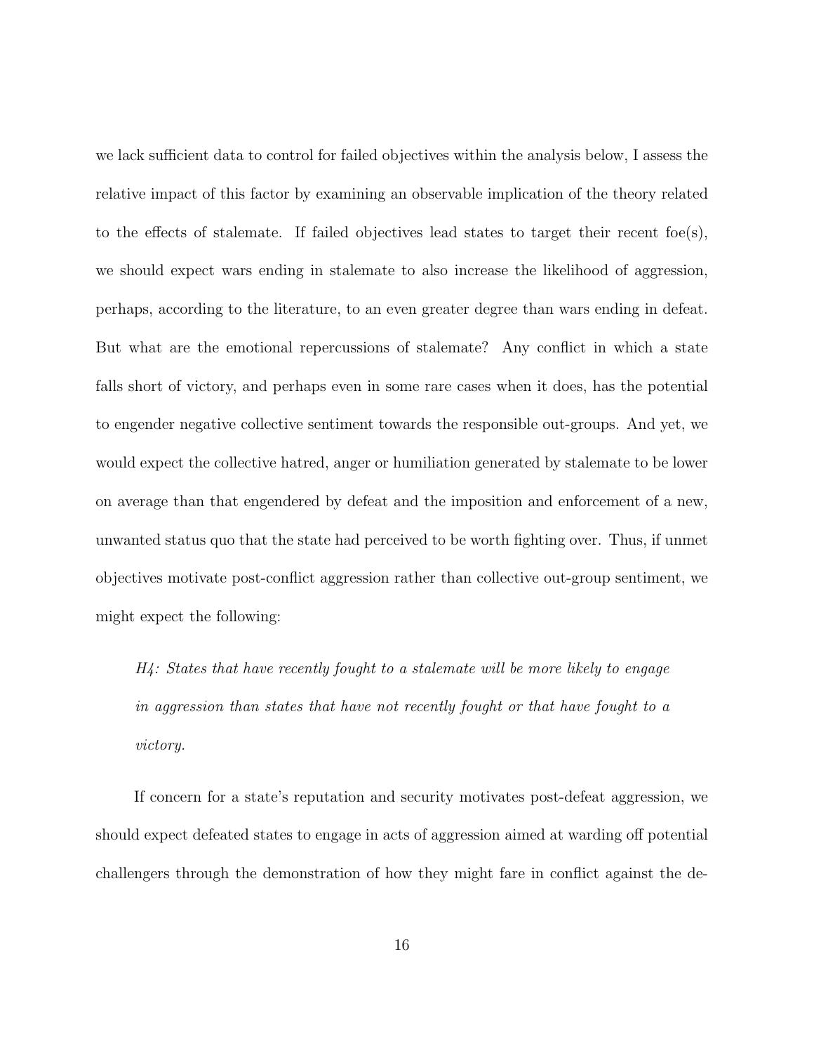we lack sufficient data to control for failed objectives within the analysis below, I assess the relative impact of this factor by examining an observable implication of the theory related to the effects of stalemate. If failed objectives lead states to target their recent foe(s), we should expect wars ending in stalemate to also increase the likelihood of aggression, perhaps, according to the literature, to an even greater degree than wars ending in defeat. But what are the emotional repercussions of stalemate? Any conflict in which a state falls short of victory, and perhaps even in some rare cases when it does, has the potential to engender negative collective sentiment towards the responsible out-groups. And yet, we would expect the collective hatred, anger or humiliation generated by stalemate to be lower on average than that engendered by defeat and the imposition and enforcement of a new, unwanted status quo that the state had perceived to be worth fighting over. Thus, if unmet objectives motivate post-conflict aggression rather than collective out-group sentiment, we might expect the following:

> *H4: States that have recently fought to a stalemate will be more likely to engage in aggression than states that have not recently fought or that have fought to a victory.*

If concern for a state's reputation and security motivates post-defeat aggression, we should expect defeated states to engage in acts of aggression aimed at warding off potential challengers through the demonstration of how they might fare in conflict against the de-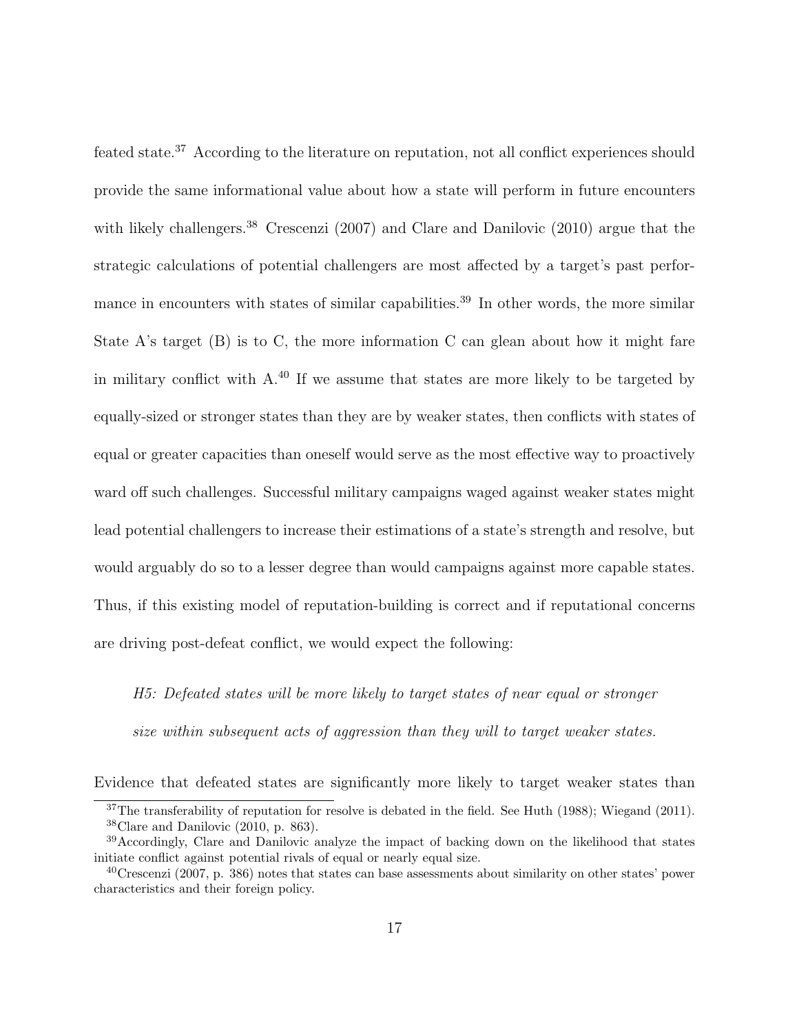feated state.[37] According to the literature on reputation, not all conflict experiences should provide the same informational value about how a state will perform in future encounters with likely challengers.[38] Crescenzi (2007) and Clare and Danilovic (2010) argue that the strategic calculations of potential challengers are most affected by a target's past performance in encounters with states of similar capabilities.[39] In other words, the more similar State A's target (B) is to C, the more information C can glean about how it might fare in military conflict with A.[40] If we assume that states are more likely to be targeted by equally-sized or stronger states than they are by weaker states, then conflicts with states of equal or greater capacities than oneself would serve as the most effective way to proactively ward off such challenges. Successful military campaigns waged against weaker states might lead potential challengers to increase their estimations of a state's strength and resolve, but would arguably do so to a lesser degree than would campaigns against more capable states. Thus, if this existing model of reputation-building is correct and if reputational concerns are driving post-defeat conflict, we would expect the following:

> *H5: Defeated states will be more likely to target states of near equal or stronger size within subsequent acts of aggression than they will to target weaker states.*

Evidence that defeated states are significantly more likely to target weaker states than

---

[37] The transferability of reputation for resolve is debated in the field. See Huth (1988); Wiegand (2011).

[38] Clare and Danilovic (2010, p. 863).

[39] Accordingly, Clare and Danilovic analyze the impact of backing down on the likelihood that states initiate conflict against potential rivals of equal or nearly equal size.

[40] Crescenzi (2007, p. 386) notes that states can base assessments about similarity on other states' power characteristics and their foreign policy.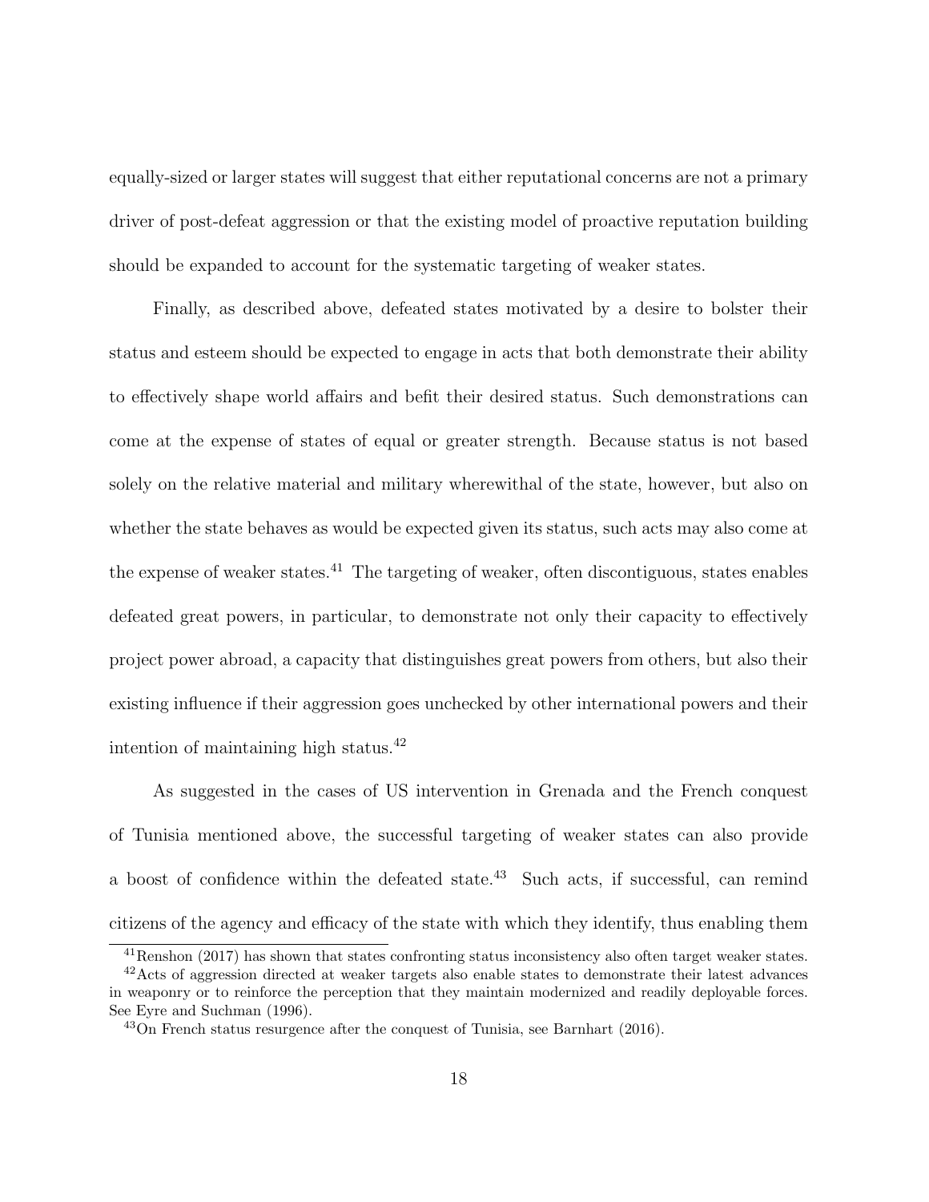equally-sized or larger states will suggest that either reputational concerns are not a primary driver of post-defeat aggression or that the existing model of proactive reputation building should be expanded to account for the systematic targeting of weaker states.

Finally, as described above, defeated states motivated by a desire to bolster their status and esteem should be expected to engage in acts that both demonstrate their ability to effectively shape world affairs and befit their desired status. Such demonstrations can come at the expense of states of equal or greater strength. Because status is not based solely on the relative material and military wherewithal of the state, however, but also on whether the state behaves as would be expected given its status, such acts may also come at the expense of weaker states.[41] The targeting of weaker, often discontiguous, states enables defeated great powers, in particular, to demonstrate not only their capacity to effectively project power abroad, a capacity that distinguishes great powers from others, but also their existing influence if their aggression goes unchecked by other international powers and their intention of maintaining high status.[42]

As suggested in the cases of US intervention in Grenada and the French conquest of Tunisia mentioned above, the successful targeting of weaker states can also provide a boost of confidence within the defeated state.[43] Such acts, if successful, can remind citizens of the agency and efficacy of the state with which they identify, thus enabling them

[41] Renshon (2017) has shown that states confronting status inconsistency also often target weaker states.

[42] Acts of aggression directed at weaker targets also enable states to demonstrate their latest advances in weaponry or to reinforce the perception that they maintain modernized and readily deployable forces. See Eyre and Suchman (1996).

[43] On French status resurgence after the conquest of Tunisia, see Barnhart (2016).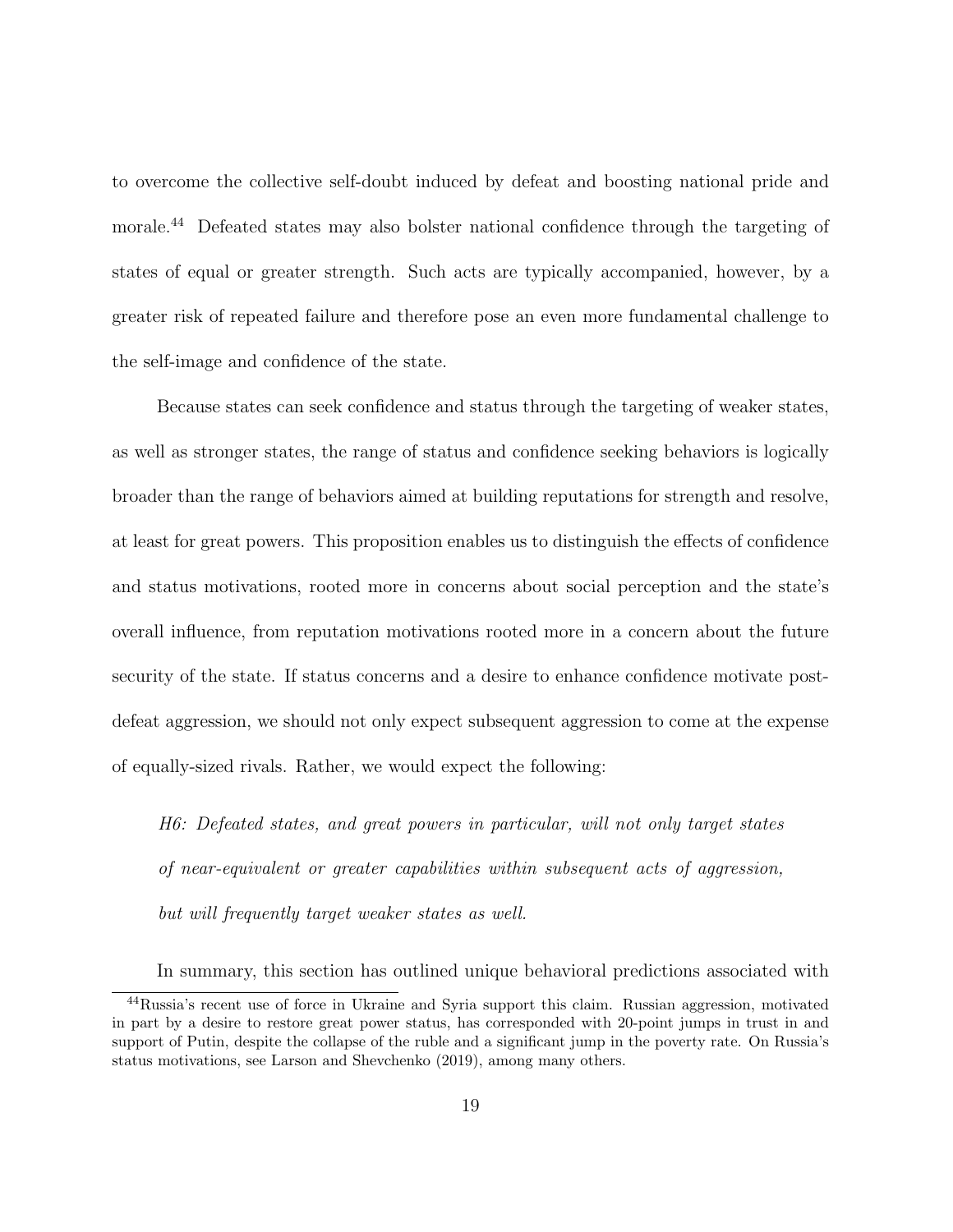to overcome the collective self-doubt induced by defeat and boosting national pride and morale.[44] Defeated states may also bolster national confidence through the targeting of states of equal or greater strength. Such acts are typically accompanied, however, by a greater risk of repeated failure and therefore pose an even more fundamental challenge to the self-image and confidence of the state.

Because states can seek confidence and status through the targeting of weaker states, as well as stronger states, the range of status and confidence seeking behaviors is logically broader than the range of behaviors aimed at building reputations for strength and resolve, at least for great powers. This proposition enables us to distinguish the effects of confidence and status motivations, rooted more in concerns about social perception and the state's overall influence, from reputation motivations rooted more in a concern about the future security of the state. If status concerns and a desire to enhance confidence motivate post-defeat aggression, we should not only expect subsequent aggression to come at the expense of equally-sized rivals. Rather, we would expect the following:

> *H6: Defeated states, and great powers in particular, will not only target states of near-equivalent or greater capabilities within subsequent acts of aggression, but will frequently target weaker states as well.*

In summary, this section has outlined unique behavioral predictions associated with

[44] Russia's recent use of force in Ukraine and Syria support this claim. Russian aggression, motivated in part by a desire to restore great power status, has corresponded with 20-point jumps in trust in and support of Putin, despite the collapse of the ruble and a significant jump in the poverty rate. On Russia's status motivations, see Larson and Shevchenko (2019), among many others.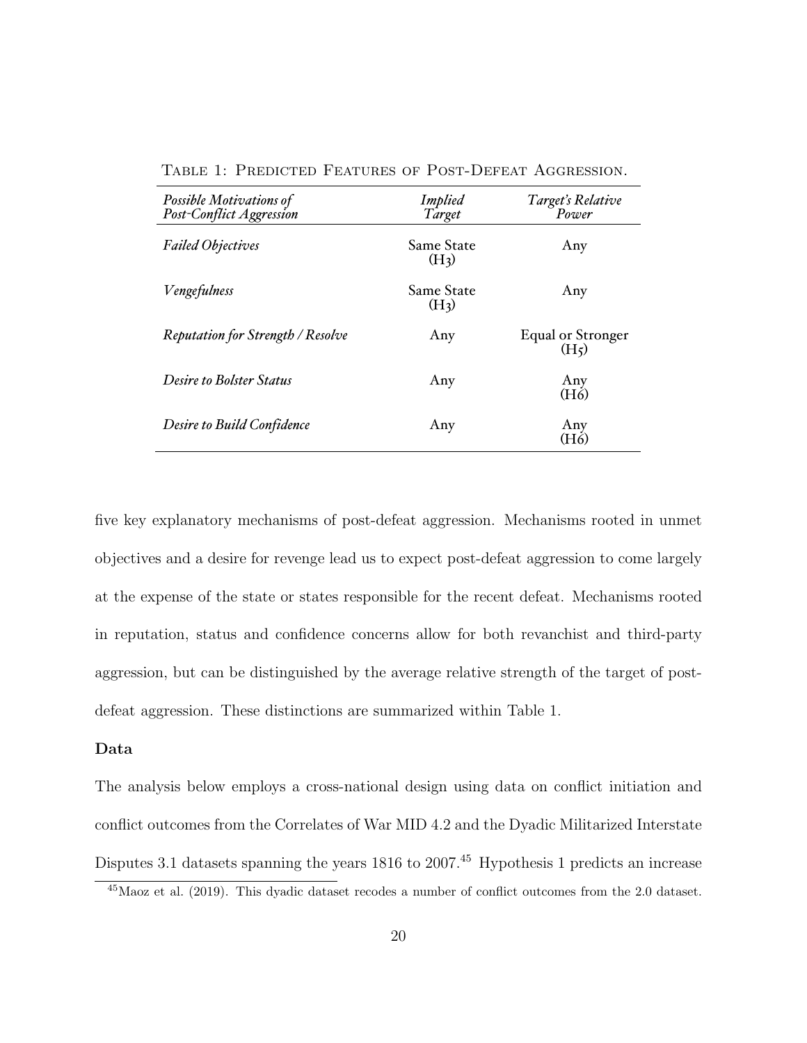Table 1: Predicted Features of Post-Defeat Aggression.

| *Possible Motivations of Post-Conflict Aggression* | *Implied Target* | *Target's Relative Power* |
|---|---|---|
| *Failed Objectives* | Same State (H3) | Any |
| *Vengefulness* | Same State (H3) | Any |
| *Reputation for Strength / Resolve* | Any | Equal or Stronger (H5) |
| *Desire to Bolster Status* | Any | Any (H6) |
| *Desire to Build Confidence* | Any | Any (H6) |

five key explanatory mechanisms of post-defeat aggression. Mechanisms rooted in unmet objectives and a desire for revenge lead us to expect post-defeat aggression to come largely at the expense of the state or states responsible for the recent defeat. Mechanisms rooted in reputation, status and confidence concerns allow for both revanchist and third-party aggression, but can be distinguished by the average relative strength of the target of post-defeat aggression. These distinctions are summarized within Table 1.

### Data

The analysis below employs a cross-national design using data on conflict initiation and conflict outcomes from the Correlates of War MID 4.2 and the Dyadic Militarized Interstate Disputes 3.1 datasets spanning the years 1816 to 2007.[45] Hypothesis 1 predicts an increase

[45] Maoz et al. (2019). This dyadic dataset recodes a number of conflict outcomes from the 2.0 dataset.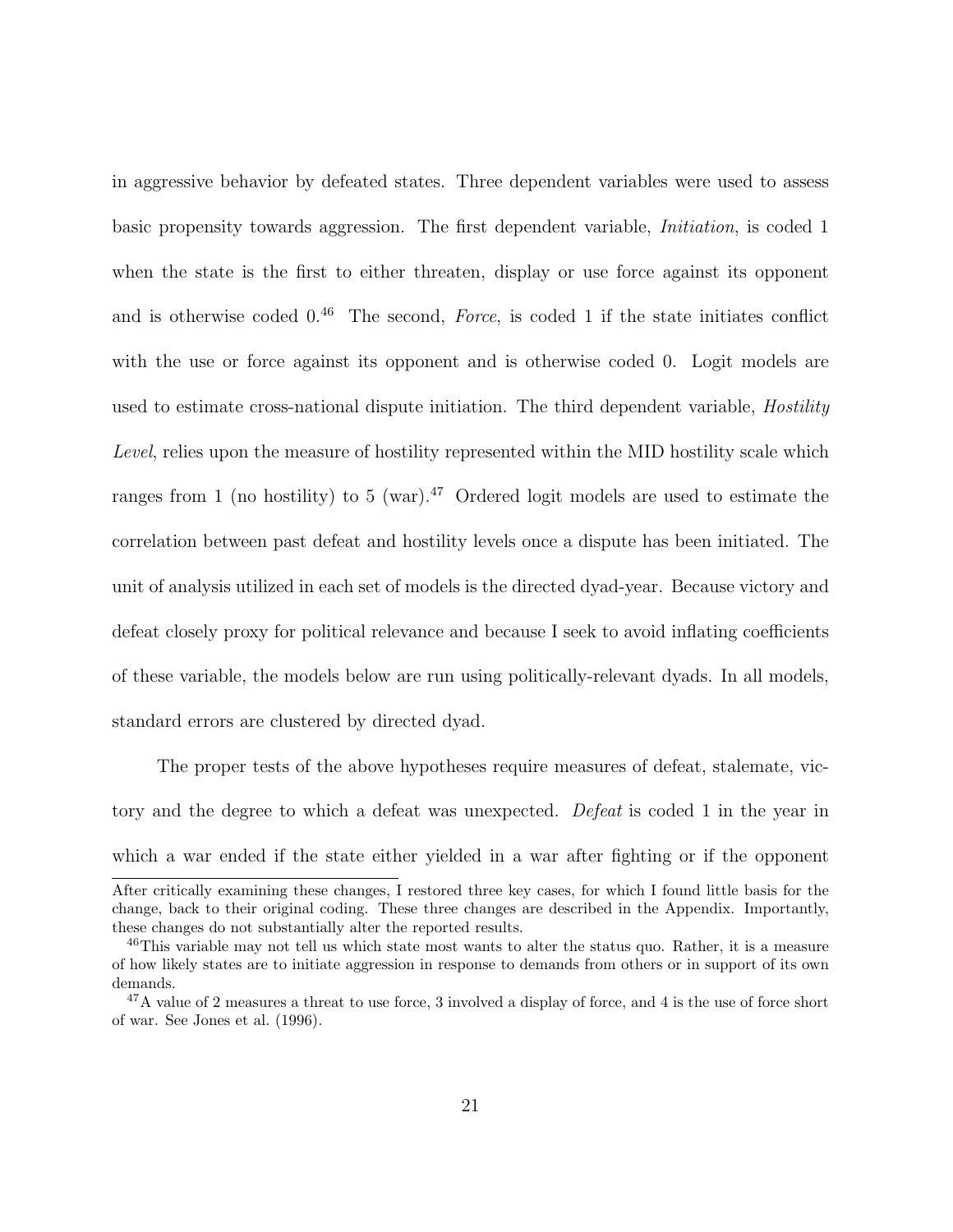in aggressive behavior by defeated states. Three dependent variables were used to assess basic propensity towards aggression. The first dependent variable, *Initiation*, is coded 1 when the state is the first to either threaten, display or use force against its opponent and is otherwise coded 0.[46] The second, *Force*, is coded 1 if the state initiates conflict with the use or force against its opponent and is otherwise coded 0. Logit models are used to estimate cross-national dispute initiation. The third dependent variable, *Hostility Level*, relies upon the measure of hostility represented within the MID hostility scale which ranges from 1 (no hostility) to 5 (war).[47] Ordered logit models are used to estimate the correlation between past defeat and hostility levels once a dispute has been initiated. The unit of analysis utilized in each set of models is the directed dyad-year. Because victory and defeat closely proxy for political relevance and because I seek to avoid inflating coefficients of these variable, the models below are run using politically-relevant dyads. In all models, standard errors are clustered by directed dyad.

The proper tests of the above hypotheses require measures of defeat, stalemate, victory and the degree to which a defeat was unexpected. *Defeat* is coded 1 in the year in which a war ended if the state either yielded in a war after fighting or if the opponent

---

After critically examining these changes, I restored three key cases, for which I found little basis for the change, back to their original coding. These three changes are described in the Appendix. Importantly, these changes do not substantially alter the reported results.

[46] This variable may not tell us which state most wants to alter the status quo. Rather, it is a measure of how likely states are to initiate aggression in response to demands from others or in support of its own demands.

[47] A value of 2 measures a threat to use force, 3 involved a display of force, and 4 is the use of force short of war. See Jones et al. (1996).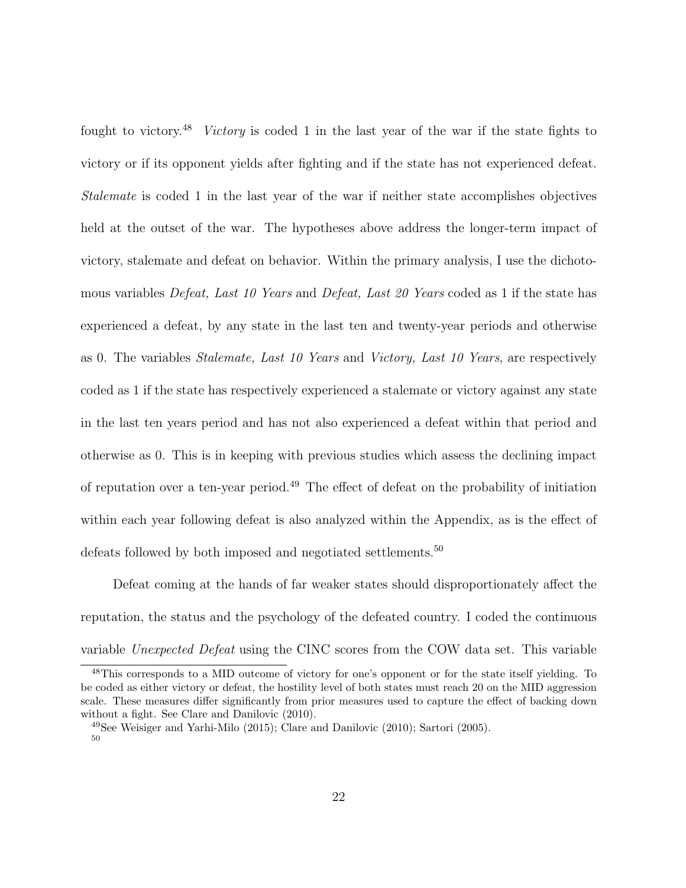fought to victory.[48] *Victory* is coded 1 in the last year of the war if the state fights to victory or if its opponent yields after fighting and if the state has not experienced defeat. *Stalemate* is coded 1 in the last year of the war if neither state accomplishes objectives held at the outset of the war. The hypotheses above address the longer-term impact of victory, stalemate and defeat on behavior. Within the primary analysis, I use the dichotomous variables *Defeat, Last 10 Years* and *Defeat, Last 20 Years* coded as 1 if the state has experienced a defeat, by any state in the last ten and twenty-year periods and otherwise as 0. The variables *Stalemate, Last 10 Years* and *Victory, Last 10 Years*, are respectively coded as 1 if the state has respectively experienced a stalemate or victory against any state in the last ten years period and has not also experienced a defeat within that period and otherwise as 0. This is in keeping with previous studies which assess the declining impact of reputation over a ten-year period.[49] The effect of defeat on the probability of initiation within each year following defeat is also analyzed within the Appendix, as is the effect of defeats followed by both imposed and negotiated settlements.[50]

Defeat coming at the hands of far weaker states should disproportionately affect the reputation, the status and the psychology of the defeated country. I coded the continuous variable *Unexpected Defeat* using the CINC scores from the COW data set. This variable

[48] This corresponds to a MID outcome of victory for one's opponent or for the state itself yielding. To be coded as either victory or defeat, the hostility level of both states must reach 20 on the MID aggression scale. These measures differ significantly from prior measures used to capture the effect of backing down without a fight. See Clare and Danilovic (2010).

[49] See Weisiger and Yarhi-Milo (2015); Clare and Danilovic (2010); Sartori (2005).

[50]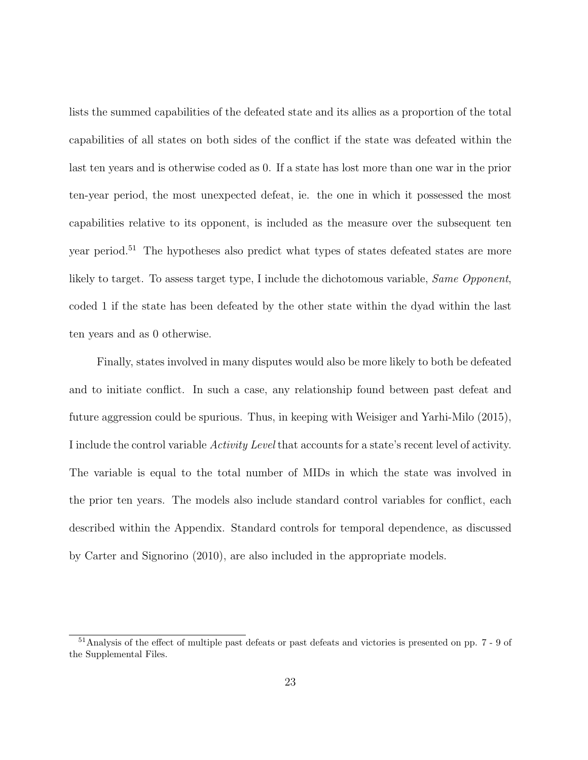lists the summed capabilities of the defeated state and its allies as a proportion of the total capabilities of all states on both sides of the conflict if the state was defeated within the last ten years and is otherwise coded as 0. If a state has lost more than one war in the prior ten-year period, the most unexpected defeat, ie. the one in which it possessed the most capabilities relative to its opponent, is included as the measure over the subsequent ten year period.[51] The hypotheses also predict what types of states defeated states are more likely to target. To assess target type, I include the dichotomous variable, *Same Opponent*, coded 1 if the state has been defeated by the other state within the dyad within the last ten years and as 0 otherwise.

Finally, states involved in many disputes would also be more likely to both be defeated and to initiate conflict. In such a case, any relationship found between past defeat and future aggression could be spurious. Thus, in keeping with Weisiger and Yarhi-Milo (2015), I include the control variable *Activity Level* that accounts for a state's recent level of activity. The variable is equal to the total number of MIDs in which the state was involved in the prior ten years. The models also include standard control variables for conflict, each described within the Appendix. Standard controls for temporal dependence, as discussed by Carter and Signorino (2010), are also included in the appropriate models.

[51] Analysis of the effect of multiple past defeats or past defeats and victories is presented on pp. 7 - 9 of the Supplemental Files.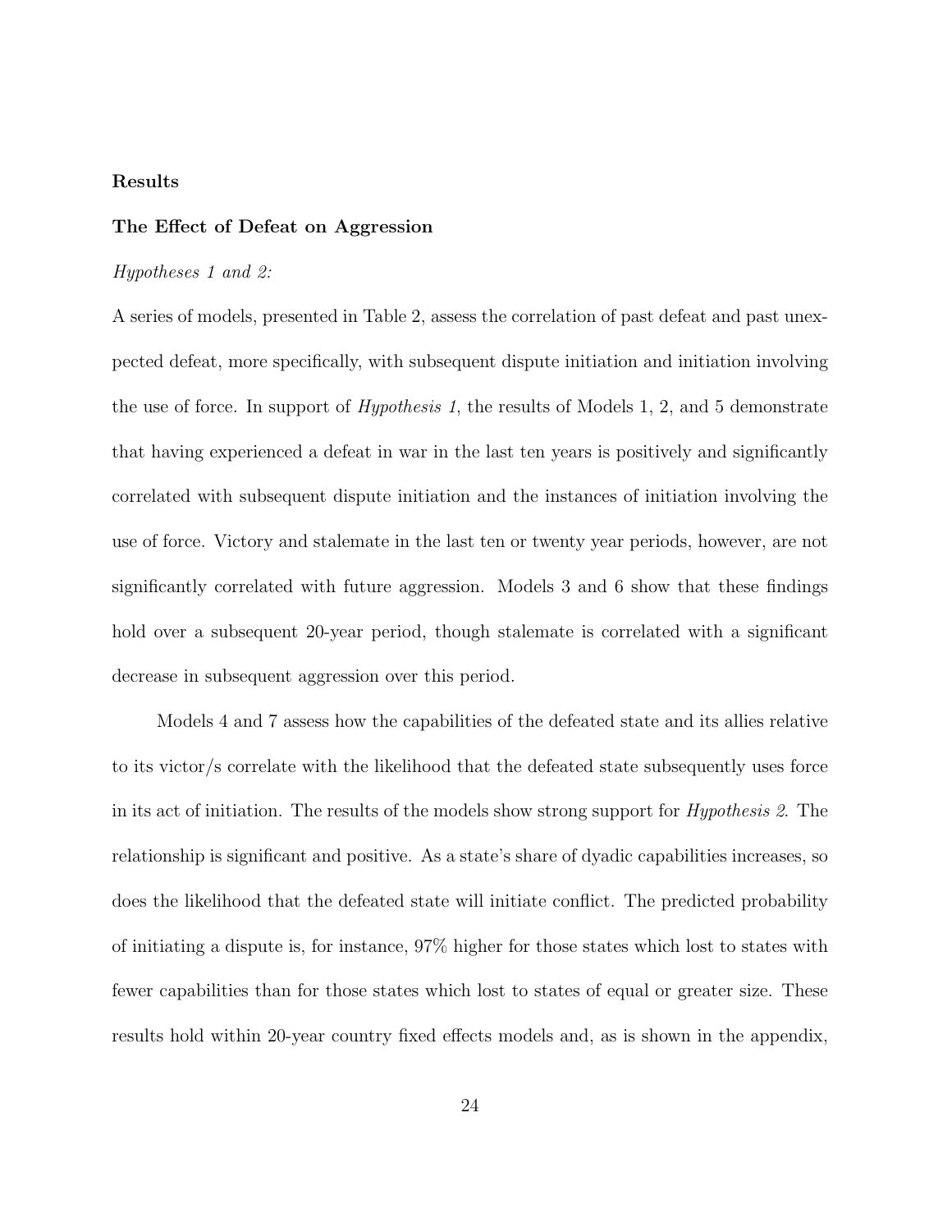## Results

### The Effect of Defeat on Aggression

*Hypotheses 1 and 2:*

A series of models, presented in Table 2, assess the correlation of past defeat and past unexpected defeat, more specifically, with subsequent dispute initiation and initiation involving the use of force. In support of *Hypothesis 1*, the results of Models 1, 2, and 5 demonstrate that having experienced a defeat in war in the last ten years is positively and significantly correlated with subsequent dispute initiation and the instances of initiation involving the use of force. Victory and stalemate in the last ten or twenty year periods, however, are not significantly correlated with future aggression. Models 3 and 6 show that these findings hold over a subsequent 20-year period, though stalemate is correlated with a significant decrease in subsequent aggression over this period.

Models 4 and 7 assess how the capabilities of the defeated state and its allies relative to its victor/s correlate with the likelihood that the defeated state subsequently uses force in its act of initiation. The results of the models show strong support for *Hypothesis 2*. The relationship is significant and positive. As a state's share of dyadic capabilities increases, so does the likelihood that the defeated state will initiate conflict. The predicted probability of initiating a dispute is, for instance, 97% higher for those states which lost to states with fewer capabilities than for those states which lost to states of equal or greater size. These results hold within 20-year country fixed effects models and, as is shown in the appendix,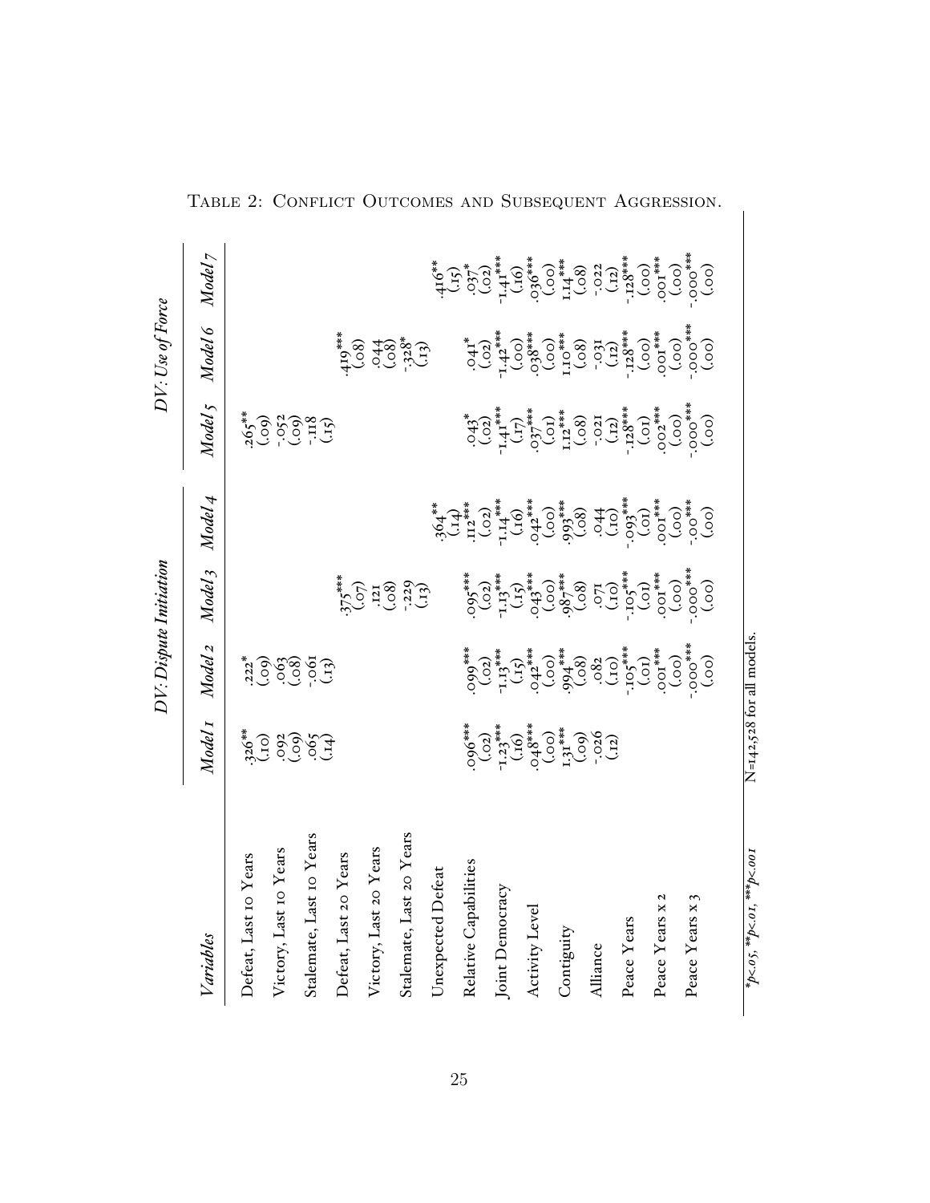Table 2: Conflict Outcomes and Subsequent Aggression.

| Variables | DV: Dispute Initiation | | | | DV: Use of Force | | |
|---|---|---|---|---|---|---|---|
| | Model 1 | Model 2 | Model 3 | Model 4 | Model 5 | Model 6 | Model 7 |
| Defeat, Last 10 Years | .326** (.10) | .222* (.09) | | | .265** (.09) | | |
| Victory, Last 10 Years | .092 (.09) | .063 (.08) | | | -.052 (.09) | | |
| Stalemate, Last 10 Years | .065 (.14) | -.061 (.13) | | | -.118 (.15) | | |
| Defeat, Last 20 Years | | | .375*** (.07) | | | .419*** (.08) | |
| Victory, Last 20 Years | | | .121 (.08) | | | .044 (.08) | |
| Stalemate, Last 20 Years | | | -.229 (.13) | | | -.328* (.13) | |
| Unexpected Defeat | | | | .364** (.14) | | | .416** (.15) |
| Relative Capabilities | .096*** (.02) | .099*** (.02) | .095*** (.02) | .112*** (.02) | .043* (.02) | .041* (.02) | .037* (.02) |
| Joint Democracy | -1.23*** (.16) | -1.13*** (.15) | -1.13*** (.15) | -1.14*** (.16) | -1.41*** (.17) | -1.42*** (.00) | -1.41*** (.16) |
| Activity Level | .048*** (.00) | .042*** (.00) | .043*** (.00) | .042*** (.00) | .037*** (.01) | .038*** (.00) | .036*** (.00) |
| Contiguity | 1.31*** (.09) | .994*** (.08) | .987*** (.08) | .993*** (.08) | 1.12*** (.08) | 1.10*** (.08) | 1.14*** (.08) |
| Alliance | -.026 (.12) | .082 (.10) | .071 (.10) | .044 (.10) | -.021 (.12) | -.031 (.12) | -.022 (.12) |
| Peace Years | | -.105*** (.01) | -.105*** (.01) | -.093*** (.01) | -.128*** (.01) | -.128*** (.00) | -.128*** (.00) |
| Peace Years x 2 | | .001*** (.00) | .001*** (.00) | .001*** (.00) | .002*** (.00) | .001*** (.00) | .001*** (.00) |
| Peace Years x 3 | | -.000*** (.00) | -.000*** (.00) | -.00*** (.00) | -.000*** (.00) | -.000*** (.00) | -.000*** (.00) |

*p<.05, **p<.01, ***p<.001

N=142,528 for all models.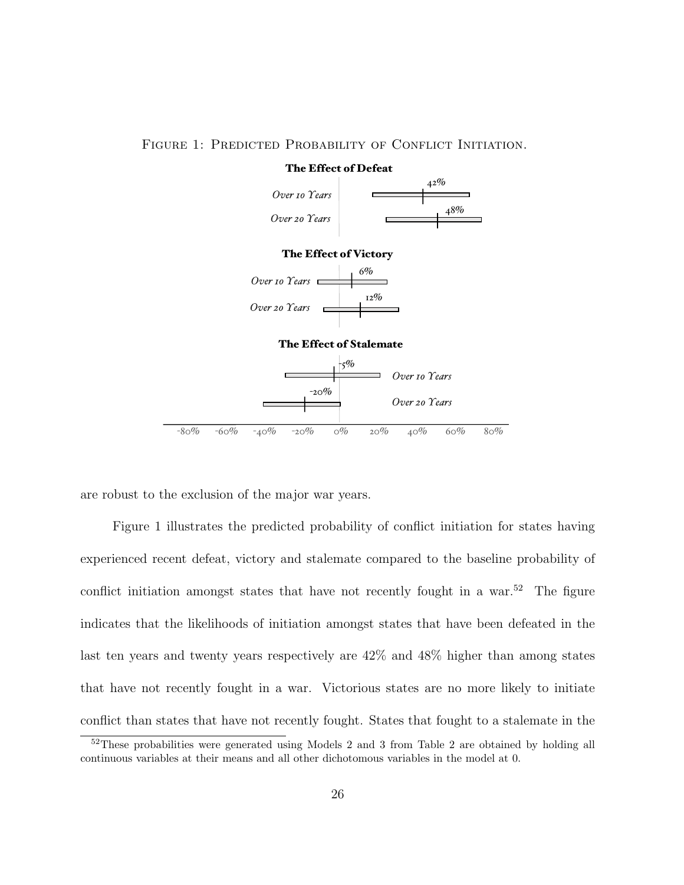Figure 1: Predicted Probability of Conflict Initiation.

**The Effect of Defeat**

*Over 10 Years* 42%

*Over 20 Years* 48%

**The Effect of Victory**

*Over 10 Years* 6%

*Over 20 Years* 12%

**The Effect of Stalemate**

*Over 10 Years* -5%

*Over 20 Years* -20%

-80% -60% -40% -20% 0% 20% 40% 60% 80%

are robust to the exclusion of the major war years.

Figure 1 illustrates the predicted probability of conflict initiation for states having experienced recent defeat, victory and stalemate compared to the baseline probability of conflict initiation amongst states that have not recently fought in a war.[52] The figure indicates that the likelihoods of initiation amongst states that have been defeated in the last ten years and twenty years respectively are 42% and 48% higher than among states that have not recently fought in a war. Victorious states are no more likely to initiate conflict than states that have not recently fought. States that fought to a stalemate in the

[52]These probabilities were generated using Models 2 and 3 from Table 2 are obtained by holding all continuous variables at their means and all other dichotomous variables in the model at 0.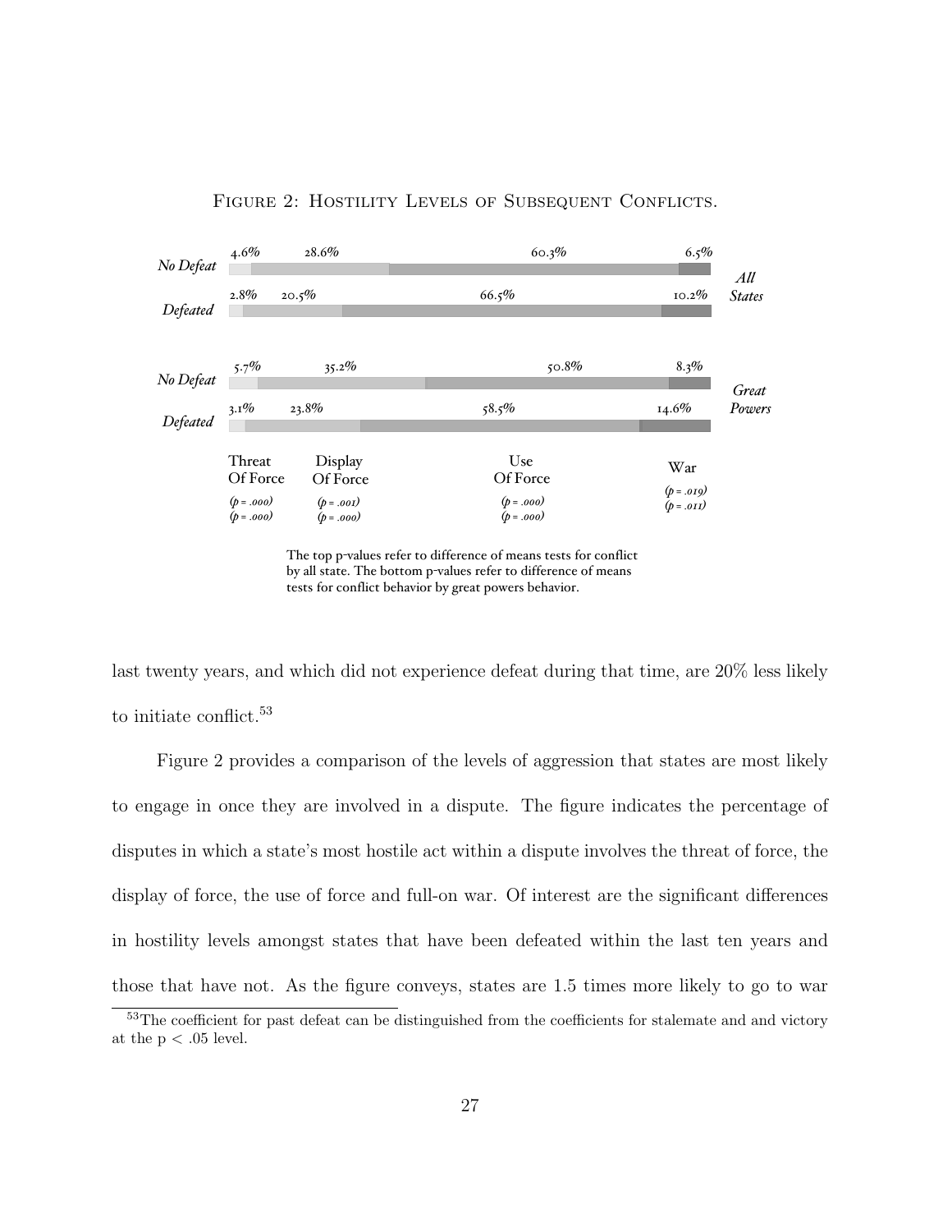FIGURE 2: HOSTILITY LEVELS OF SUBSEQUENT CONFLICTS.

| | | Threat Of Force | Display Of Force | Use Of Force | War |
|---|---|---|---|---|---|
| All States | No Defeat | 4.6% | 28.6% | 60.3% | 6.5% |
| | Defeated | 2.8% | 20.5% | 66.5% | 10.2% |
| Great Powers | No Defeat | 5.7% | 35.2% | 50.8% | 8.3% |
| | Defeated | 3.1% | 23.8% | 58.5% | 14.6% |
| | | ($p$ = .000) | ($p$ = .001) | ($p$ = .000) | ($p$ = .019) |
| | | ($p$ = .000) | ($p$ = .000) | ($p$ = .000) | ($p$ = .011) |

The top p-values refer to difference of means tests for conflict by all state. The bottom p-values refer to difference of means tests for conflict behavior by great powers behavior.

last twenty years, and which did not experience defeat during that time, are 20% less likely to initiate conflict.[53]

Figure 2 provides a comparison of the levels of aggression that states are most likely to engage in once they are involved in a dispute. The figure indicates the percentage of disputes in which a state's most hostile act within a dispute involves the threat of force, the display of force, the use of force and full-on war. Of interest are the significant differences in hostility levels amongst states that have been defeated within the last ten years and those that have not. As the figure conveys, states are 1.5 times more likely to go to war

[53] The coefficient for past defeat can be distinguished from the coefficients for stalemate and and victory at the $p < .05$ level.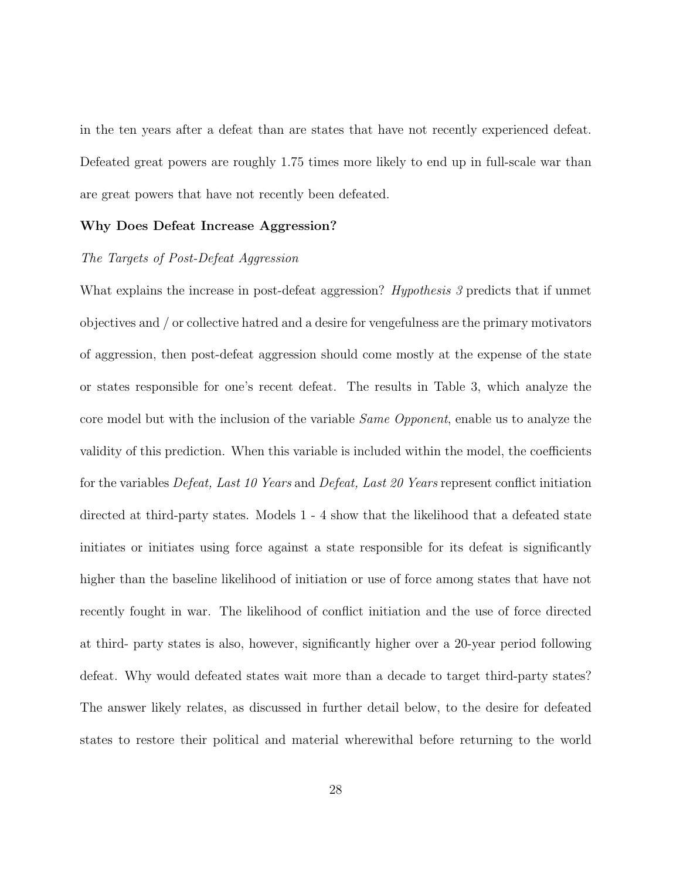in the ten years after a defeat than are states that have not recently experienced defeat. Defeated great powers are roughly 1.75 times more likely to end up in full-scale war than are great powers that have not recently been defeated.

**Why Does Defeat Increase Aggression?**

*The Targets of Post-Defeat Aggression*

What explains the increase in post-defeat aggression? *Hypothesis 3* predicts that if unmet objectives and / or collective hatred and a desire for vengefulness are the primary motivators of aggression, then post-defeat aggression should come mostly at the expense of the state or states responsible for one's recent defeat. The results in Table 3, which analyze the core model but with the inclusion of the variable *Same Opponent*, enable us to analyze the validity of this prediction. When this variable is included within the model, the coefficients for the variables *Defeat, Last 10 Years* and *Defeat, Last 20 Years* represent conflict initiation directed at third-party states. Models 1 - 4 show that the likelihood that a defeated state initiates or initiates using force against a state responsible for its defeat is significantly higher than the baseline likelihood of initiation or use of force among states that have not recently fought in war. The likelihood of conflict initiation and the use of force directed at third- party states is also, however, significantly higher over a 20-year period following defeat. Why would defeated states wait more than a decade to target third-party states? The answer likely relates, as discussed in further detail below, to the desire for defeated states to restore their political and material wherewithal before returning to the world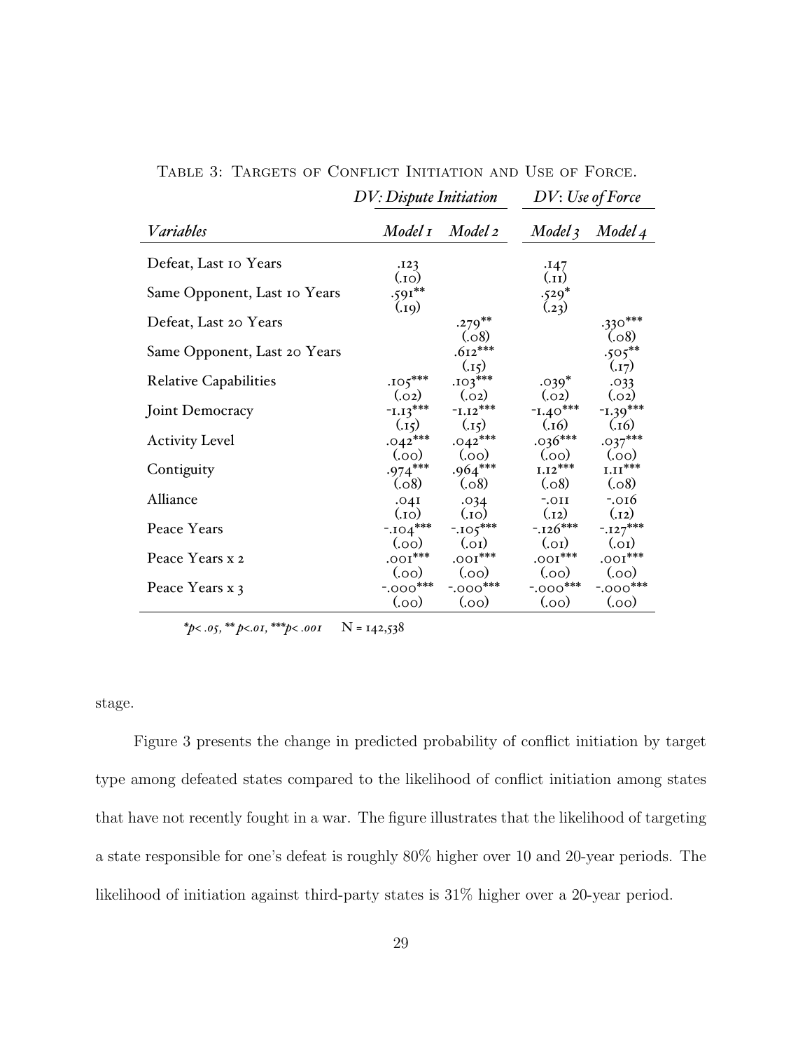Table 3: Targets of Conflict Initiation and Use of Force.

| | *DV: Dispute Initiation* | | *DV: Use of Force* | |
|---|---|---|---|---|
| *Variables* | *Model 1* | *Model 2* | *Model 3* | *Model 4* |
| Defeat, Last 10 Years | .123 | | .147 | |
| | (.10) | | (.11) | |
| Same Opponent, Last 10 Years | .591** | | .529* | |
| | (.19) | | (.23) | |
| Defeat, Last 20 Years | | .279** | | .330*** |
| | | (.08) | | (.08) |
| Same Opponent, Last 20 Years | | .612*** | | .505** |
| | | (.15) | | (.17) |
| Relative Capabilities | .105*** | .103*** | .039* | .033 |
| | (.02) | (.02) | (.02) | (.02) |
| Joint Democracy | -1.13*** | -1.12*** | -1.40*** | -1.39*** |
| | (.15) | (.15) | (.16) | (.16) |
| Activity Level | .042*** | .042*** | .036*** | .037*** |
| | (.00) | (.00) | (.00) | (.00) |
| Contiguity | .974*** | .964*** | 1.12*** | 1.11*** |
| | (.08) | (.08) | (.08) | (.08) |
| Alliance | .041 | .034 | -.011 | -.016 |
| | (.10) | (.10) | (.12) | (.12) |
| Peace Years | -.104*** | -.105*** | -.126*** | -.127*** |
| | (.00) | (.01) | (.01) | (.01) |
| Peace Years x 2 | .001*** | .001*** | .001*** | .001*** |
| | (.00) | (.00) | (.00) | (.00) |
| Peace Years x 3 | -.000*** | -.000*** | -.000*** | -.000*** |
| | (.00) | (.00) | (.00) | (.00) |

*$*p < .05$, $**p < .01$, $***p < .001$*   N = 142,538

stage.

Figure 3 presents the change in predicted probability of conflict initiation by target type among defeated states compared to the likelihood of conflict initiation among states that have not recently fought in a war. The figure illustrates that the likelihood of targeting a state responsible for one's defeat is roughly 80% higher over 10 and 20-year periods. The likelihood of initiation against third-party states is 31% higher over a 20-year period.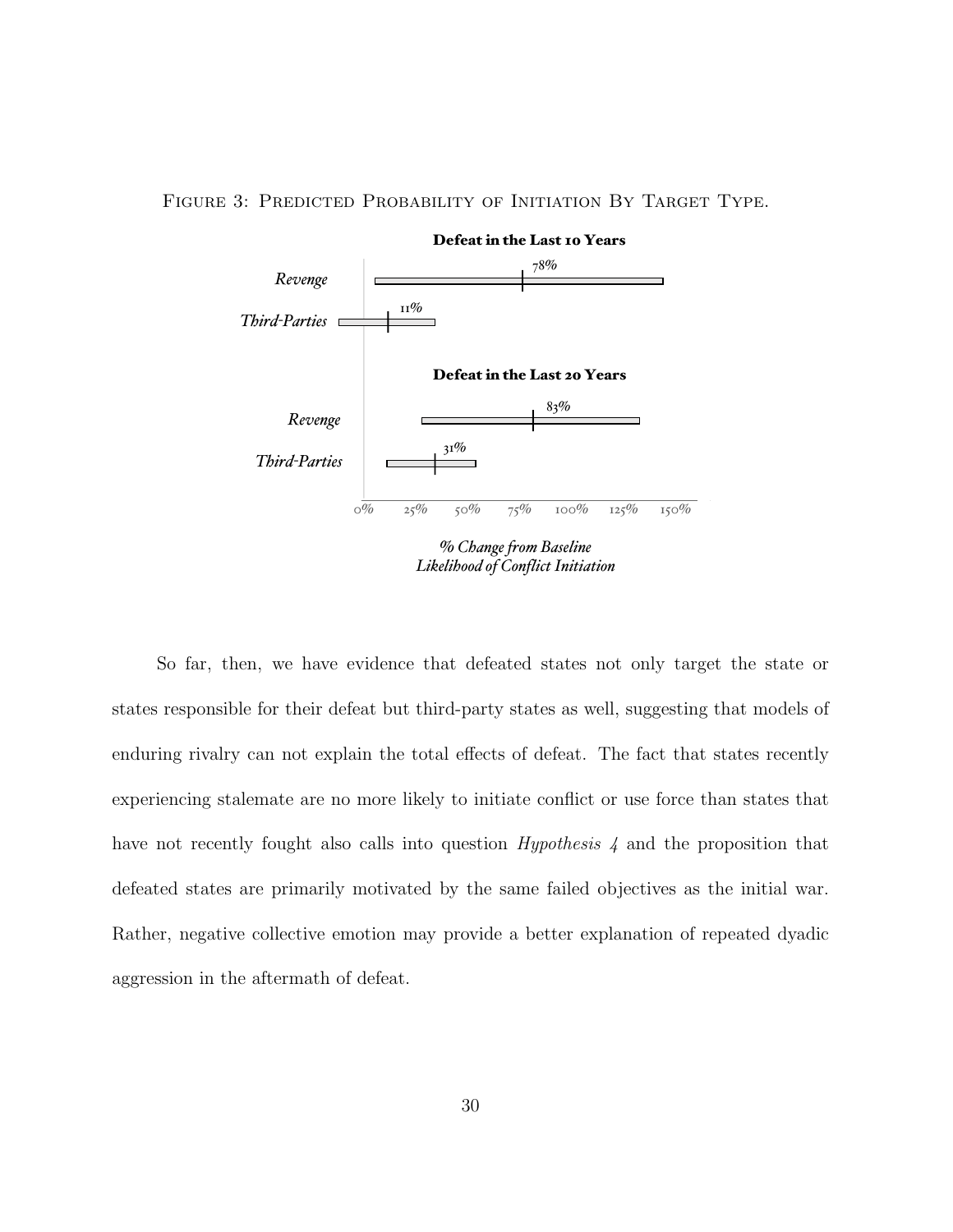FIGURE 3: PREDICTED PROBABILITY OF INITIATION BY TARGET TYPE.

**Defeat in the Last 10 Years**

*Revenge* 78%

*Third-Parties* 11%

**Defeat in the Last 20 Years**

*Revenge* 83%

*Third-Parties* 31%

0% 25% 50% 75% 100% 125% 150%

*% Change from Baseline Likelihood of Conflict Initiation*

So far, then, we have evidence that defeated states not only target the state or states responsible for their defeat but third-party states as well, suggesting that models of enduring rivalry can not explain the total effects of defeat. The fact that states recently experiencing stalemate are no more likely to initiate conflict or use force than states that have not recently fought also calls into question *Hypothesis 4* and the proposition that defeated states are primarily motivated by the same failed objectives as the initial war. Rather, negative collective emotion may provide a better explanation of repeated dyadic aggression in the aftermath of defeat.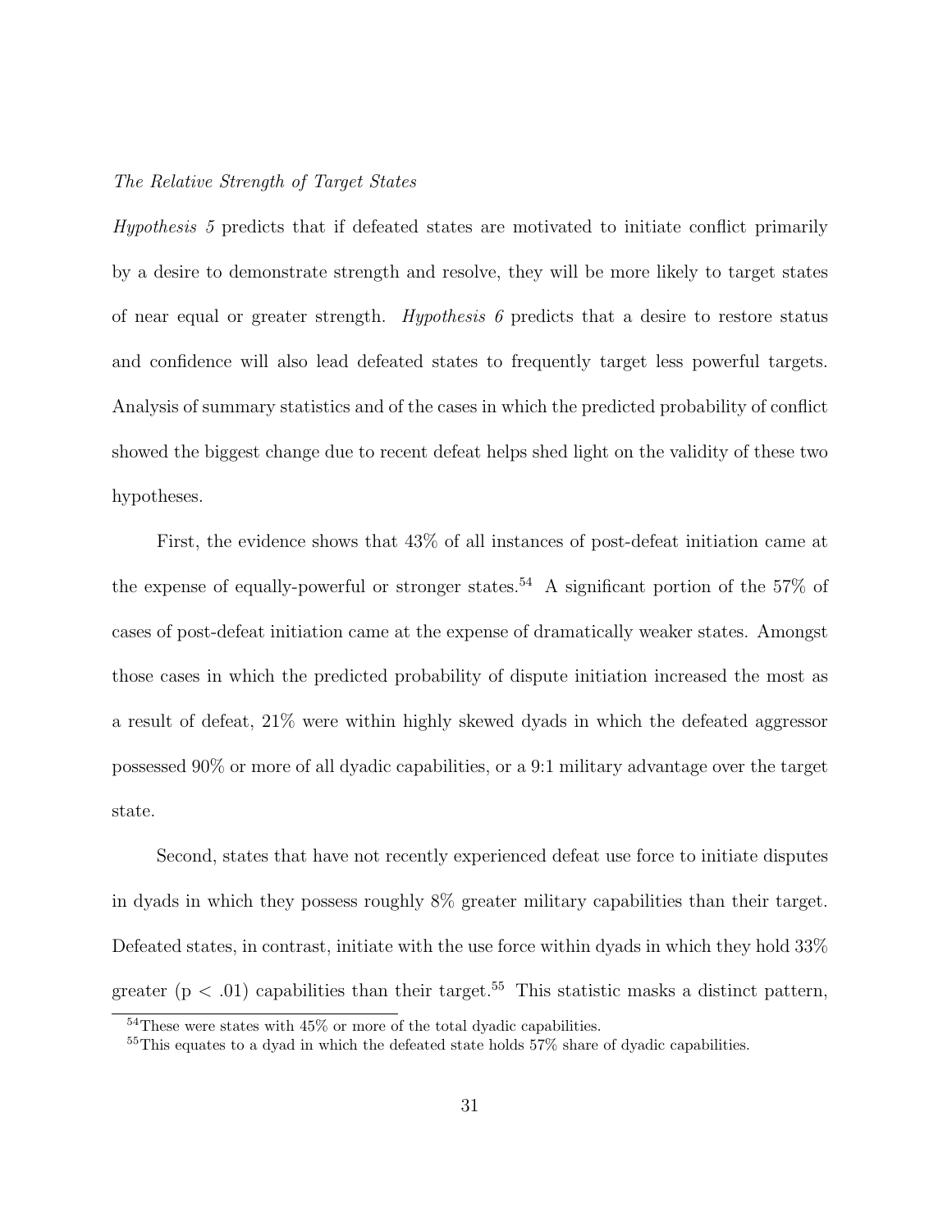*The Relative Strength of Target States*

*Hypothesis 5* predicts that if defeated states are motivated to initiate conflict primarily by a desire to demonstrate strength and resolve, they will be more likely to target states of near equal or greater strength. *Hypothesis 6* predicts that a desire to restore status and confidence will also lead defeated states to frequently target less powerful targets. Analysis of summary statistics and of the cases in which the predicted probability of conflict showed the biggest change due to recent defeat helps shed light on the validity of these two hypotheses.

First, the evidence shows that 43% of all instances of post-defeat initiation came at the expense of equally-powerful or stronger states.[54] A significant portion of the 57% of cases of post-defeat initiation came at the expense of dramatically weaker states. Amongst those cases in which the predicted probability of dispute initiation increased the most as a result of defeat, 21% were within highly skewed dyads in which the defeated aggressor possessed 90% or more of all dyadic capabilities, or a 9:1 military advantage over the target state.

Second, states that have not recently experienced defeat use force to initiate disputes in dyads in which they possess roughly 8% greater military capabilities than their target. Defeated states, in contrast, initiate with the use force within dyads in which they hold 33% greater ($p < .01$) capabilities than their target.[55] This statistic masks a distinct pattern,

[54] These were states with 45% or more of the total dyadic capabilities.

[55] This equates to a dyad in which the defeated state holds 57% share of dyadic capabilities.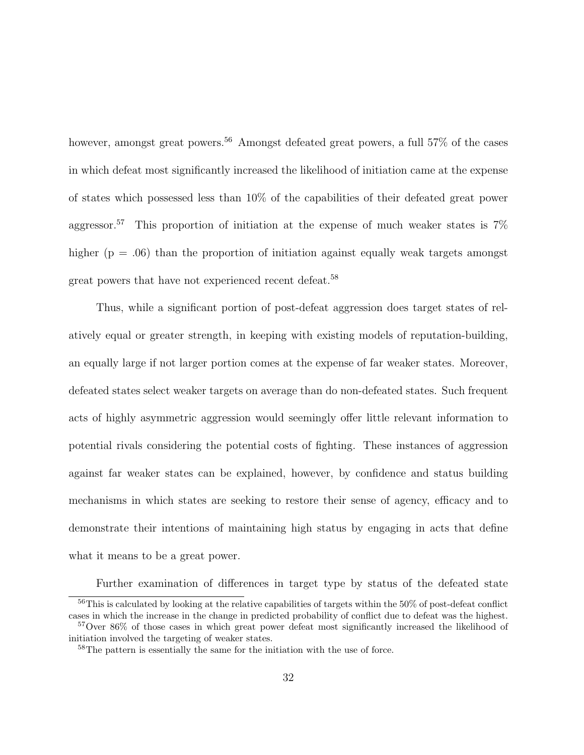however, amongst great powers.[56] Amongst defeated great powers, a full 57% of the cases in which defeat most significantly increased the likelihood of initiation came at the expense of states which possessed less than 10% of the capabilities of their defeated great power aggressor.[57] This proportion of initiation at the expense of much weaker states is 7% higher ($p = .06$) than the proportion of initiation against equally weak targets amongst great powers that have not experienced recent defeat.[58]

Thus, while a significant portion of post-defeat aggression does target states of relatively equal or greater strength, in keeping with existing models of reputation-building, an equally large if not larger portion comes at the expense of far weaker states. Moreover, defeated states select weaker targets on average than do non-defeated states. Such frequent acts of highly asymmetric aggression would seemingly offer little relevant information to potential rivals considering the potential costs of fighting. These instances of aggression against far weaker states can be explained, however, by confidence and status building mechanisms in which states are seeking to restore their sense of agency, efficacy and to demonstrate their intentions of maintaining high status by engaging in acts that define what it means to be a great power.

Further examination of differences in target type by status of the defeated state

[56] This is calculated by looking at the relative capabilities of targets within the 50% of post-defeat conflict cases in which the increase in the change in predicted probability of conflict due to defeat was the highest.

[57] Over 86% of those cases in which great power defeat most significantly increased the likelihood of initiation involved the targeting of weaker states.

[58] The pattern is essentially the same for the initiation with the use of force.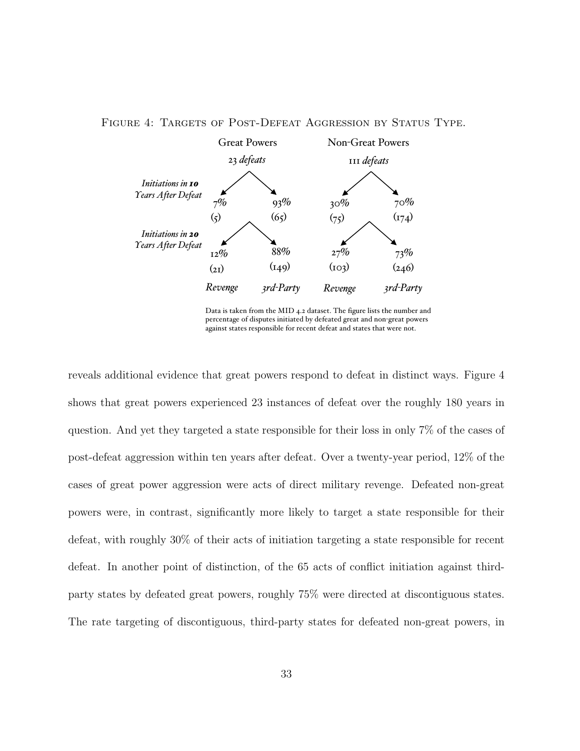Figure 4: Targets of Post-Defeat Aggression by Status Type.

| | Great Powers (23 *defeats*) | | Non-Great Powers (111 *defeats*) | |
|---|---|---|---|---|
| | *Revenge* | *3rd-Party* | *Revenge* | *3rd-Party* |
| *Initiations in **10** Years After Defeat* | 7% (5) | 93% (65) | 30% (75) | 70% (174) |
| *Initiations in **20** Years After Defeat* | 12% (21) | 88% (149) | 27% (103) | 73% (246) |

Data is taken from the MID 4.2 dataset. The figure lists the number and percentage of disputes initiated by defeated great and non-great powers against states responsible for recent defeat and states that were not.

reveals additional evidence that great powers respond to defeat in distinct ways. Figure 4 shows that great powers experienced 23 instances of defeat over the roughly 180 years in question. And yet they targeted a state responsible for their loss in only 7% of the cases of post-defeat aggression within ten years after defeat. Over a twenty-year period, 12% of the cases of great power aggression were acts of direct military revenge. Defeated non-great powers were, in contrast, significantly more likely to target a state responsible for their defeat, with roughly 30% of their acts of initiation targeting a state responsible for recent defeat. In another point of distinction, of the 65 acts of conflict initiation against third-party states by defeated great powers, roughly 75% were directed at discontiguous states. The rate targeting of discontiguous, third-party states for defeated non-great powers, in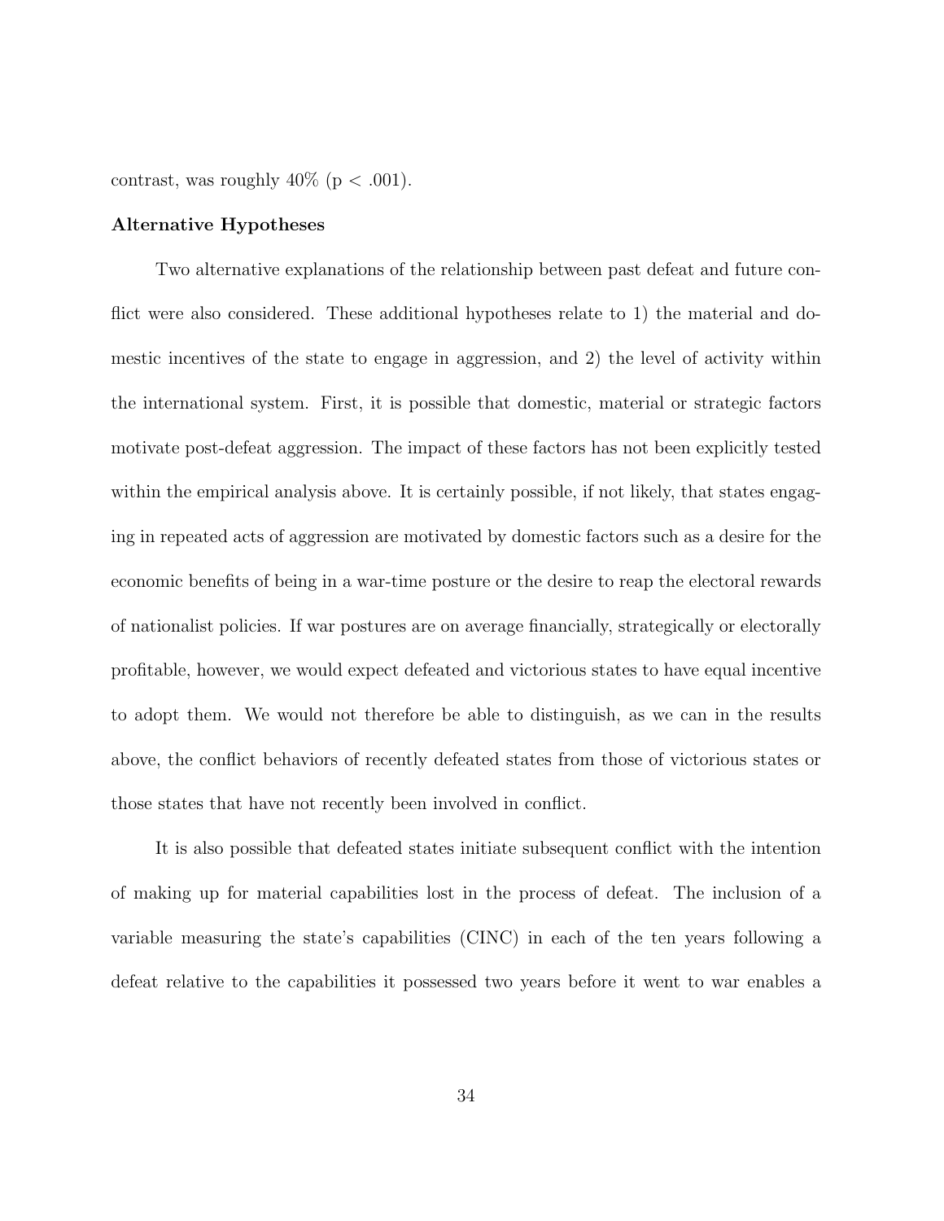contrast, was roughly 40% ($p < .001$).

**Alternative Hypotheses**

Two alternative explanations of the relationship between past defeat and future conflict were also considered. These additional hypotheses relate to 1) the material and domestic incentives of the state to engage in aggression, and 2) the level of activity within the international system. First, it is possible that domestic, material or strategic factors motivate post-defeat aggression. The impact of these factors has not been explicitly tested within the empirical analysis above. It is certainly possible, if not likely, that states engaging in repeated acts of aggression are motivated by domestic factors such as a desire for the economic benefits of being in a war-time posture or the desire to reap the electoral rewards of nationalist policies. If war postures are on average financially, strategically or electorally profitable, however, we would expect defeated and victorious states to have equal incentive to adopt them. We would not therefore be able to distinguish, as we can in the results above, the conflict behaviors of recently defeated states from those of victorious states or those states that have not recently been involved in conflict.

It is also possible that defeated states initiate subsequent conflict with the intention of making up for material capabilities lost in the process of defeat. The inclusion of a variable measuring the state's capabilities (CINC) in each of the ten years following a defeat relative to the capabilities it possessed two years before it went to war enables a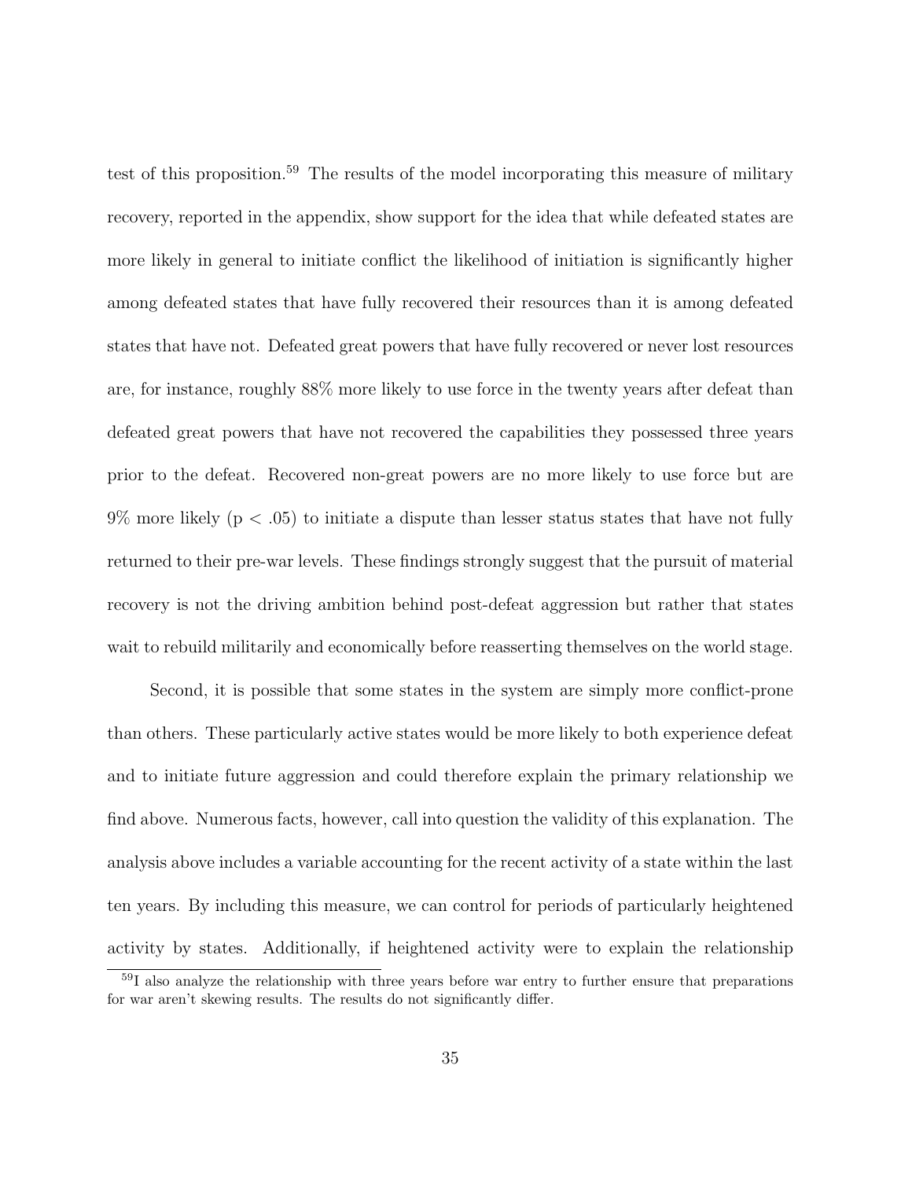test of this proposition.[59] The results of the model incorporating this measure of military recovery, reported in the appendix, show support for the idea that while defeated states are more likely in general to initiate conflict the likelihood of initiation is significantly higher among defeated states that have fully recovered their resources than it is among defeated states that have not. Defeated great powers that have fully recovered or never lost resources are, for instance, roughly 88% more likely to use force in the twenty years after defeat than defeated great powers that have not recovered the capabilities they possessed three years prior to the defeat. Recovered non-great powers are no more likely to use force but are 9% more likely ($p < .05$) to initiate a dispute than lesser status states that have not fully returned to their pre-war levels. These findings strongly suggest that the pursuit of material recovery is not the driving ambition behind post-defeat aggression but rather that states wait to rebuild militarily and economically before reasserting themselves on the world stage.

Second, it is possible that some states in the system are simply more conflict-prone than others. These particularly active states would be more likely to both experience defeat and to initiate future aggression and could therefore explain the primary relationship we find above. Numerous facts, however, call into question the validity of this explanation. The analysis above includes a variable accounting for the recent activity of a state within the last ten years. By including this measure, we can control for periods of particularly heightened activity by states. Additionally, if heightened activity were to explain the relationship

[59] I also analyze the relationship with three years before war entry to further ensure that preparations for war aren't skewing results. The results do not significantly differ.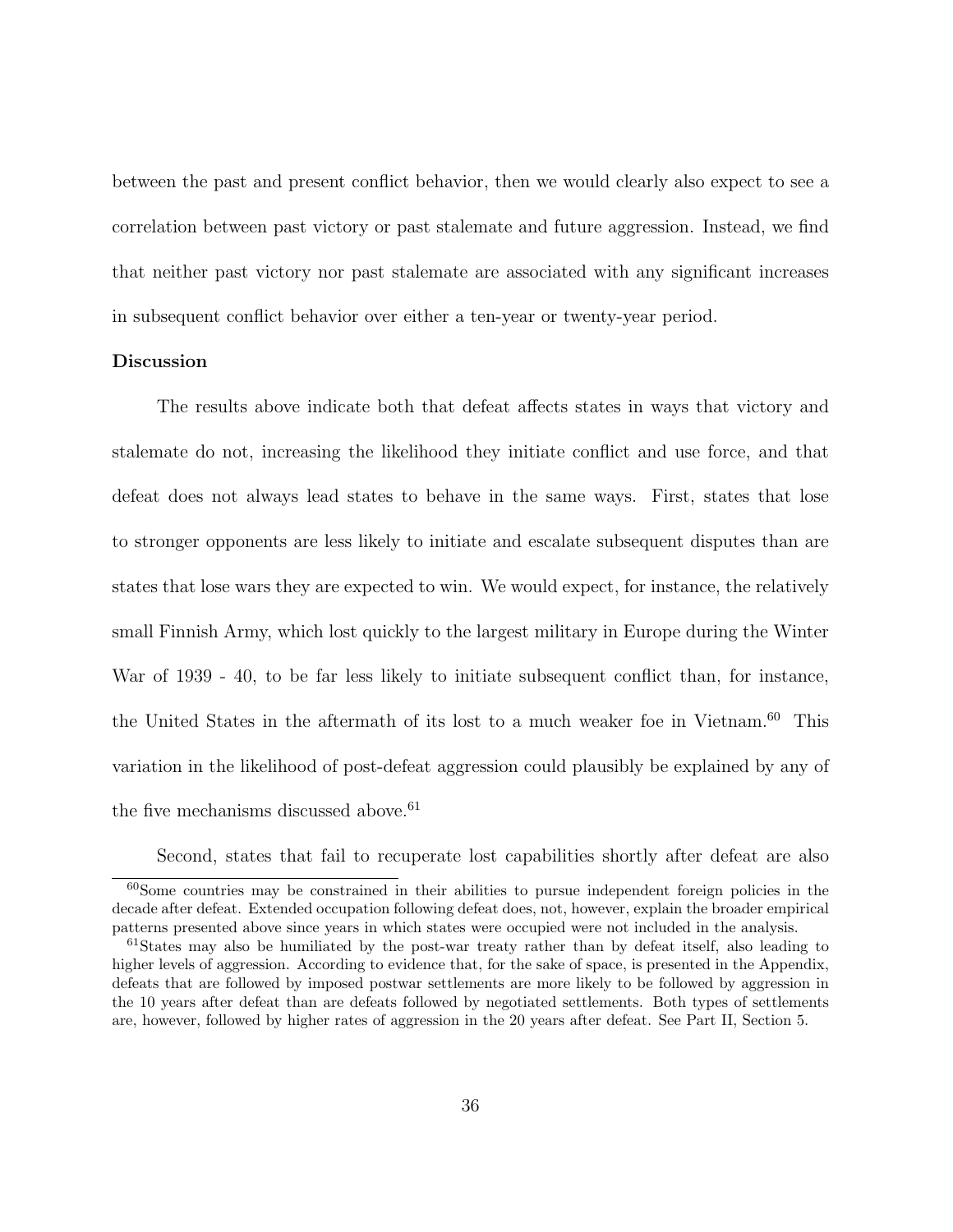between the past and present conflict behavior, then we would clearly also expect to see a correlation between past victory or past stalemate and future aggression. Instead, we find that neither past victory nor past stalemate are associated with any significant increases in subsequent conflict behavior over either a ten-year or twenty-year period.

**Discussion**

The results above indicate both that defeat affects states in ways that victory and stalemate do not, increasing the likelihood they initiate conflict and use force, and that defeat does not always lead states to behave in the same ways. First, states that lose to stronger opponents are less likely to initiate and escalate subsequent disputes than are states that lose wars they are expected to win. We would expect, for instance, the relatively small Finnish Army, which lost quickly to the largest military in Europe during the Winter War of 1939 - 40, to be far less likely to initiate subsequent conflict than, for instance, the United States in the aftermath of its lost to a much weaker foe in Vietnam.[60] This variation in the likelihood of post-defeat aggression could plausibly be explained by any of the five mechanisms discussed above.[61]

Second, states that fail to recuperate lost capabilities shortly after defeat are also

[60]Some countries may be constrained in their abilities to pursue independent foreign policies in the decade after defeat. Extended occupation following defeat does, not, however, explain the broader empirical patterns presented above since years in which states were occupied were not included in the analysis.

[61]States may also be humiliated by the post-war treaty rather than by defeat itself, also leading to higher levels of aggression. According to evidence that, for the sake of space, is presented in the Appendix, defeats that are followed by imposed postwar settlements are more likely to be followed by aggression in the 10 years after defeat than are defeats followed by negotiated settlements. Both types of settlements are, however, followed by higher rates of aggression in the 20 years after defeat. See Part II, Section 5.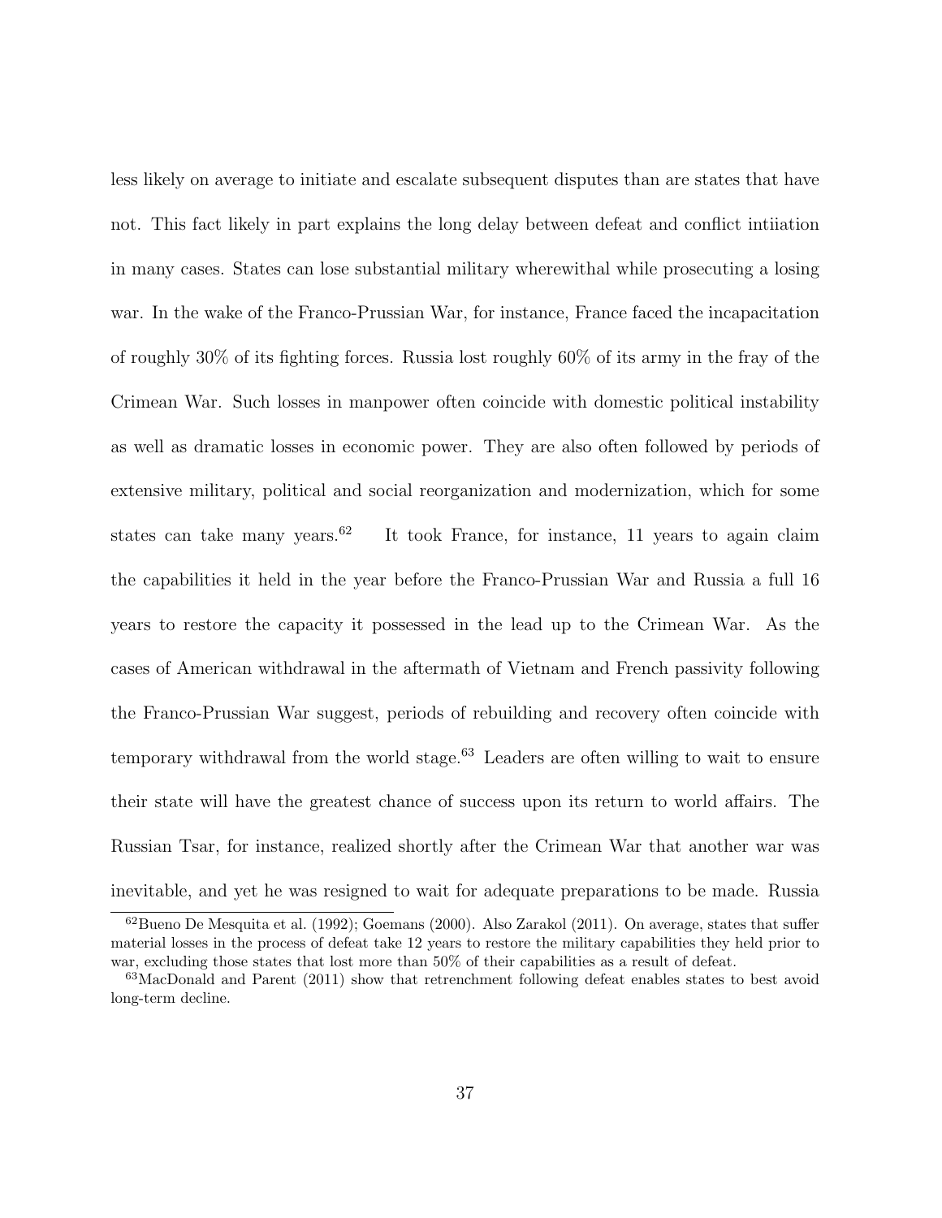less likely on average to initiate and escalate subsequent disputes than are states that have not. This fact likely in part explains the long delay between defeat and conflict intiiation in many cases. States can lose substantial military wherewithal while prosecuting a losing war. In the wake of the Franco-Prussian War, for instance, France faced the incapacitation of roughly 30% of its fighting forces. Russia lost roughly 60% of its army in the fray of the Crimean War. Such losses in manpower often coincide with domestic political instability as well as dramatic losses in economic power. They are also often followed by periods of extensive military, political and social reorganization and modernization, which for some states can take many years.[62] It took France, for instance, 11 years to again claim the capabilities it held in the year before the Franco-Prussian War and Russia a full 16 years to restore the capacity it possessed in the lead up to the Crimean War. As the cases of American withdrawal in the aftermath of Vietnam and French passivity following the Franco-Prussian War suggest, periods of rebuilding and recovery often coincide with temporary withdrawal from the world stage.[63] Leaders are often willing to wait to ensure their state will have the greatest chance of success upon its return to world affairs. The Russian Tsar, for instance, realized shortly after the Crimean War that another war was inevitable, and yet he was resigned to wait for adequate preparations to be made. Russia

[62] Bueno De Mesquita et al. (1992); Goemans (2000). Also Zarakol (2011). On average, states that suffer material losses in the process of defeat take 12 years to restore the military capabilities they held prior to war, excluding those states that lost more than 50% of their capabilities as a result of defeat.

[63] MacDonald and Parent (2011) show that retrenchment following defeat enables states to best avoid long-term decline.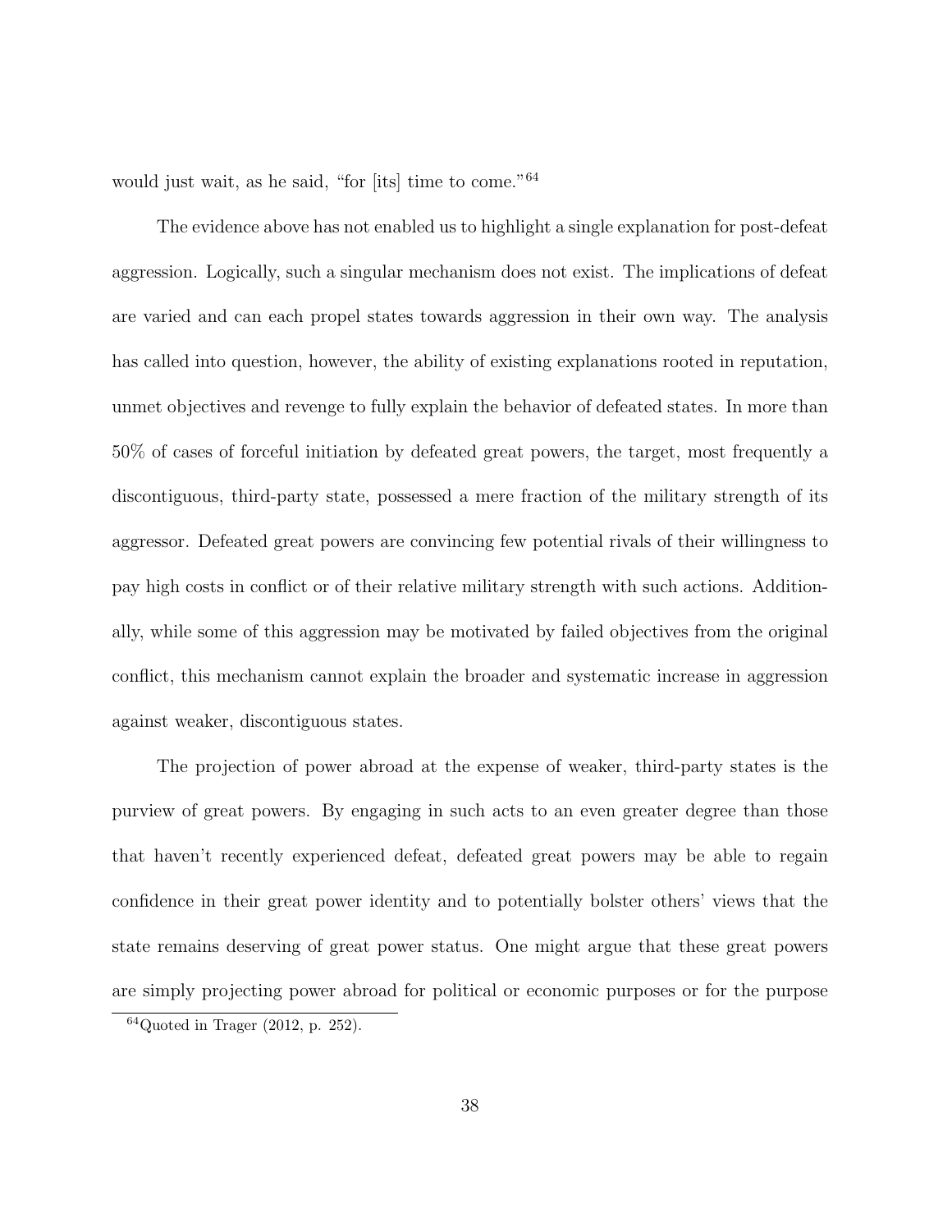would just wait, as he said, "for [its] time to come."[64]

The evidence above has not enabled us to highlight a single explanation for post-defeat aggression. Logically, such a singular mechanism does not exist. The implications of defeat are varied and can each propel states towards aggression in their own way. The analysis has called into question, however, the ability of existing explanations rooted in reputation, unmet objectives and revenge to fully explain the behavior of defeated states. In more than 50% of cases of forceful initiation by defeated great powers, the target, most frequently a discontiguous, third-party state, possessed a mere fraction of the military strength of its aggressor. Defeated great powers are convincing few potential rivals of their willingness to pay high costs in conflict or of their relative military strength with such actions. Additionally, while some of this aggression may be motivated by failed objectives from the original conflict, this mechanism cannot explain the broader and systematic increase in aggression against weaker, discontiguous states.

The projection of power abroad at the expense of weaker, third-party states is the purview of great powers. By engaging in such acts to an even greater degree than those that haven't recently experienced defeat, defeated great powers may be able to regain confidence in their great power identity and to potentially bolster others' views that the state remains deserving of great power status. One might argue that these great powers are simply projecting power abroad for political or economic purposes or for the purpose

[64] Quoted in Trager (2012, p. 252).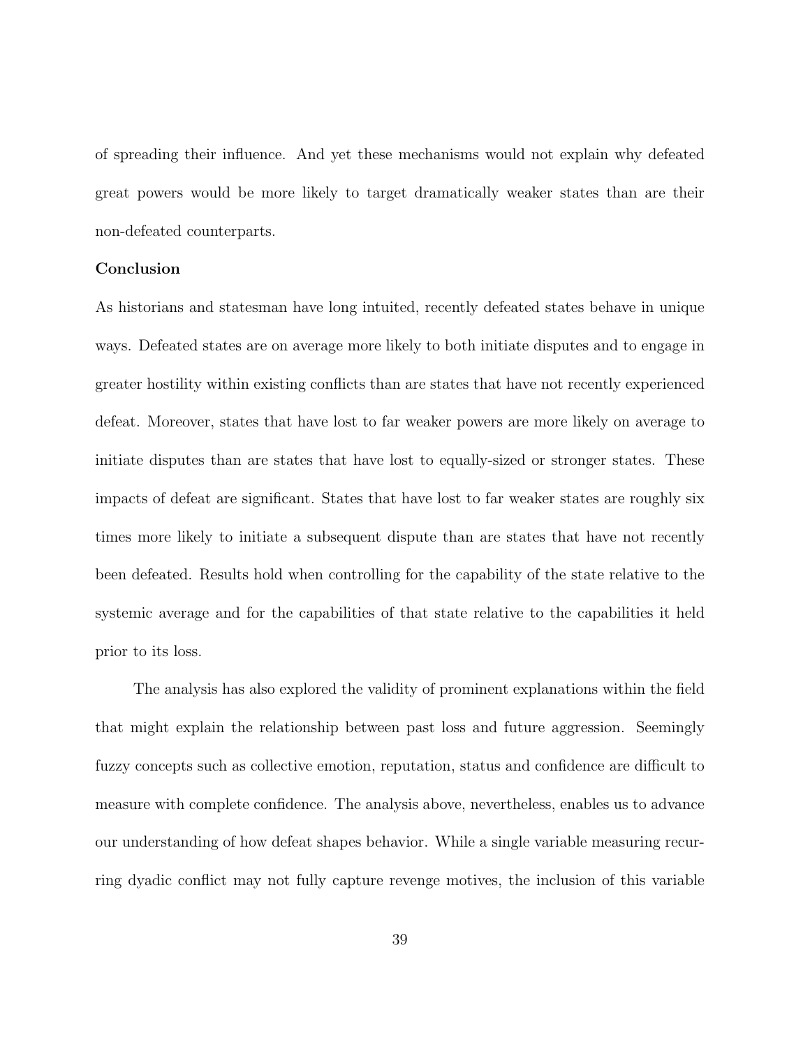of spreading their influence. And yet these mechanisms would not explain why defeated great powers would be more likely to target dramatically weaker states than are their non-defeated counterparts.

**Conclusion**

As historians and statesman have long intuited, recently defeated states behave in unique ways. Defeated states are on average more likely to both initiate disputes and to engage in greater hostility within existing conflicts than are states that have not recently experienced defeat. Moreover, states that have lost to far weaker powers are more likely on average to initiate disputes than are states that have lost to equally-sized or stronger states. These impacts of defeat are significant. States that have lost to far weaker states are roughly six times more likely to initiate a subsequent dispute than are states that have not recently been defeated. Results hold when controlling for the capability of the state relative to the systemic average and for the capabilities of that state relative to the capabilities it held prior to its loss.

The analysis has also explored the validity of prominent explanations within the field that might explain the relationship between past loss and future aggression. Seemingly fuzzy concepts such as collective emotion, reputation, status and confidence are difficult to measure with complete confidence. The analysis above, nevertheless, enables us to advance our understanding of how defeat shapes behavior. While a single variable measuring recurring dyadic conflict may not fully capture revenge motives, the inclusion of this variable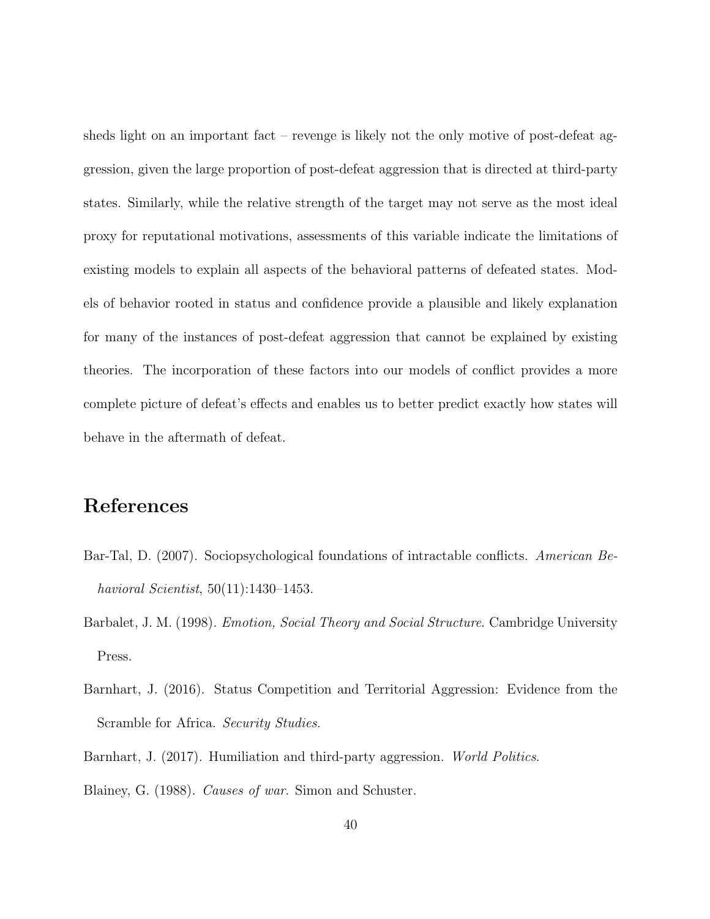sheds light on an important fact – revenge is likely not the only motive of post-defeat aggression, given the large proportion of post-defeat aggression that is directed at third-party states. Similarly, while the relative strength of the target may not serve as the most ideal proxy for reputational motivations, assessments of this variable indicate the limitations of existing models to explain all aspects of the behavioral patterns of defeated states. Models of behavior rooted in status and confidence provide a plausible and likely explanation for many of the instances of post-defeat aggression that cannot be explained by existing theories. The incorporation of these factors into our models of conflict provides a more complete picture of defeat's effects and enables us to better predict exactly how states will behave in the aftermath of defeat.

## References

Bar-Tal, D. (2007). Sociopsychological foundations of intractable conflicts. *American Behavioral Scientist*, 50(11):1430–1453.

Barbalet, J. M. (1998). *Emotion, Social Theory and Social Structure*. Cambridge University Press.

Barnhart, J. (2016). Status Competition and Territorial Aggression: Evidence from the Scramble for Africa. *Security Studies*.

Barnhart, J. (2017). Humiliation and third-party aggression. *World Politics*.

Blainey, G. (1988). *Causes of war*. Simon and Schuster.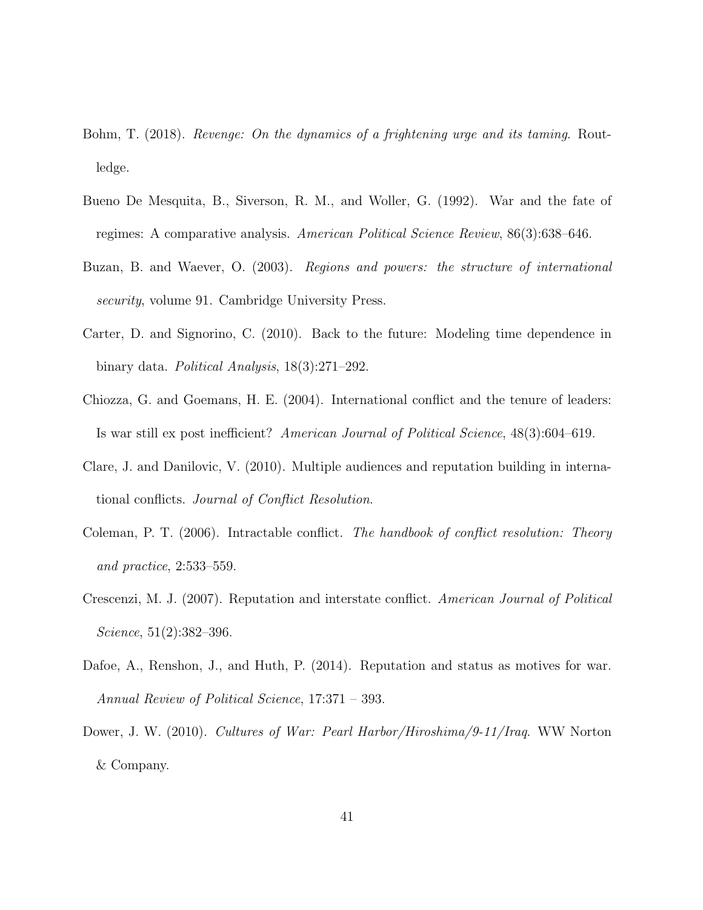Bohm, T. (2018). *Revenge: On the dynamics of a frightening urge and its taming*. Routledge.

Bueno De Mesquita, B., Siverson, R. M., and Woller, G. (1992). War and the fate of regimes: A comparative analysis. *American Political Science Review*, 86(3):638–646.

Buzan, B. and Waever, O. (2003). *Regions and powers: the structure of international security*, volume 91. Cambridge University Press.

Carter, D. and Signorino, C. (2010). Back to the future: Modeling time dependence in binary data. *Political Analysis*, 18(3):271–292.

Chiozza, G. and Goemans, H. E. (2004). International conflict and the tenure of leaders: Is war still ex post inefficient? *American Journal of Political Science*, 48(3):604–619.

Clare, J. and Danilovic, V. (2010). Multiple audiences and reputation building in international conflicts. *Journal of Conflict Resolution*.

Coleman, P. T. (2006). Intractable conflict. *The handbook of conflict resolution: Theory and practice*, 2:533–559.

Crescenzi, M. J. (2007). Reputation and interstate conflict. *American Journal of Political Science*, 51(2):382–396.

Dafoe, A., Renshon, J., and Huth, P. (2014). Reputation and status as motives for war. *Annual Review of Political Science*, 17:371 – 393.

Dower, J. W. (2010). *Cultures of War: Pearl Harbor/Hiroshima/9-11/Iraq*. WW Norton & Company.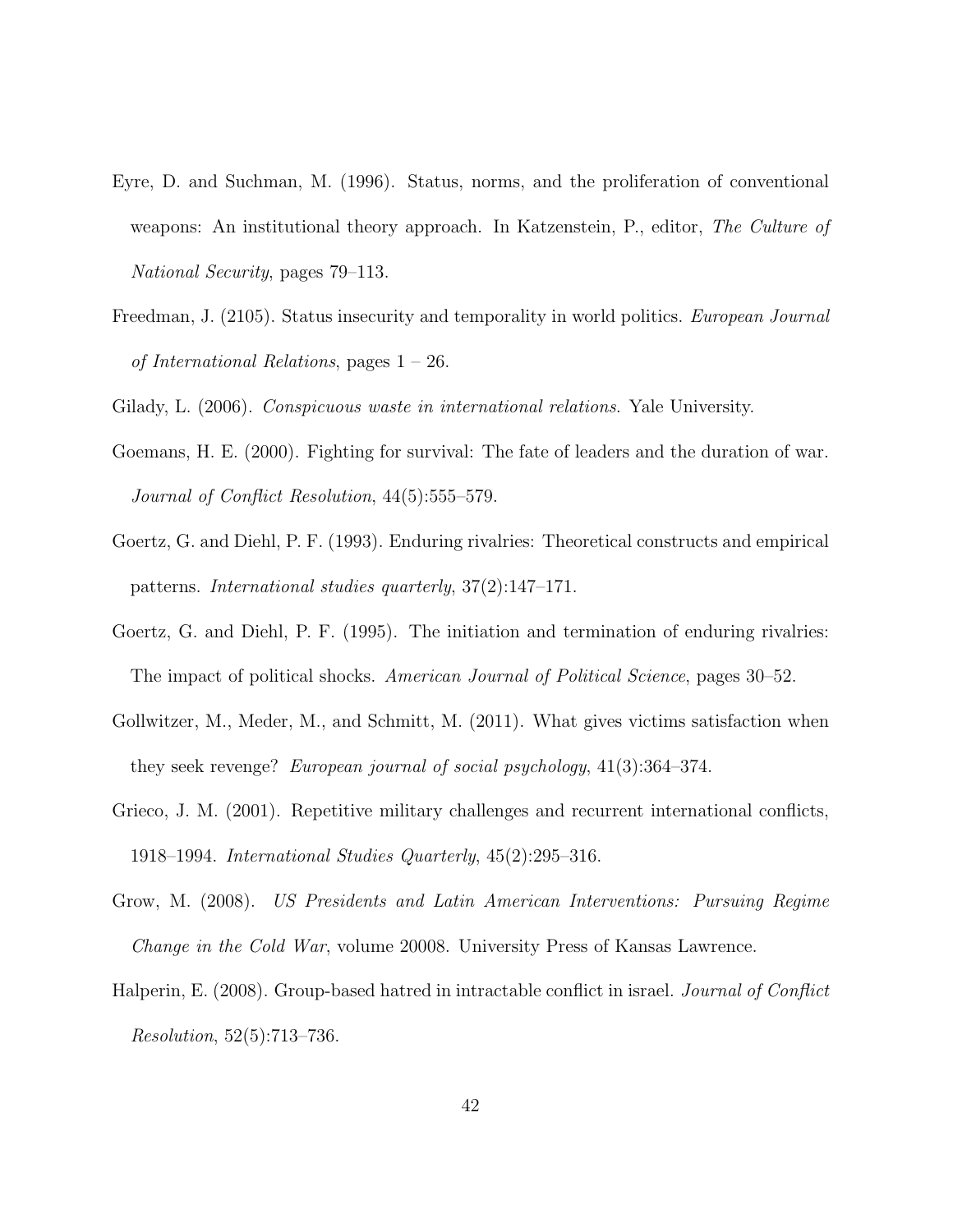Eyre, D. and Suchman, M. (1996). Status, norms, and the proliferation of conventional weapons: An institutional theory approach. In Katzenstein, P., editor, *The Culture of National Security*, pages 79–113.

Freedman, J. (2105). Status insecurity and temporality in world politics. *European Journal of International Relations*, pages 1 – 26.

Gilady, L. (2006). *Conspicuous waste in international relations*. Yale University.

Goemans, H. E. (2000). Fighting for survival: The fate of leaders and the duration of war. *Journal of Conflict Resolution*, 44(5):555–579.

Goertz, G. and Diehl, P. F. (1993). Enduring rivalries: Theoretical constructs and empirical patterns. *International studies quarterly*, 37(2):147–171.

Goertz, G. and Diehl, P. F. (1995). The initiation and termination of enduring rivalries: The impact of political shocks. *American Journal of Political Science*, pages 30–52.

Gollwitzer, M., Meder, M., and Schmitt, M. (2011). What gives victims satisfaction when they seek revenge? *European journal of social psychology*, 41(3):364–374.

Grieco, J. M. (2001). Repetitive military challenges and recurrent international conflicts, 1918–1994. *International Studies Quarterly*, 45(2):295–316.

Grow, M. (2008). *US Presidents and Latin American Interventions: Pursuing Regime Change in the Cold War*, volume 20008. University Press of Kansas Lawrence.

Halperin, E. (2008). Group-based hatred in intractable conflict in israel. *Journal of Conflict Resolution*, 52(5):713–736.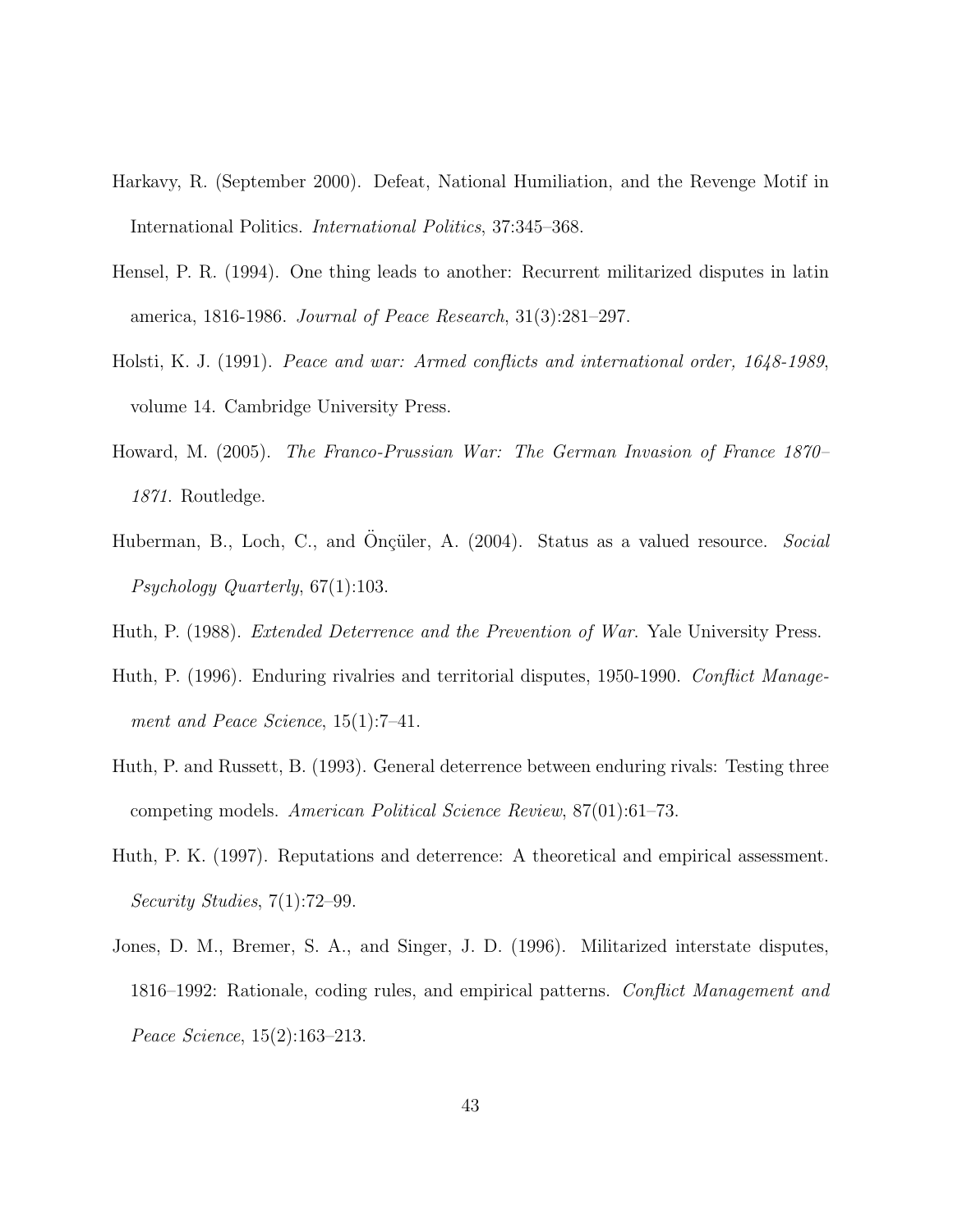Harkavy, R. (September 2000). Defeat, National Humiliation, and the Revenge Motif in International Politics. *International Politics*, 37:345–368.

Hensel, P. R. (1994). One thing leads to another: Recurrent militarized disputes in latin america, 1816-1986. *Journal of Peace Research*, 31(3):281–297.

Holsti, K. J. (1991). *Peace and war: Armed conflicts and international order, 1648-1989*, volume 14. Cambridge University Press.

Howard, M. (2005). *The Franco-Prussian War: The German Invasion of France 1870–1871*. Routledge.

Huberman, B., Loch, C., and Önçüler, A. (2004). Status as a valued resource. *Social Psychology Quarterly*, 67(1):103.

Huth, P. (1988). *Extended Deterrence and the Prevention of War*. Yale University Press.

Huth, P. (1996). Enduring rivalries and territorial disputes, 1950-1990. *Conflict Management and Peace Science*, 15(1):7–41.

Huth, P. and Russett, B. (1993). General deterrence between enduring rivals: Testing three competing models. *American Political Science Review*, 87(01):61–73.

Huth, P. K. (1997). Reputations and deterrence: A theoretical and empirical assessment. *Security Studies*, 7(1):72–99.

Jones, D. M., Bremer, S. A., and Singer, J. D. (1996). Militarized interstate disputes, 1816–1992: Rationale, coding rules, and empirical patterns. *Conflict Management and Peace Science*, 15(2):163–213.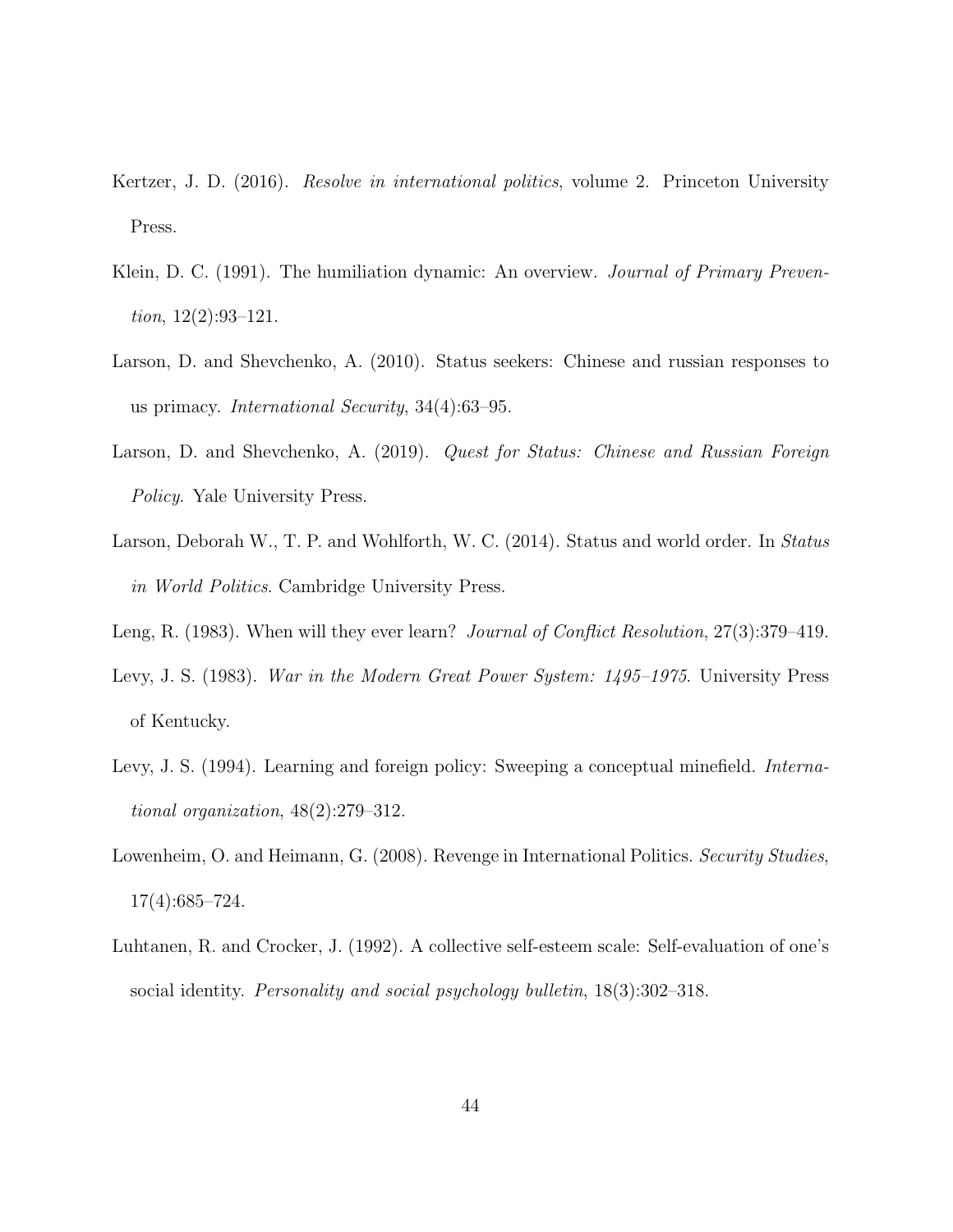Kertzer, J. D. (2016). *Resolve in international politics*, volume 2. Princeton University Press.

Klein, D. C. (1991). The humiliation dynamic: An overview. *Journal of Primary Prevention*, 12(2):93–121.

Larson, D. and Shevchenko, A. (2010). Status seekers: Chinese and russian responses to us primacy. *International Security*, 34(4):63–95.

Larson, D. and Shevchenko, A. (2019). *Quest for Status: Chinese and Russian Foreign Policy*. Yale University Press.

Larson, Deborah W., T. P. and Wohlforth, W. C. (2014). Status and world order. In *Status in World Politics*. Cambridge University Press.

Leng, R. (1983). When will they ever learn? *Journal of Conflict Resolution*, 27(3):379–419.

Levy, J. S. (1983). *War in the Modern Great Power System: 1495–1975*. University Press of Kentucky.

Levy, J. S. (1994). Learning and foreign policy: Sweeping a conceptual minefield. *International organization*, 48(2):279–312.

Lowenheim, O. and Heimann, G. (2008). Revenge in International Politics. *Security Studies*, 17(4):685–724.

Luhtanen, R. and Crocker, J. (1992). A collective self-esteem scale: Self-evaluation of one's social identity. *Personality and social psychology bulletin*, 18(3):302–318.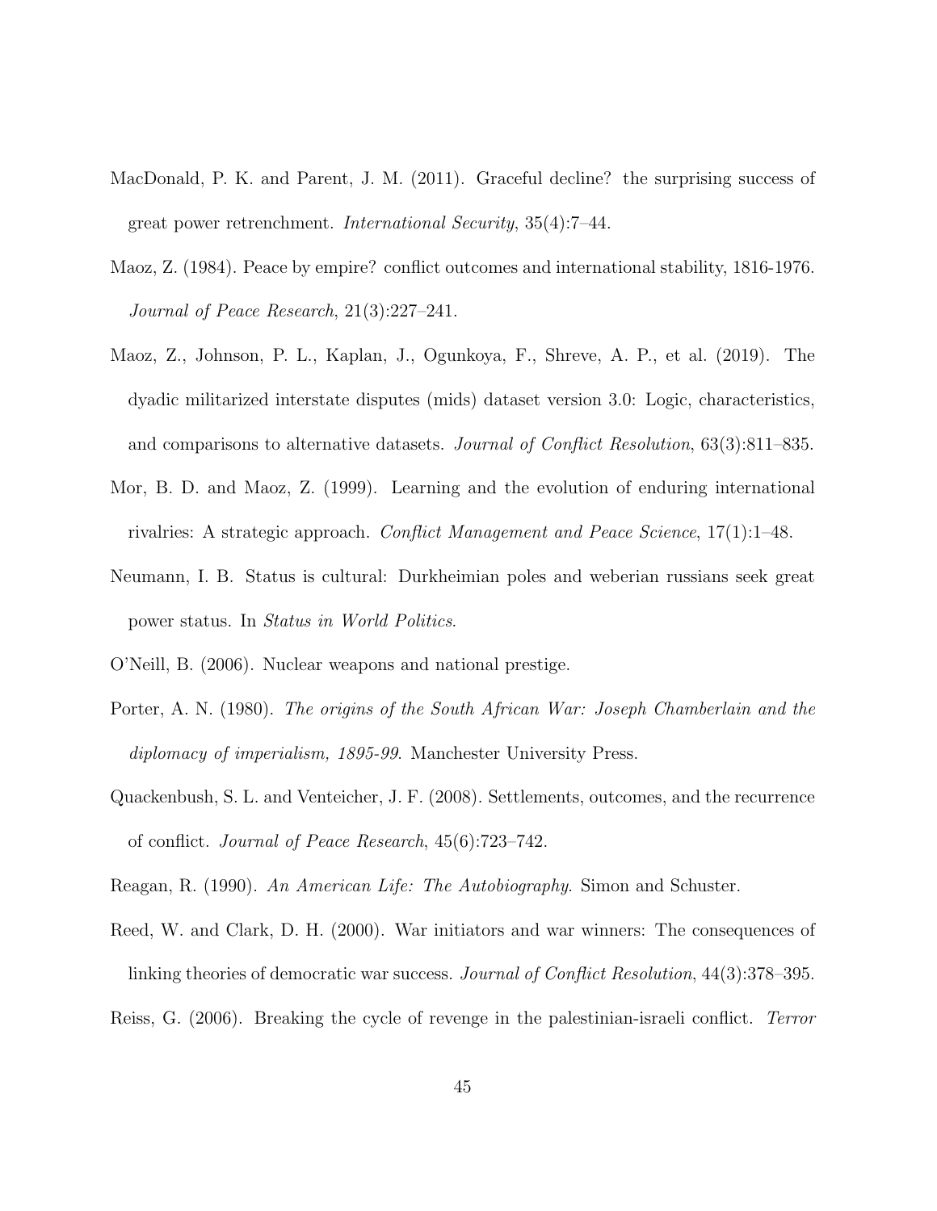MacDonald, P. K. and Parent, J. M. (2011). Graceful decline? the surprising success of great power retrenchment. *International Security*, 35(4):7–44.

Maoz, Z. (1984). Peace by empire? conflict outcomes and international stability, 1816-1976. *Journal of Peace Research*, 21(3):227–241.

Maoz, Z., Johnson, P. L., Kaplan, J., Ogunkoya, F., Shreve, A. P., et al. (2019). The dyadic militarized interstate disputes (mids) dataset version 3.0: Logic, characteristics, and comparisons to alternative datasets. *Journal of Conflict Resolution*, 63(3):811–835.

Mor, B. D. and Maoz, Z. (1999). Learning and the evolution of enduring international rivalries: A strategic approach. *Conflict Management and Peace Science*, 17(1):1–48.

Neumann, I. B. Status is cultural: Durkheimian poles and weberian russians seek great power status. In *Status in World Politics*.

O'Neill, B. (2006). Nuclear weapons and national prestige.

Porter, A. N. (1980). *The origins of the South African War: Joseph Chamberlain and the diplomacy of imperialism, 1895-99*. Manchester University Press.

Quackenbush, S. L. and Venteicher, J. F. (2008). Settlements, outcomes, and the recurrence of conflict. *Journal of Peace Research*, 45(6):723–742.

Reagan, R. (1990). *An American Life: The Autobiography*. Simon and Schuster.

Reed, W. and Clark, D. H. (2000). War initiators and war winners: The consequences of linking theories of democratic war success. *Journal of Conflict Resolution*, 44(3):378–395.

Reiss, G. (2006). Breaking the cycle of revenge in the palestinian-israeli conflict. *Terror*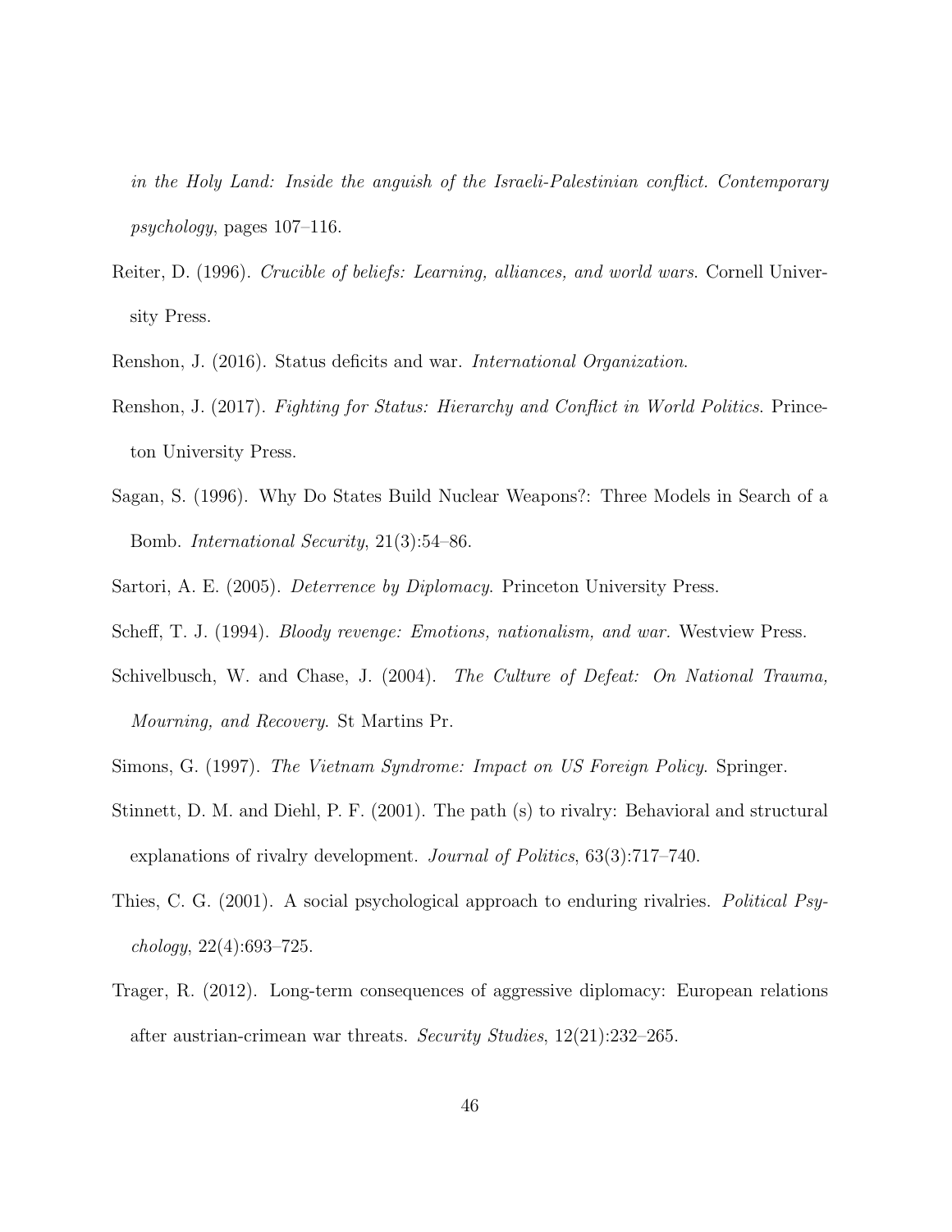*in the Holy Land: Inside the anguish of the Israeli-Palestinian conflict. Contemporary psychology*, pages 107–116.

Reiter, D. (1996). *Crucible of beliefs: Learning, alliances, and world wars*. Cornell University Press.

Renshon, J. (2016). Status deficits and war. *International Organization*.

Renshon, J. (2017). *Fighting for Status: Hierarchy and Conflict in World Politics*. Princeton University Press.

Sagan, S. (1996). Why Do States Build Nuclear Weapons?: Three Models in Search of a Bomb. *International Security*, 21(3):54–86.

Sartori, A. E. (2005). *Deterrence by Diplomacy*. Princeton University Press.

Scheff, T. J. (1994). *Bloody revenge: Emotions, nationalism, and war.* Westview Press.

Schivelbusch, W. and Chase, J. (2004). *The Culture of Defeat: On National Trauma, Mourning, and Recovery*. St Martins Pr.

Simons, G. (1997). *The Vietnam Syndrome: Impact on US Foreign Policy*. Springer.

Stinnett, D. M. and Diehl, P. F. (2001). The path (s) to rivalry: Behavioral and structural explanations of rivalry development. *Journal of Politics*, 63(3):717–740.

Thies, C. G. (2001). A social psychological approach to enduring rivalries. *Political Psychology*, 22(4):693–725.

Trager, R. (2012). Long-term consequences of aggressive diplomacy: European relations after austrian-crimean war threats. *Security Studies*, 12(21):232–265.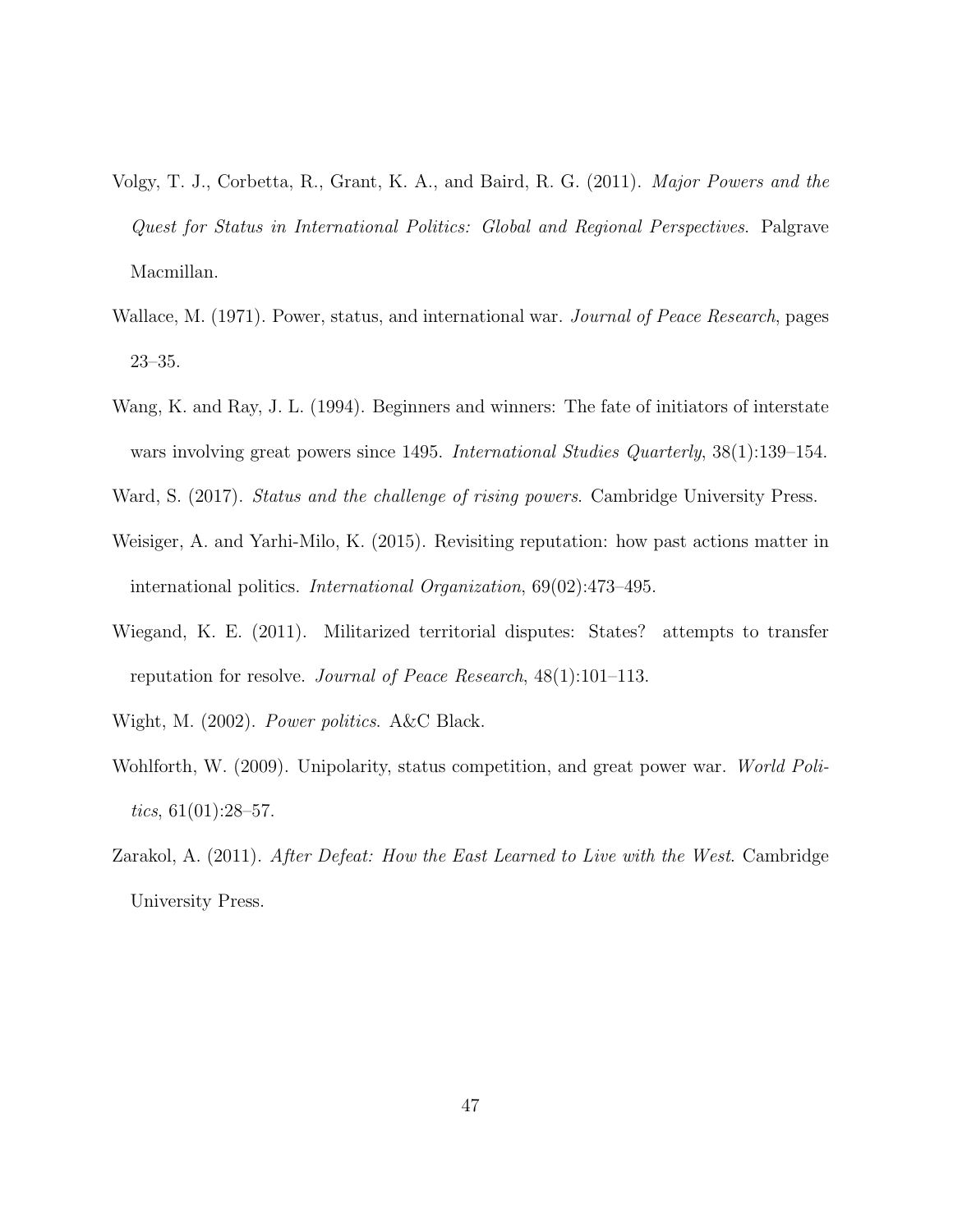Volgy, T. J., Corbetta, R., Grant, K. A., and Baird, R. G. (2011). *Major Powers and the Quest for Status in International Politics: Global and Regional Perspectives*. Palgrave Macmillan.

Wallace, M. (1971). Power, status, and international war. *Journal of Peace Research*, pages 23–35.

Wang, K. and Ray, J. L. (1994). Beginners and winners: The fate of initiators of interstate wars involving great powers since 1495. *International Studies Quarterly*, 38(1):139–154.

Ward, S. (2017). *Status and the challenge of rising powers*. Cambridge University Press.

Weisiger, A. and Yarhi-Milo, K. (2015). Revisiting reputation: how past actions matter in international politics. *International Organization*, 69(02):473–495.

Wiegand, K. E. (2011). Militarized territorial disputes: States? attempts to transfer reputation for resolve. *Journal of Peace Research*, 48(1):101–113.

Wight, M. (2002). *Power politics*. A&C Black.

Wohlforth, W. (2009). Unipolarity, status competition, and great power war. *World Politics*, 61(01):28–57.

Zarakol, A. (2011). *After Defeat: How the East Learned to Live with the West*. Cambridge University Press.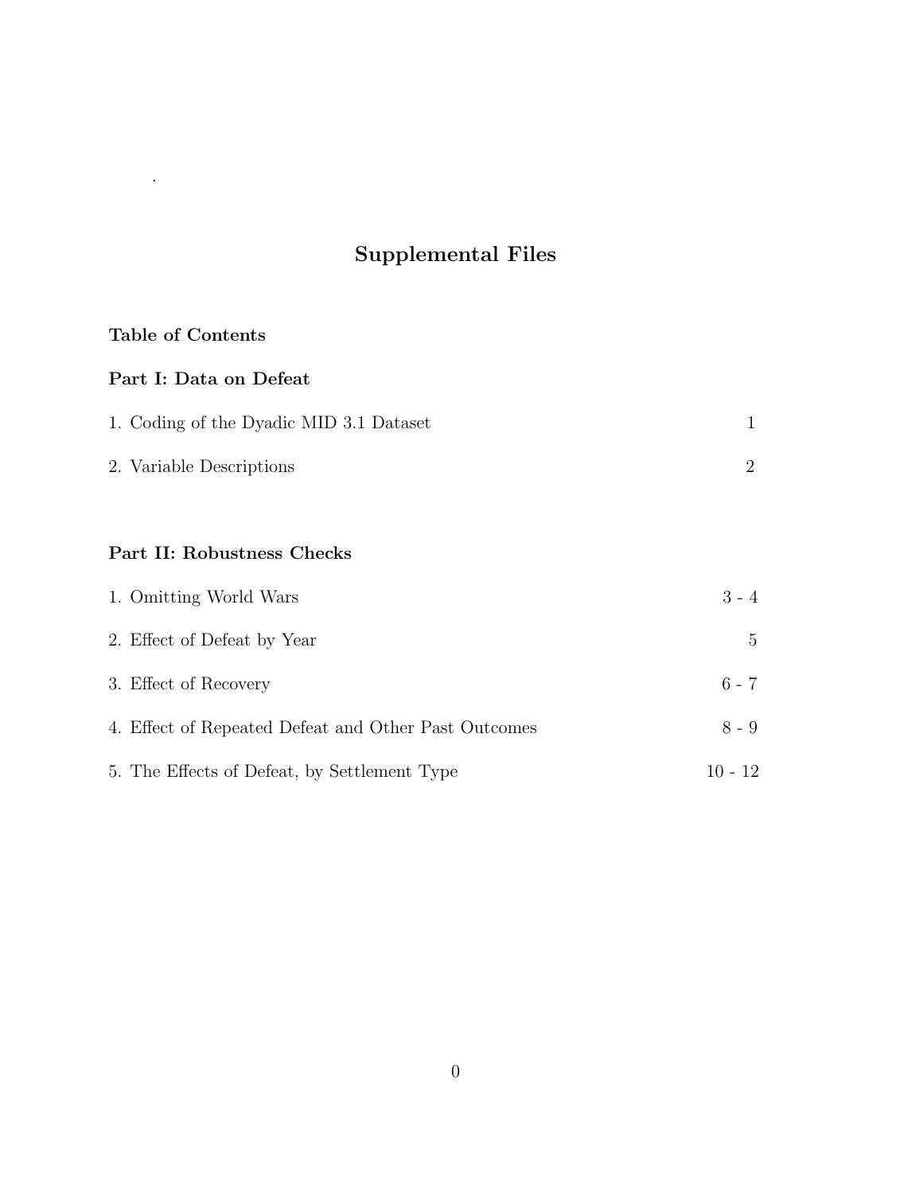## Supplemental Files

### Table of Contents

### Part I: Data on Defeat

| | |
|---|---|
| 1. Coding of the Dyadic MID 3.1 Dataset | 1 |
| 2. Variable Descriptions | 2 |

### Part II: Robustness Checks

| | |
|---|---|
| 1. Omitting World Wars | 3 - 4 |
| 2. Effect of Defeat by Year | 5 |
| 3. Effect of Recovery | 6 - 7 |
| 4. Effect of Repeated Defeat and Other Past Outcomes | 8 - 9 |
| 5. The Effects of Defeat, by Settlement Type | 10 - 12 |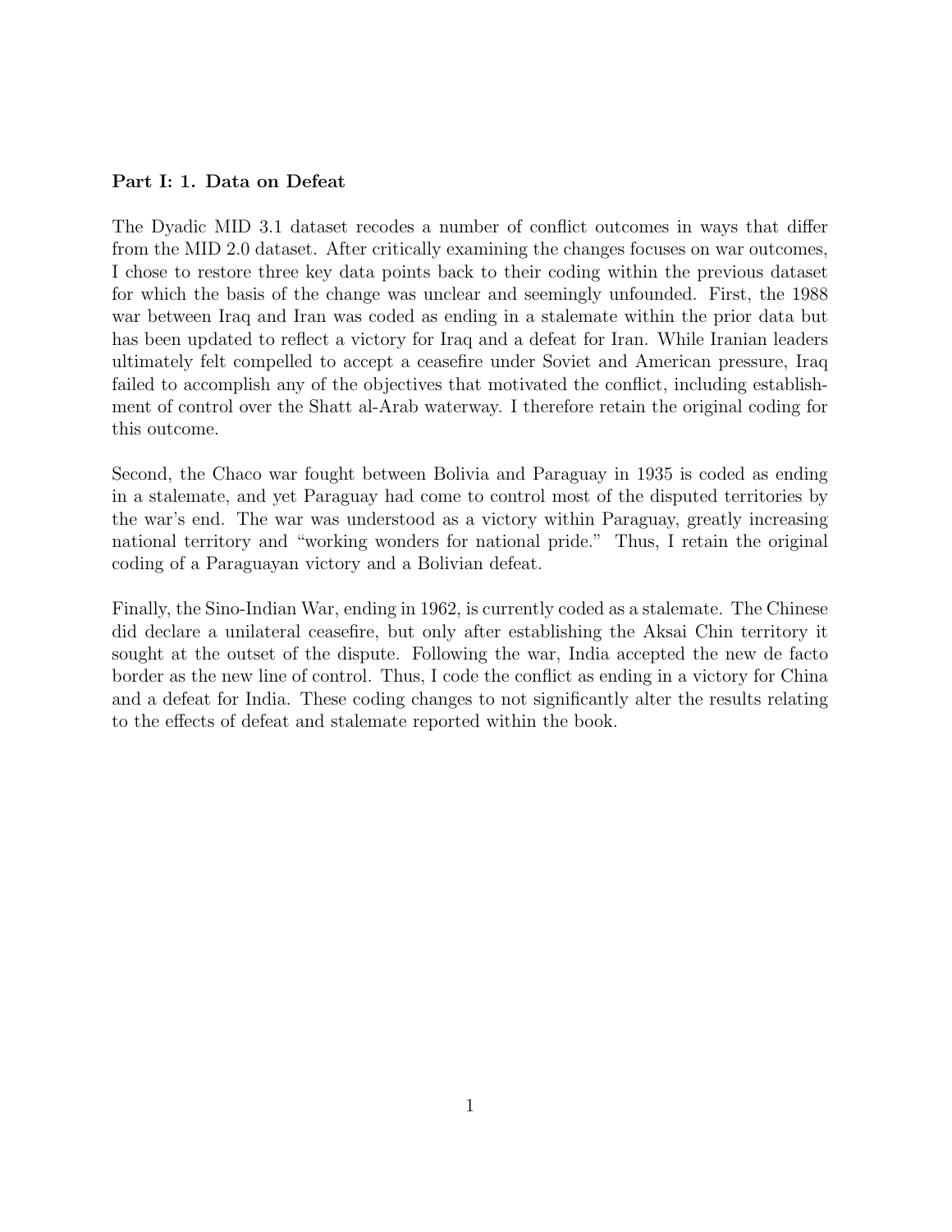**Part I: 1. Data on Defeat**

The Dyadic MID 3.1 dataset recodes a number of conflict outcomes in ways that differ from the MID 2.0 dataset. After critically examining the changes focuses on war outcomes, I chose to restore three key data points back to their coding within the previous dataset for which the basis of the change was unclear and seemingly unfounded. First, the 1988 war between Iraq and Iran was coded as ending in a stalemate within the prior data but has been updated to reflect a victory for Iraq and a defeat for Iran. While Iranian leaders ultimately felt compelled to accept a ceasefire under Soviet and American pressure, Iraq failed to accomplish any of the objectives that motivated the conflict, including establishment of control over the Shatt al-Arab waterway. I therefore retain the original coding for this outcome.

Second, the Chaco war fought between Bolivia and Paraguay in 1935 is coded as ending in a stalemate, and yet Paraguay had come to control most of the disputed territories by the war's end. The war was understood as a victory within Paraguay, greatly increasing national territory and "working wonders for national pride." Thus, I retain the original coding of a Paraguayan victory and a Bolivian defeat.

Finally, the Sino-Indian War, ending in 1962, is currently coded as a stalemate. The Chinese did declare a unilateral ceasefire, but only after establishing the Aksai Chin territory it sought at the outset of the dispute. Following the war, India accepted the new de facto border as the new line of control. Thus, I code the conflict as ending in a victory for China and a defeat for India. These coding changes to not significantly alter the results relating to the effects of defeat and stalemate reported within the book.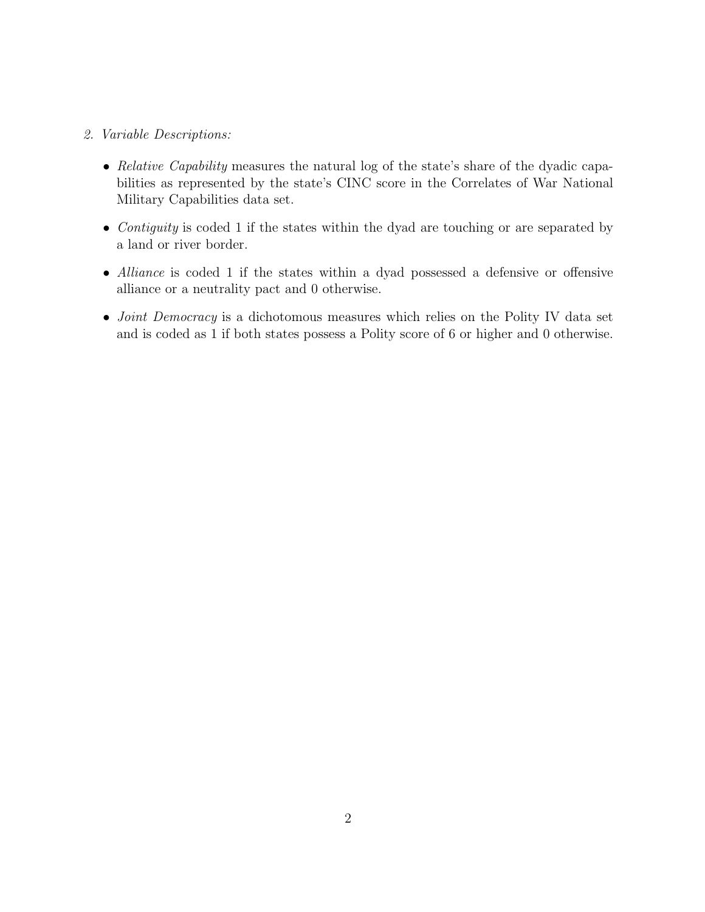2. *Variable Descriptions:*

   - *Relative Capability* measures the natural log of the state's share of the dyadic capabilities as represented by the state's CINC score in the Correlates of War National Military Capabilities data set.
   - *Contiguity* is coded 1 if the states within the dyad are touching or are separated by a land or river border.
   - *Alliance* is coded 1 if the states within a dyad possessed a defensive or offensive alliance or a neutrality pact and 0 otherwise.
   - *Joint Democracy* is a dichotomous measures which relies on the Polity IV data set and is coded as 1 if both states possess a Polity score of 6 or higher and 0 otherwise.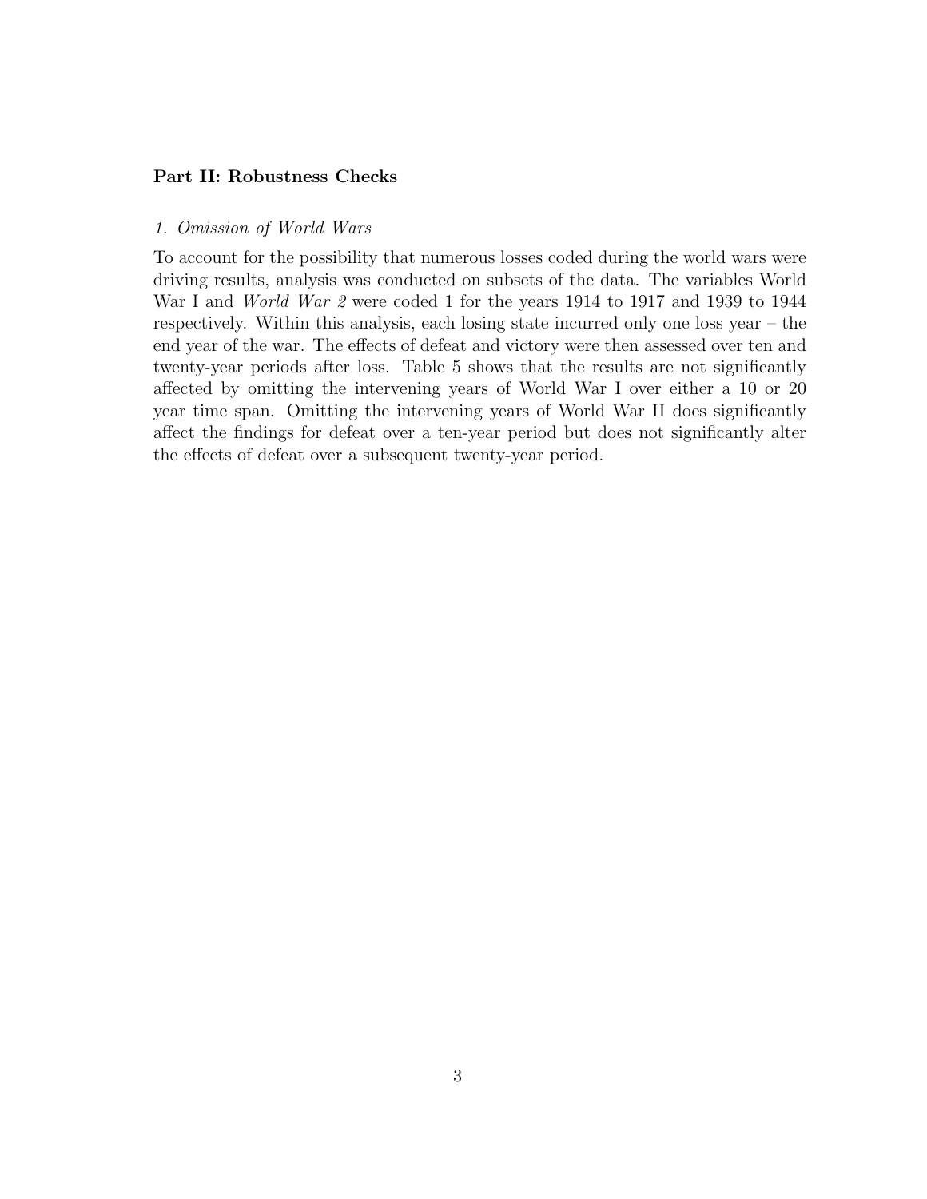**Part II: Robustness Checks**

*1. Omission of World Wars*

To account for the possibility that numerous losses coded during the world wars were driving results, analysis was conducted on subsets of the data. The variables World War I and *World War 2* were coded 1 for the years 1914 to 1917 and 1939 to 1944 respectively. Within this analysis, each losing state incurred only one loss year – the end year of the war. The effects of defeat and victory were then assessed over ten and twenty-year periods after loss. Table 5 shows that the results are not significantly affected by omitting the intervening years of World War I over either a 10 or 20 year time span. Omitting the intervening years of World War II does significantly affect the findings for defeat over a ten-year period but does not significantly alter the effects of defeat over a subsequent twenty-year period.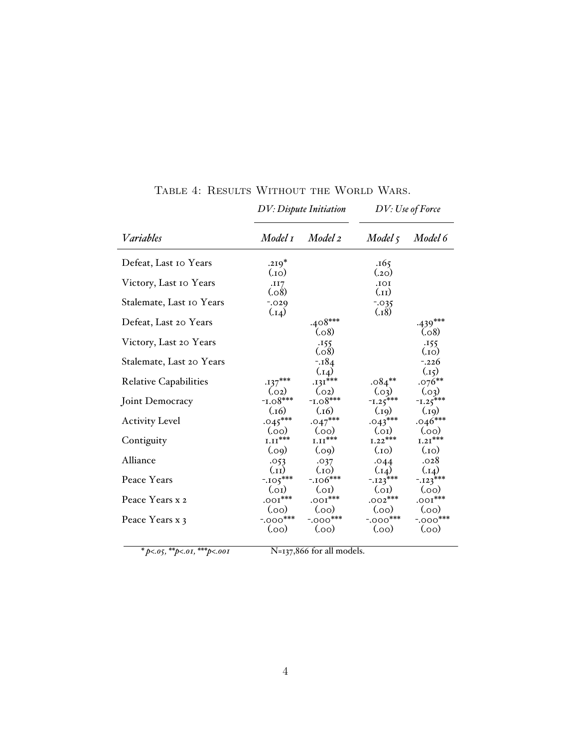# Table 4: Results Without the World Wars.

| | *DV: Dispute Initiation* | | *DV: Use of Force* | |
|---|---|---|---|---|
| *Variables* | *Model 1* | *Model 2* | *Model 5* | *Model 6* |
| Defeat, Last 10 Years | .219* | | .165 | |
| | (.10) | | (.20) | |
| Victory, Last 10 Years | .117 | | .101 | |
| | (.08) | | (.11) | |
| Stalemate, Last 10 Years | -.029 | | -.035 | |
| | (.14) | | (.18) | |
| Defeat, Last 20 Years | | .408*** | | .439*** |
| | | (.08) | | (.08) |
| Victory, Last 20 Years | | .155 | | .155 |
| | | (.08) | | (.10) |
| Stalemate, Last 20 Years | | -.184 | | -.226 |
| | | (.14) | | (.15) |
| Relative Capabilities | .137*** | .131*** | .084** | .076** |
| | (.02) | (.02) | (.03) | (.03) |
| Joint Democracy | -1.08*** | -1.08*** | -1.25*** | -1.25*** |
| | (.16) | (.16) | (.19) | (.19) |
| Activity Level | .045*** | .047*** | .043*** | .046*** |
| | (.00) | (.00) | (.01) | (.00) |
| Contiguity | 1.11*** | 1.11*** | 1.22*** | 1.21*** |
| | (.09) | (.09) | (.10) | (.10) |
| Alliance | .053 | .037 | .044 | .028 |
| | (.11) | (.10) | (.14) | (.14) |
| Peace Years | -.105*** | -.106*** | -.123*** | -.123*** |
| | (.01) | (.01) | (.01) | (.00) |
| Peace Years x 2 | .001*** | .001*** | .002*** | .001*** |
| | (.00) | (.00) | (.00) | (.00) |
| Peace Years x 3 | -.000*** | -.000*** | -.000*** | -.000*** |
| | (.00) | (.00) | (.00) | (.00) |

*\* p<.05, \*\*p<.01, \*\*\*p<.001* N=137,866 for all models.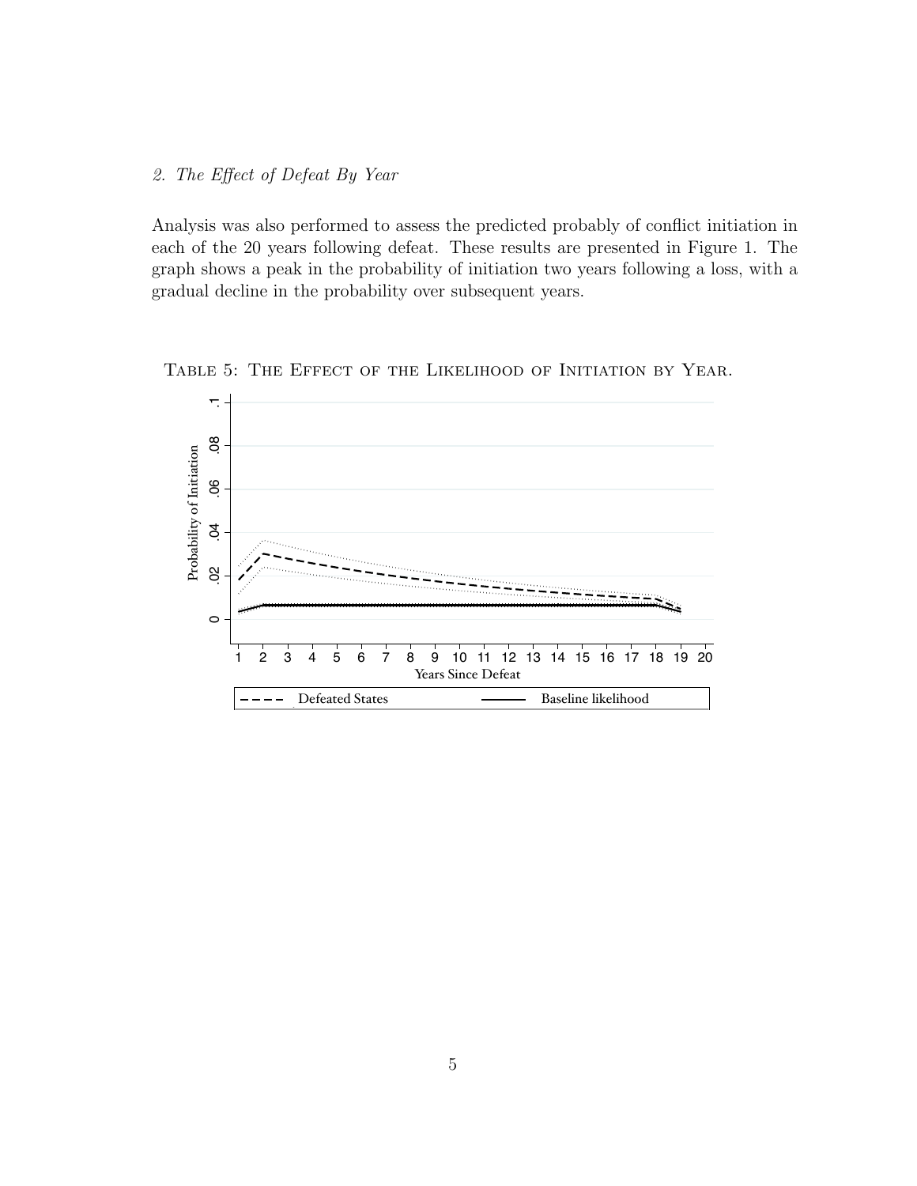*2. The Effect of Defeat By Year*

Analysis was also performed to assess the predicted probably of conflict initiation in each of the 20 years following defeat. These results are presented in Figure 1. The graph shows a peak in the probability of initiation two years following a loss, with a gradual decline in the probability over subsequent years.

Table 5: The Effect of the Likelihood of Initiation by Year.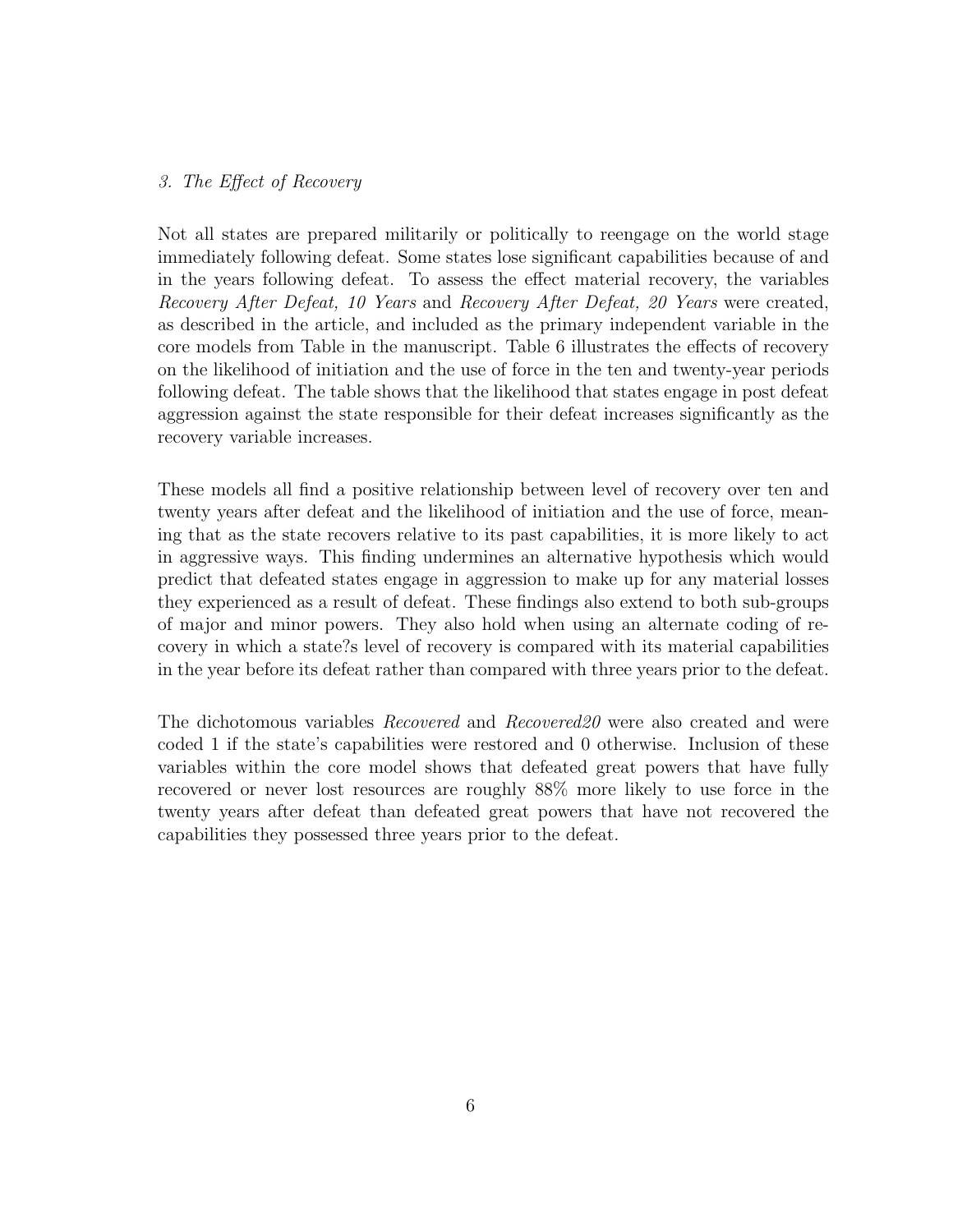*3. The Effect of Recovery*

Not all states are prepared militarily or politically to reengage on the world stage immediately following defeat. Some states lose significant capabilities because of and in the years following defeat. To assess the effect material recovery, the variables *Recovery After Defeat, 10 Years* and *Recovery After Defeat, 20 Years* were created, as described in the article, and included as the primary independent variable in the core models from Table in the manuscript. Table 6 illustrates the effects of recovery on the likelihood of initiation and the use of force in the ten and twenty-year periods following defeat. The table shows that the likelihood that states engage in post defeat aggression against the state responsible for their defeat increases significantly as the recovery variable increases.

These models all find a positive relationship between level of recovery over ten and twenty years after defeat and the likelihood of initiation and the use of force, meaning that as the state recovers relative to its past capabilities, it is more likely to act in aggressive ways. This finding undermines an alternative hypothesis which would predict that defeated states engage in aggression to make up for any material losses they experienced as a result of defeat. These findings also extend to both sub-groups of major and minor powers. They also hold when using an alternate coding of recovery in which a state?s level of recovery is compared with its material capabilities in the year before its defeat rather than compared with three years prior to the defeat.

The dichotomous variables *Recovered* and *Recovered20* were also created and were coded 1 if the state's capabilities were restored and 0 otherwise. Inclusion of these variables within the core model shows that defeated great powers that have fully recovered or never lost resources are roughly 88% more likely to use force in the twenty years after defeat than defeated great powers that have not recovered the capabilities they possessed three years prior to the defeat.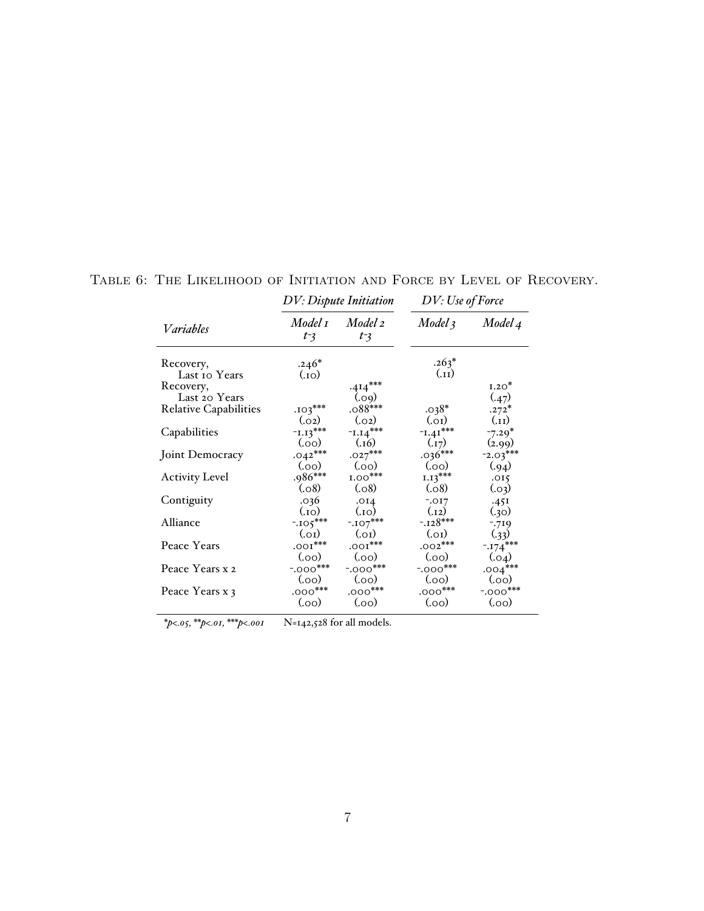Table 6: The Likelihood of Initiation and Force by Level of Recovery.

| *Variables* | *DV: Dispute Initiation* | | *DV: Use of Force* | |
|---|---|---|---|---|
| | *Model 1* *t-3* | *Model 2* *t-3* | *Model 3* | *Model 4* |
| Recovery, Last 10 Years | .246* | | .263* | |
| | (.10) | | (.11) | |
| Recovery, Last 20 Years | | .414*** | | 1.20* |
| | | (.09) | | (.47) |
| Relative Capabilities | .103*** | .088*** | .038* | .272* |
| | (.02) | (.02) | (.01) | (.11) |
| Capabilities | -1.13*** | -1.14*** | -1.41*** | -7.29* |
| | (.00) | (.16) | (.17) | (2.99) |
| Joint Democracy | .042*** | .027*** | .036*** | -2.03*** |
| | (.00) | (.00) | (.00) | (.94) |
| Activity Level | .986*** | 1.00*** | 1.13*** | .015 |
| | (.08) | (.08) | (.08) | (.03) |
| Contiguity | .036 | .014 | -.017 | .451 |
| | (.10) | (.10) | (.12) | (.30) |
| Alliance | -.105*** | -.107*** | -.128*** | -.719 |
| | (.01) | (.01) | (.01) | (.33) |
| Peace Years | .001*** | .001*** | .002*** | -.174*** |
| | (.00) | (.00) | (.00) | (.04) |
| Peace Years x 2 | -.000*** | -.000*** | -.000*** | .004*** |
| | (.00) | (.00) | (.00) | (.00) |
| Peace Years x 3 | .000*** | .000*** | .000*** | -.000*** |
| | (.00) | (.00) | (.00) | (.00) |

**p*<.05, ***p*<.01, ****p*<.001 N=142,528 for all models.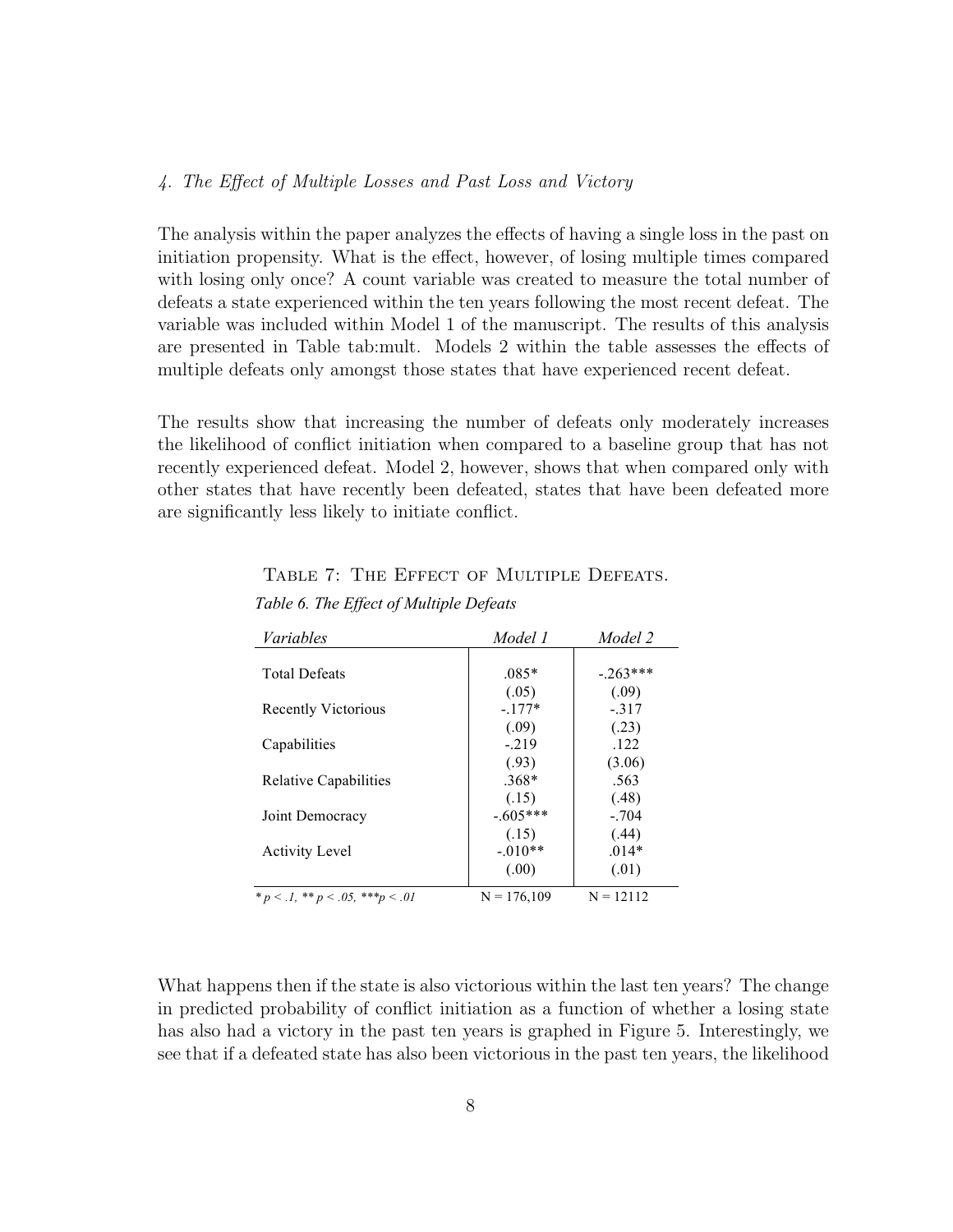*4. The Effect of Multiple Losses and Past Loss and Victory*

The analysis within the paper analyzes the effects of having a single loss in the past on initiation propensity. What is the effect, however, of losing multiple times compared with losing only once? A count variable was created to measure the total number of defeats a state experienced within the ten years following the most recent defeat. The variable was included within Model 1 of the manuscript. The results of this analysis are presented in Table tab:mult. Models 2 within the table assesses the effects of multiple defeats only amongst those states that have experienced recent defeat.

The results show that increasing the number of defeats only moderately increases the likelihood of conflict initiation when compared to a baseline group that has not recently experienced defeat. Model 2, however, shows that when compared only with other states that have recently been defeated, states that have been defeated more are significantly less likely to initiate conflict.

TABLE 7: THE EFFECT OF MULTIPLE DEFEATS.

*Table 6. The Effect of Multiple Defeats*

| *Variables* | *Model 1* | *Model 2* |
|---|---|---|
| Total Defeats | .085* | -.263*** |
| | (.05) | (.09) |
| Recently Victorious | -.177* | -.317 |
| | (.09) | (.23) |
| Capabilities | -.219 | .122 |
| | (.93) | (3.06) |
| Relative Capabilities | .368* | .563 |
| | (.15) | (.48) |
| Joint Democracy | -.605*** | -.704 |
| | (.15) | (.44) |
| Activity Level | -.010** | .014* |
| | (.00) | (.01) |
| * $p < .1$, ** $p < .05$, *** $p < .01$ | N = 176,109 | N = 12112 |

What happens then if the state is also victorious within the last ten years? The change in predicted probability of conflict initiation as a function of whether a losing state has also had a victory in the past ten years is graphed in Figure 5. Interestingly, we see that if a defeated state has also been victorious in the past ten years, the likelihood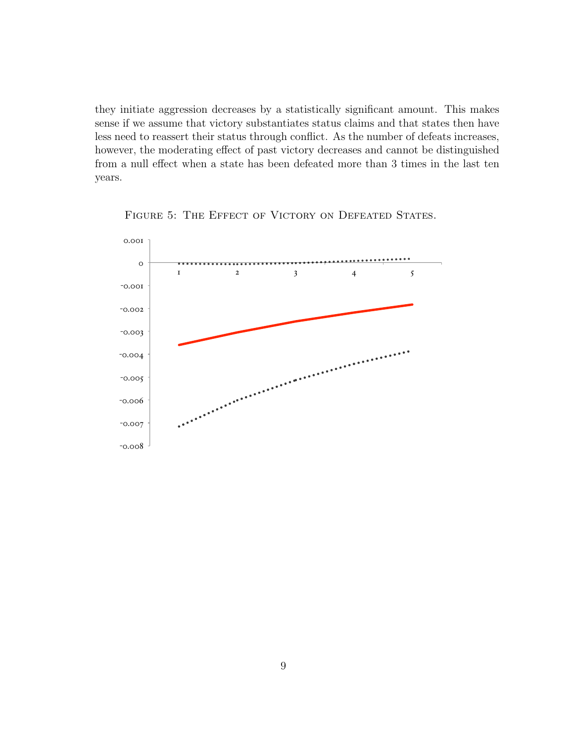they initiate aggression decreases by a statistically significant amount. This makes sense if we assume that victory substantiates status claims and that states then have less need to reassert their status through conflict. As the number of defeats increases, however, the moderating effect of past victory decreases and cannot be distinguished from a null effect when a state has been defeated more than 3 times in the last ten years.

Figure 5: The Effect of Victory on Defeated States.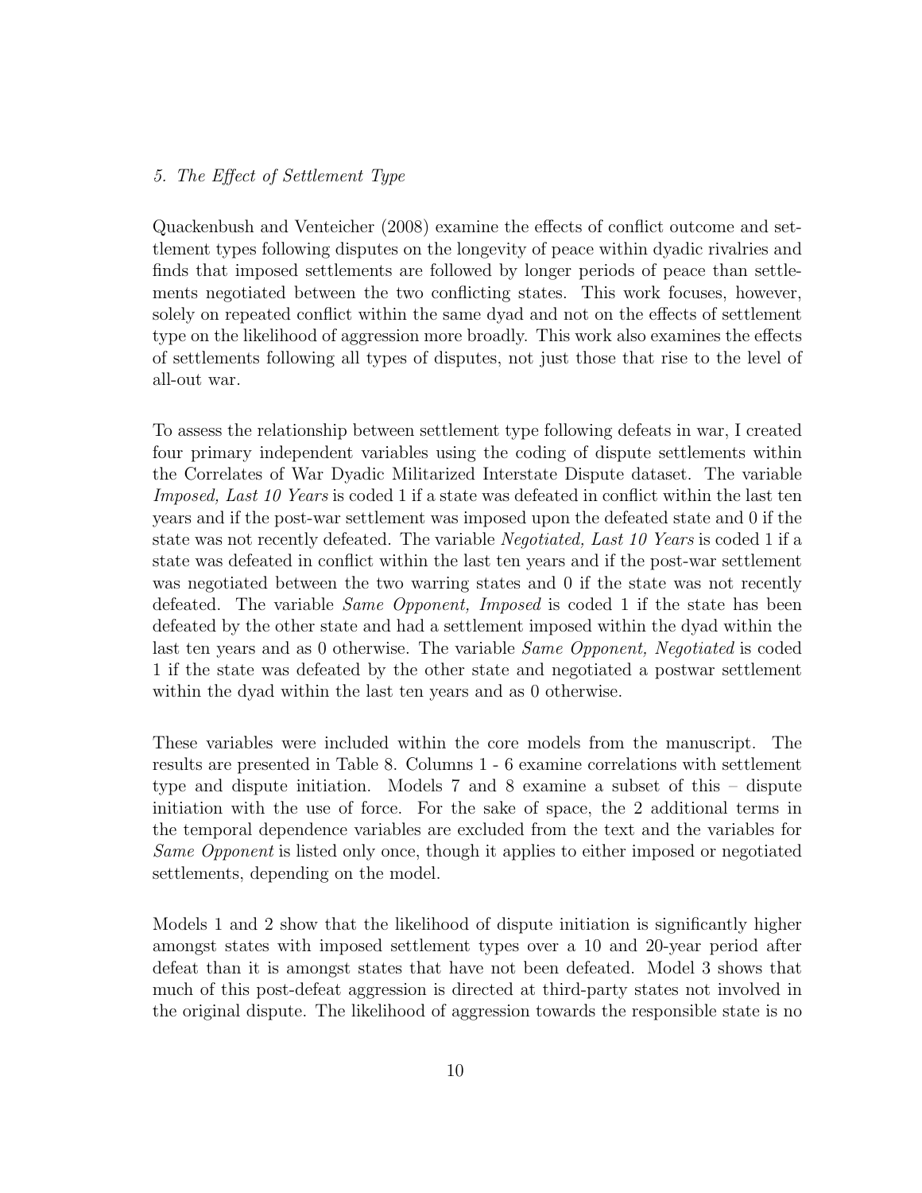*5. The Effect of Settlement Type*

Quackenbush and Venteicher (2008) examine the effects of conflict outcome and settlement types following disputes on the longevity of peace within dyadic rivalries and finds that imposed settlements are followed by longer periods of peace than settlements negotiated between the two conflicting states. This work focuses, however, solely on repeated conflict within the same dyad and not on the effects of settlement type on the likelihood of aggression more broadly. This work also examines the effects of settlements following all types of disputes, not just those that rise to the level of all-out war.

To assess the relationship between settlement type following defeats in war, I created four primary independent variables using the coding of dispute settlements within the Correlates of War Dyadic Militarized Interstate Dispute dataset. The variable *Imposed, Last 10 Years* is coded 1 if a state was defeated in conflict within the last ten years and if the post-war settlement was imposed upon the defeated state and 0 if the state was not recently defeated. The variable *Negotiated, Last 10 Years* is coded 1 if a state was defeated in conflict within the last ten years and if the post-war settlement was negotiated between the two warring states and 0 if the state was not recently defeated. The variable *Same Opponent, Imposed* is coded 1 if the state has been defeated by the other state and had a settlement imposed within the dyad within the last ten years and as 0 otherwise. The variable *Same Opponent, Negotiated* is coded 1 if the state was defeated by the other state and negotiated a postwar settlement within the dyad within the last ten years and as 0 otherwise.

These variables were included within the core models from the manuscript. The results are presented in Table 8. Columns 1 - 6 examine correlations with settlement type and dispute initiation. Models 7 and 8 examine a subset of this – dispute initiation with the use of force. For the sake of space, the 2 additional terms in the temporal dependence variables are excluded from the text and the variables for *Same Opponent* is listed only once, though it applies to either imposed or negotiated settlements, depending on the model.

Models 1 and 2 show that the likelihood of dispute initiation is significantly higher amongst states with imposed settlement types over a 10 and 20-year period after defeat than it is amongst states that have not been defeated. Model 3 shows that much of this post-defeat aggression is directed at third-party states not involved in the original dispute. The likelihood of aggression towards the responsible state is no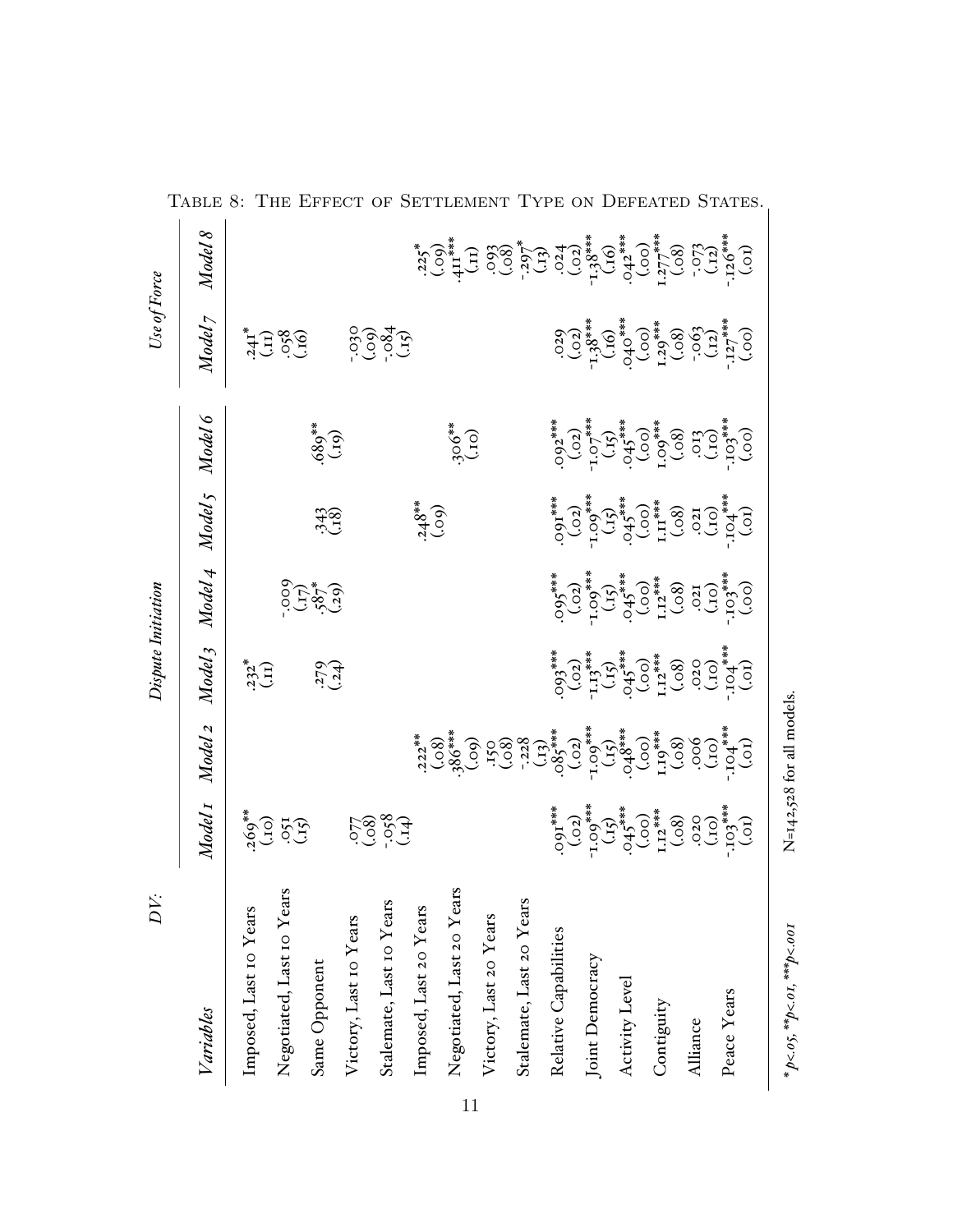TABLE 8: THE EFFECT OF SETTLEMENT TYPE ON DEFEATED STATES.

| DV: | Dispute Initiation | | | | | | Use of Force | |
|---|---|---|---|---|---|---|---|---|
| *Variables* | *Model 1* | *Model 2* | *Model 3* | *Model 4* | *Model 5* | *Model 6* | *Model 7* | *Model 8* |
| Imposed, Last 10 Years | .269** | | .232* | | | | .241* | |
| | (.10) | | (.11) | | | | (.11) | |
| Negotiated, Last 10 Years | .051 | | | -.009 | | | .058 | |
| | (.15) | | | (.17) | | | (.16) | |
| Same Opponent | | | .279 | .587* | .343 | .689** | | |
| | | | (.24) | (.29) | (.18) | (.19) | | |
| Victory, Last 10 Years | .077 | | | | | | -.030 | |
| | (.08) | | | | | | (.09) | |
| Stalemate, Last 10 Years | -.058 | | | | | | -.084 | |
| | (.14) | | | | | | (.15) | |
| Imposed, Last 20 Years | | .222** | | | .248** | | | .225* |
| | | (.08) | | | (.09) | | | (.09) |
| Negotiated, Last 20 Years | | .386*** | | | | .306** | | .411*** |
| | | (.09) | | | | (.10) | | (.11) |
| Victory, Last 20 Years | | .150 | | | | | | .093 |
| | | (.08) | | | | | | (.08) |
| Stalemate, Last 20 Years | | -.228 | | | | | | -.297* |
| | | (.13) | | | | | | (.13) |
| Relative Capabilities | .091*** | .085*** | .093*** | .095*** | .091*** | .092*** | .029 | .024 |
| | (.02) | (.02) | (.02) | (.02) | (.02) | (.02) | (.02) | (.02) |
| Joint Democracy | -1.09*** | -1.09*** | -1.13*** | -1.09*** | -1.09*** | -1.07*** | -1.38*** | -1.38*** |
| | (.15) | (.15) | (.15) | (.15) | (.15) | (.15) | (.16) | (.16) |
| Activity Level | .045*** | .048*** | .045*** | .045*** | .045*** | .045*** | .040*** | .042*** |
| | (.00) | (.00) | (.00) | (.00) | (.00) | (.00) | (.00) | (.00) |
| Contiguity | 1.12*** | 1.19*** | 1.12*** | 1.12*** | 1.11*** | 1.09*** | 1.29*** | 1.277*** |
| | (.08) | (.08) | (.08) | (.08) | (.08) | (.08) | (.08) | (.08) |
| Alliance | .020 | .006 | .020 | .021 | .021 | .013 | -.063 | -.073 |
| | (.10) | (.10) | (.10) | (.10) | (.10) | (.10) | (.12) | (.12) |
| Peace Years | -.103*** | -.104*** | -.104*** | -.103*** | -.104*** | -.103*** | -.127*** | -.126*** |
| | (.01) | (.01) | (.01) | (.00) | (.01) | (.00) | (.00) | (.01) |

* $p<.05$, ** $p<.01$, *** $p<.001$ &nbsp;&nbsp; N=142,528 for all models.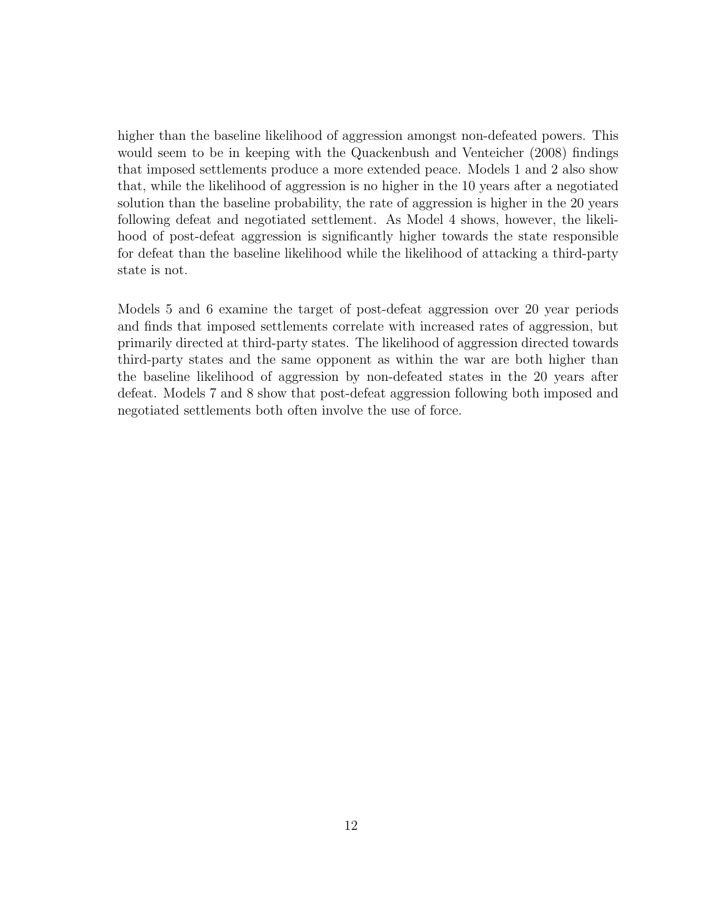higher than the baseline likelihood of aggression amongst non-defeated powers. This would seem to be in keeping with the Quackenbush and Venteicher (2008) findings that imposed settlements produce a more extended peace. Models 1 and 2 also show that, while the likelihood of aggression is no higher in the 10 years after a negotiated solution than the baseline probability, the rate of aggression is higher in the 20 years following defeat and negotiated settlement. As Model 4 shows, however, the likelihood of post-defeat aggression is significantly higher towards the state responsible for defeat than the baseline likelihood while the likelihood of attacking a third-party state is not.

Models 5 and 6 examine the target of post-defeat aggression over 20 year periods and finds that imposed settlements correlate with increased rates of aggression, but primarily directed at third-party states. The likelihood of aggression directed towards third-party states and the same opponent as within the war are both higher than the baseline likelihood of aggression by non-defeated states in the 20 years after defeat. Models 7 and 8 show that post-defeat aggression following both imposed and negotiated settlements both often involve the use of force.